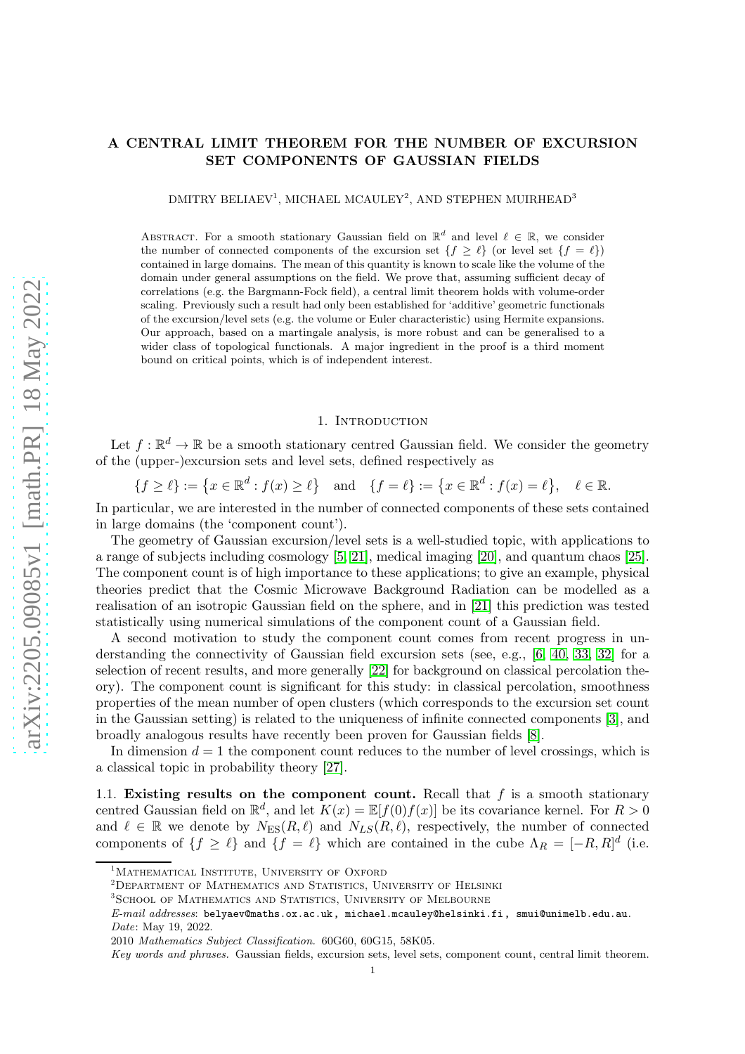# A CENTRAL LIMIT THEOREM FOR THE NUMBER OF EXCURSION SET COMPONENTS OF GAUSSIAN FIELDS

DMITRY BELIAEV[1], MICHAEL MCAULEY[2], AND STEPHEN MUIRHEAD[3]

Abstract. For a smooth stationary Gaussian field on $\mathbb{R}^d$ and level $\ell \in \mathbb{R}$, we consider the number of connected components of the excursion set $\{f \geq \ell\}$ (or level set $\{f = \ell\}$) contained in large domains. The mean of this quantity is known to scale like the volume of the domain under general assumptions on the field. We prove that, assuming sufficient decay of correlations (e.g. the Bargmann-Fock field), a central limit theorem holds with volume-order scaling. Previously such a result had only been established for 'additive' geometric functionals of the excursion/level sets (e.g. the volume or Euler characteristic) using Hermite expansions. Our approach, based on a martingale analysis, is more robust and can be generalised to a wider class of topological functionals. A major ingredient in the proof is a third moment bound on critical points, which is of independent interest.

## 1. Introduction

Let $f : \mathbb{R}^d \to \mathbb{R}$ be a smooth stationary centred Gaussian field. We consider the geometry of the (upper-)excursion sets and level sets, defined respectively as

$$\{f \geq \ell\} := \{x \in \mathbb{R}^d : f(x) \geq \ell\} \quad \text{and} \quad \{f = \ell\} := \{x \in \mathbb{R}^d : f(x) = \ell\}, \quad \ell \in \mathbb{R}.$$

In particular, we are interested in the number of connected components of these sets contained in large domains (the 'component count').

The geometry of Gaussian excursion/level sets is a well-studied topic, with applications to a range of subjects including cosmology [5, 21], medical imaging [20], and quantum chaos [25]. The component count is of high importance to these applications; to give an example, physical theories predict that the Cosmic Microwave Background Radiation can be modelled as a realisation of an isotropic Gaussian field on the sphere, and in [21] this prediction was tested statistically using numerical simulations of the component count of a Gaussian field.

A second motivation to study the component count comes from recent progress in understanding the connectivity of Gaussian field excursion sets (see, e.g., [6, 40, 33, 32] for a selection of recent results, and more generally [22] for background on classical percolation theory). The component count is significant for this study: in classical percolation, smoothness properties of the mean number of open clusters (which corresponds to the excursion set count in the Gaussian setting) is related to the uniqueness of infinite connected components [3], and broadly analogous results have recently been proven for Gaussian fields [8].

In dimension $d = 1$ the component count reduces to the number of level crossings, which is a classical topic in probability theory [27].

### 1.1. Existing results on the component count.

Recall that $f$ is a smooth stationary centred Gaussian field on $\mathbb{R}^d$, and let $K(x) = \mathbb{E}[f(0)f(x)]$ be its covariance kernel. For $R > 0$ and $\ell \in \mathbb{R}$ we denote by $N_{\mathrm{ES}}(R, \ell)$ and $N_{LS}(R, \ell)$, respectively, the number of connected components of $\{f \geq \ell\}$ and $\{f = \ell\}$ which are contained in the cube $\Lambda_R = [-R, R]^d$ (i.e.

---

[1] Mathematical Institute, University of Oxford

[2] Department of Mathematics and Statistics, University of Helsinki

[3] School of Mathematics and Statistics, University of Melbourne

*E-mail addresses*: belyaev@maths.ox.ac.uk, michael.mcauley@helsinki.fi, smui@unimelb.edu.au.

*Date*: May 19, 2022.

2010 *Mathematics Subject Classification.* 60G60, 60G15, 58K05.

*Key words and phrases.* Gaussian fields, excursion sets, level sets, component count, central limit theorem.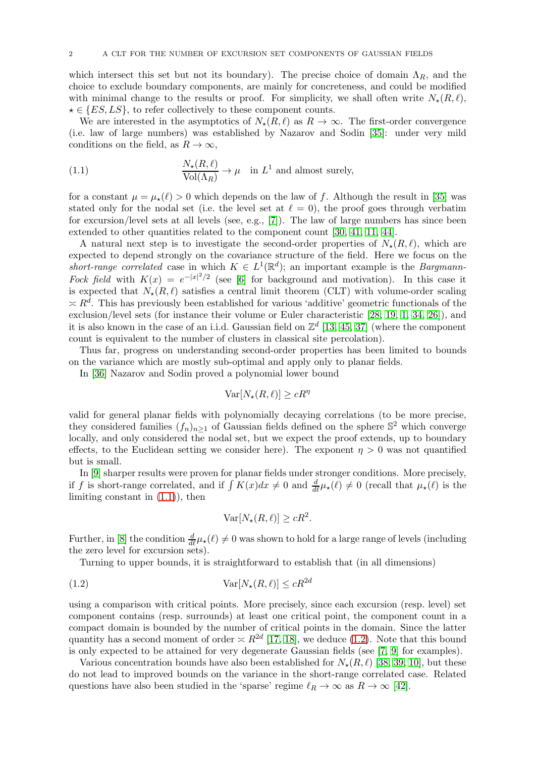which intersect this set but not its boundary). The precise choice of domain $\Lambda_R$, and the choice to exclude boundary components, are mainly for concreteness, and could be modified with minimal change to the results or proof. For simplicity, we shall often write $N_\star(R, \ell)$, $\star \in \{ES, LS\}$, to refer collectively to these component counts.

We are interested in the asymptotics of $N_\star(R, \ell)$ as $R \to \infty$. The first-order convergence (i.e. law of large numbers) was established by Nazarov and Sodin [35]: under very mild conditions on the field, as $R \to \infty$,

$$\frac{N_\star(R, \ell)}{\mathrm{Vol}(\Lambda_R)} \to \mu \quad \text{in } L^1 \text{ and almost surely,} \tag{1.1}$$

for a constant $\mu = \mu_\star(\ell) > 0$ which depends on the law of $f$. Although the result in [35] was stated only for the nodal set (i.e. the level set at $\ell = 0$), the proof goes through verbatim for excursion/level sets at all levels (see, e.g., [7]). The law of large numbers has since been extended to other quantities related to the component count [30, 41, 11, 44].

A natural next step is to investigate the second-order properties of $N_\star(R, \ell)$, which are expected to depend strongly on the covariance structure of the field. Here we focus on the *short-range correlated* case in which $K \in L^1(\mathbb{R}^d)$; an important example is the *Bargmann-Fock field* with $K(x) = e^{-|x|^2/2}$ (see [6] for background and motivation). In this case it is expected that $N_\star(R, \ell)$ satisfies a central limit theorem (CLT) with volume-order scaling $\asymp R^d$. This has previously been established for various 'additive' geometric functionals of the exclusion/level sets (for instance their volume or Euler characteristic [28, 19, 1, 34, 26]), and it is also known in the case of an i.i.d. Gaussian field on $\mathbb{Z}^d$ [13, 45, 37] (where the component count is equivalent to the number of clusters in classical site percolation).

Thus far, progress on understanding second-order properties has been limited to bounds on the variance which are mostly sub-optimal and apply only to planar fields.

In [36] Nazarov and Sodin proved a polynomial lower bound

$$\mathrm{Var}[N_\star(R, \ell)] \geq cR^\eta$$

valid for general planar fields with polynomially decaying correlations (to be more precise, they considered families $(f_n)_{n\geq 1}$ of Gaussian fields defined on the sphere $\mathbb{S}^2$ which converge locally, and only considered the nodal set, but we expect the proof extends, up to boundary effects, to the Euclidean setting we consider here). The exponent $\eta > 0$ was not quantified but is small.

In [9] sharper results were proven for planar fields under stronger conditions. More precisely, if $f$ is short-range correlated, and if $\int K(x)dx \neq 0$ and $\frac{d}{d\ell}\mu_\star(\ell) \neq 0$ (recall that $\mu_\star(\ell)$ is the limiting constant in (1.1)), then

$$\mathrm{Var}[N_\star(R, \ell)] \geq cR^2.$$

Further, in [8] the condition $\frac{d}{d\ell}\mu_\star(\ell) \neq 0$ was shown to hold for a large range of levels (including the zero level for excursion sets).

Turning to upper bounds, it is straightforward to establish that (in all dimensions)

$$\mathrm{Var}[N_\star(R, \ell)] \leq cR^{2d} \tag{1.2}$$

using a comparison with critical points. More precisely, since each excursion (resp. level) set component contains (resp. surrounds) at least one critical point, the component count in a compact domain is bounded by the number of critical points in the domain. Since the latter quantity has a second moment of order $\asymp R^{2d}$ [17, 18], we deduce (1.2). Note that this bound is only expected to be attained for very degenerate Gaussian fields (see [7, 9] for examples).

Various concentration bounds have also been established for $N_\star(R, \ell)$ [38, 39, 10], but these do not lead to improved bounds on the variance in the short-range correlated case. Related questions have also been studied in the 'sparse' regime $\ell_R \to \infty$ as $R \to \infty$ [42].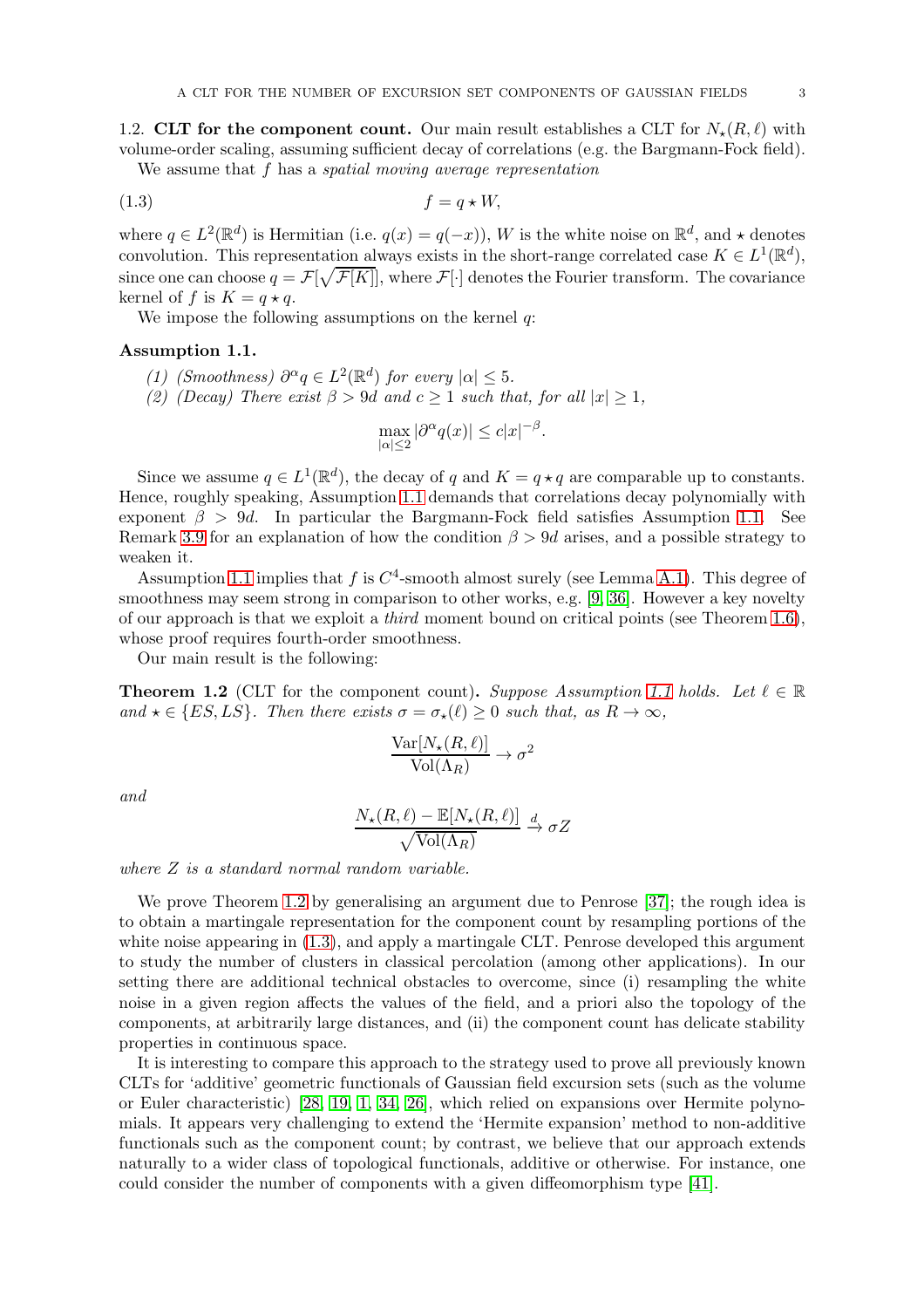1.2. **CLT for the component count.** Our main result establishes a CLT for $N_\star(R, \ell)$ with volume-order scaling, assuming sufficient decay of correlations (e.g. the Bargmann-Fock field).

We assume that $f$ has a *spatial moving average representation*

$$f = q \star W, \tag{1.3}$$

where $q \in L^2(\mathbb{R}^d)$ is Hermitian (i.e. $q(x) = q(-x)$), $W$ is the white noise on $\mathbb{R}^d$, and $\star$ denotes convolution. This representation always exists in the short-range correlated case $K \in L^1(\mathbb{R}^d)$, since one can choose $q = \mathcal{F}[\sqrt{\mathcal{F}[K]}]$, where $\mathcal{F}[\cdot]$ denotes the Fourier transform. The covariance kernel of $f$ is $K = q \star q$.

We impose the following assumptions on the kernel $q$:

**Assumption 1.1.**

*(1) (Smoothness) $\partial^\alpha q \in L^2(\mathbb{R}^d)$ for every $|\alpha| \leq 5$.*

*(2) (Decay) There exist $\beta > 9d$ and $c \geq 1$ such that, for all $|x| \geq 1$,*

$$\max_{|\alpha| \leq 2} |\partial^\alpha q(x)| \leq c|x|^{-\beta}.$$

Since we assume $q \in L^1(\mathbb{R}^d)$, the decay of $q$ and $K = q \star q$ are comparable up to constants. Hence, roughly speaking, Assumption 1.1 demands that correlations decay polynomially with exponent $\beta > 9d$. In particular the Bargmann-Fock field satisfies Assumption 1.1. See Remark 3.9 for an explanation of how the condition $\beta > 9d$ arises, and a possible strategy to weaken it.

Assumption 1.1 implies that $f$ is $C^4$-smooth almost surely (see Lemma A.1). This degree of smoothness may seem strong in comparison to other works, e.g. [9, 36]. However a key novelty of our approach is that we exploit a *third* moment bound on critical points (see Theorem 1.6), whose proof requires fourth-order smoothness.

Our main result is the following:

**Theorem 1.2** (CLT for the component count)**.** *Suppose Assumption 1.1 holds. Let $\ell \in \mathbb{R}$ and $\star \in \{ES, LS\}$. Then there exists $\sigma = \sigma_\star(\ell) \geq 0$ such that, as $R \to \infty$,*

$$\frac{\mathrm{Var}[N_\star(R, \ell)]}{\mathrm{Vol}(\Lambda_R)} \to \sigma^2$$

*and*

$$\frac{N_\star(R, \ell) - \mathbb{E}[N_\star(R, \ell)]}{\sqrt{\mathrm{Vol}(\Lambda_R)}} \xrightarrow{d} \sigma Z$$

*where $Z$ is a standard normal random variable.*

We prove Theorem 1.2 by generalising an argument due to Penrose [37]; the rough idea is to obtain a martingale representation for the component count by resampling portions of the white noise appearing in (1.3), and apply a martingale CLT. Penrose developed this argument to study the number of clusters in classical percolation (among other applications). In our setting there are additional technical obstacles to overcome, since (i) resampling the white noise in a given region affects the values of the field, and a priori also the topology of the components, at arbitrarily large distances, and (ii) the component count has delicate stability properties in continuous space.

It is interesting to compare this approach to the strategy used to prove all previously known CLTs for 'additive' geometric functionals of Gaussian field excursion sets (such as the volume or Euler characteristic) [28, 19, 1, 34, 26], which relied on expansions over Hermite polynomials. It appears very challenging to extend the 'Hermite expansion' method to non-additive functionals such as the component count; by contrast, we believe that our approach extends naturally to a wider class of topological functionals, additive or otherwise. For instance, one could consider the number of components with a given diffeomorphism type [41].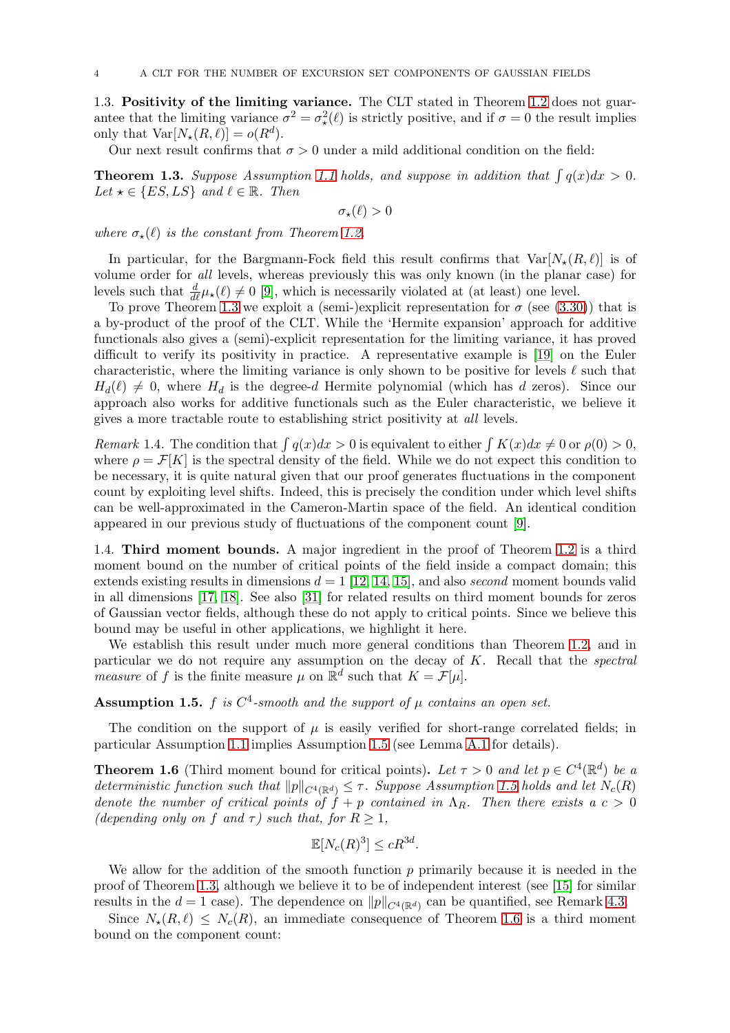### 1.3. Positivity of the limiting variance.

The CLT stated in Theorem 1.2 does not guarantee that the limiting variance $\sigma^2 = \sigma_\star^2(\ell)$ is strictly positive, and if $\sigma = 0$ the result implies only that $\mathrm{Var}[N_\star(R,\ell)] = o(R^d)$.

Our next result confirms that $\sigma > 0$ under a mild additional condition on the field:

**Theorem 1.3.** *Suppose Assumption 1.1 holds, and suppose in addition that $\int q(x)dx > 0$. Let $\star \in \{ES, LS\}$ and $\ell \in \mathbb{R}$. Then*

$$\sigma_\star(\ell) > 0$$

*where $\sigma_\star(\ell)$ is the constant from Theorem 1.2.*

In particular, for the Bargmann-Fock field this result confirms that $\mathrm{Var}[N_\star(R,\ell)]$ is of volume order for *all* levels, whereas previously this was only known (in the planar case) for levels such that $\frac{d}{d\ell}\mu_\star(\ell) \neq 0$ [9], which is necessarily violated at (at least) one level.

To prove Theorem 1.3 we exploit a (semi-)explicit representation for $\sigma$ (see (3.30)) that is a by-product of the proof of the CLT. While the 'Hermite expansion' approach for additive functionals also gives a (semi-)explicit representation for the limiting variance, it has proved difficult to verify its positivity in practice. A representative example is [19] on the Euler characteristic, where the limiting variance is only shown to be positive for levels $\ell$ such that $H_d(\ell) \neq 0$, where $H_d$ is the degree-$d$ Hermite polynomial (which has $d$ zeros). Since our approach also works for additive functionals such as the Euler characteristic, we believe it gives a more tractable route to establishing strict positivity at *all* levels.

*Remark* 1.4. The condition that $\int q(x)dx > 0$ is equivalent to either $\int K(x)dx \neq 0$ or $\rho(0) > 0$, where $\rho = \mathcal{F}[K]$ is the spectral density of the field. While we do not expect this condition to be necessary, it is quite natural given that our proof generates fluctuations in the component count by exploiting level shifts. Indeed, this is precisely the condition under which level shifts can be well-approximated in the Cameron-Martin space of the field. An identical condition appeared in our previous study of fluctuations of the component count [9].

### 1.4. Third moment bounds.

A major ingredient in the proof of Theorem 1.2 is a third moment bound on the number of critical points of the field inside a compact domain; this extends existing results in dimensions $d = 1$ [12, 14, 15], and also *second* moment bounds valid in all dimensions [17, 18]. See also [31] for related results on third moment bounds for zeros of Gaussian vector fields, although these do not apply to critical points. Since we believe this bound may be useful in other applications, we highlight it here.

We establish this result under much more general conditions than Theorem 1.2, and in particular we do not require any assumption on the decay of $K$. Recall that the *spectral measure* of $f$ is the finite measure $\mu$ on $\mathbb{R}^d$ such that $K = \mathcal{F}[\mu]$.

**Assumption 1.5.** *$f$ is $C^4$-smooth and the support of $\mu$ contains an open set.*

The condition on the support of $\mu$ is easily verified for short-range correlated fields; in particular Assumption 1.1 implies Assumption 1.5 (see Lemma A.1 for details).

**Theorem 1.6** (Third moment bound for critical points)**.** *Let $\tau > 0$ and let $p \in C^4(\mathbb{R}^d)$ be a deterministic function such that $\|p\|_{C^4(\mathbb{R}^d)} \leq \tau$. Suppose Assumption 1.5 holds and let $N_c(R)$ denote the number of critical points of $f + p$ contained in $\Lambda_R$. Then there exists a $c > 0$ (depending only on $f$ and $\tau$) such that, for $R \geq 1$,*

$$\mathbb{E}[N_c(R)^3] \leq cR^{3d}.$$

We allow for the addition of the smooth function $p$ primarily because it is needed in the proof of Theorem 1.3, although we believe it to be of independent interest (see [15] for similar results in the $d = 1$ case). The dependence on $\|p\|_{C^4(\mathbb{R}^d)}$ can be quantified, see Remark 4.3.

Since $N_\star(R,\ell) \leq N_c(R)$, an immediate consequence of Theorem 1.6 is a third moment bound on the component count: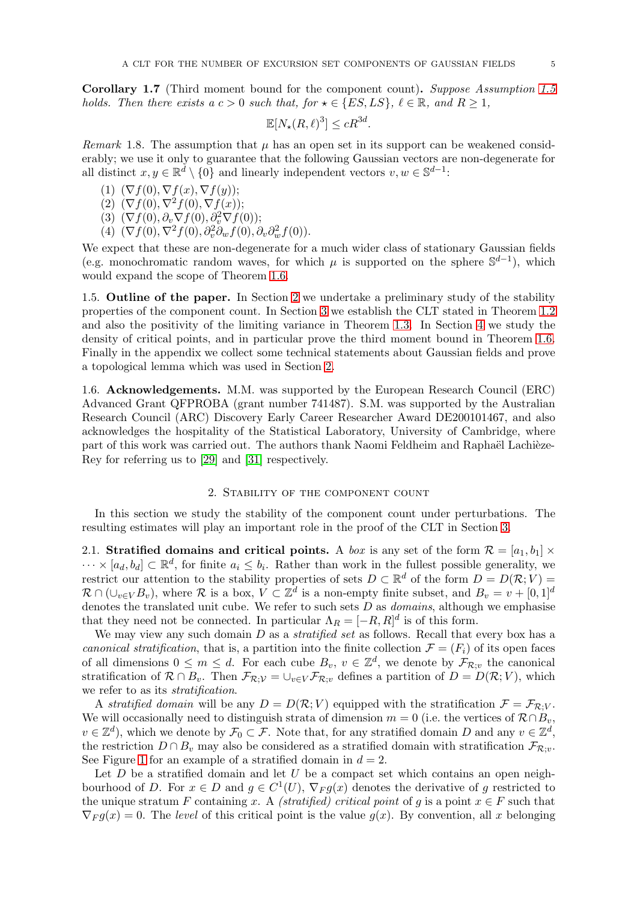**Corollary 1.7** (Third moment bound for the component count)**.** *Suppose Assumption 1.5 holds. Then there exists a $c > 0$ such that, for $\star \in \{ES, LS\}$, $\ell \in \mathbb{R}$, and $R \geq 1$,*

$$\mathbb{E}[N_\star(R, \ell)^3] \leq cR^{3d}.$$

*Remark* 1.8. The assumption that $\mu$ has an open set in its support can be weakened considerably; we use it only to guarantee that the following Gaussian vectors are non-degenerate for all distinct $x, y \in \mathbb{R}^d \setminus \{0\}$ and linearly independent vectors $v, w \in \mathbb{S}^{d-1}$:

1. $(\nabla f(0), \nabla f(x), \nabla f(y))$;
2. $(\nabla f(0), \nabla^2 f(0), \nabla f(x))$;
3. $(\nabla f(0), \partial_v \nabla f(0), \partial_v^2 \nabla f(0))$;
4. $(\nabla f(0), \nabla^2 f(0), \partial_v^2 \partial_w f(0), \partial_v \partial_w^2 f(0))$.

We expect that these are non-degenerate for a much wider class of stationary Gaussian fields (e.g. monochromatic random waves, for which $\mu$ is supported on the sphere $\mathbb{S}^{d-1}$), which would expand the scope of Theorem 1.6.

### 1.5. Outline of the paper.

In Section 2 we undertake a preliminary study of the stability properties of the component count. In Section 3 we establish the CLT stated in Theorem 1.2 and also the positivity of the limiting variance in Theorem 1.3. In Section 4 we study the density of critical points, and in particular prove the third moment bound in Theorem 1.6. Finally in the appendix we collect some technical statements about Gaussian fields and prove a topological lemma which was used in Section 2.

### 1.6. Acknowledgements.

M.M. was supported by the European Research Council (ERC) Advanced Grant QFPROBA (grant number 741487). S.M. was supported by the Australian Research Council (ARC) Discovery Early Career Researcher Award DE200101467, and also acknowledges the hospitality of the Statistical Laboratory, University of Cambridge, where part of this work was carried out. The authors thank Naomi Feldheim and Raphaël Lachièze-Rey for referring us to [29] and [31] respectively.

## 2. Stability of the component count

In this section we study the stability of the component count under perturbations. The resulting estimates will play an important role in the proof of the CLT in Section 3.

### 2.1. Stratified domains and critical points.

A *box* is any set of the form $\mathcal{R} = [a_1, b_1] \times \cdots \times [a_d, b_d] \subset \mathbb{R}^d$, for finite $a_i \leq b_i$. Rather than work in the fullest possible generality, we restrict our attention to the stability properties of sets $D \subset \mathbb{R}^d$ of the form $D = D(\mathcal{R}; V) = \mathcal{R} \cap (\cup_{v \in V} B_v)$, where $\mathcal{R}$ is a box, $V \subset \mathbb{Z}^d$ is a non-empty finite subset, and $B_v = v + [0,1]^d$ denotes the translated unit cube. We refer to such sets $D$ as *domains*, although we emphasise that they need not be connected. In particular $\Lambda_R = [-R, R]^d$ is of this form.

We may view any such domain $D$ as a *stratified set* as follows. Recall that every box has a *canonical stratification*, that is, a partition into the finite collection $\mathcal{F} = (F_i)$ of its open faces of all dimensions $0 \leq m \leq d$. For each cube $B_v$, $v \in \mathbb{Z}^d$, we denote by $\mathcal{F}_{\mathcal{R};v}$ the canonical stratification of $\mathcal{R} \cap B_v$. Then $\mathcal{F}_{\mathcal{R};\mathcal{V}} = \cup_{v \in V} \mathcal{F}_{\mathcal{R};v}$ defines a partition of $D = D(\mathcal{R}; V)$, which we refer to as its *stratification*.

A *stratified domain* will be any $D = D(\mathcal{R}; V)$ equipped with the stratification $\mathcal{F} = \mathcal{F}_{\mathcal{R};V}$. We will occasionally need to distinguish strata of dimension $m = 0$ (i.e. the vertices of $\mathcal{R} \cap B_v$, $v \in \mathbb{Z}^d$), which we denote by $\mathcal{F}_0 \subset \mathcal{F}$. Note that, for any stratified domain $D$ and any $v \in \mathbb{Z}^d$, the restriction $D \cap B_v$ may also be considered as a stratified domain with stratification $\mathcal{F}_{\mathcal{R};v}$. See Figure 1 for an example of a stratified domain in $d = 2$.

Let $D$ be a stratified domain and let $U$ be a compact set which contains an open neighbourhood of $D$. For $x \in D$ and $g \in C^1(U)$, $\nabla_F g(x)$ denotes the derivative of $g$ restricted to the unique stratum $F$ containing $x$. A *(stratified) critical point* of $g$ is a point $x \in F$ such that $\nabla_F g(x) = 0$. The *level* of this critical point is the value $g(x)$. By convention, all $x$ belonging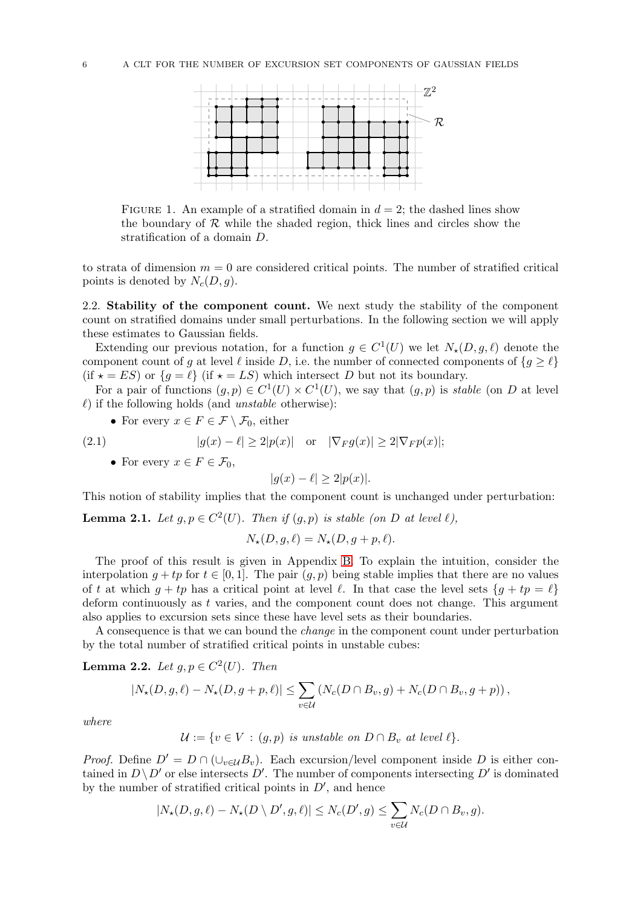FIGURE 1. An example of a stratified domain in $d = 2$; the dashed lines show the boundary of $\mathcal{R}$ while the shaded region, thick lines and circles show the stratification of a domain $D$.

to strata of dimension $m = 0$ are considered critical points. The number of stratified critical points is denoted by $N_c(D, g)$.

**2.2. Stability of the component count.** We next study the stability of the component count on stratified domains under small perturbations. In the following section we will apply these estimates to Gaussian fields.

Extending our previous notation, for a function $g \in C^1(U)$ we let $N_\star(D, g, \ell)$ denote the component count of $g$ at level $\ell$ inside $D$, i.e. the number of connected components of $\{g \geq \ell\}$ (if $\star = ES$) or $\{g = \ell\}$ (if $\star = LS$) which intersect $D$ but not its boundary.

For a pair of functions $(g, p) \in C^1(U) \times C^1(U)$, we say that $(g, p)$ is *stable* (on $D$ at level $\ell$) if the following holds (and *unstable* otherwise):

- For every $x \in F \in \mathcal{F} \setminus \mathcal{F}_0$, either

$$|g(x) - \ell| \geq 2|p(x)| \quad \text{or} \quad |\nabla_F g(x)| \geq 2|\nabla_F p(x)|; \tag{2.1}$$

- For every $x \in F \in \mathcal{F}_0$,

$$|g(x) - \ell| \geq 2|p(x)|.$$

This notion of stability implies that the component count is unchanged under perturbation:

**Lemma 2.1.** *Let $g, p \in C^2(U)$. Then if $(g, p)$ is stable (on $D$ at level $\ell$),*

$$N_\star(D, g, \ell) = N_\star(D, g + p, \ell).$$

The proof of this result is given in Appendix B. To explain the intuition, consider the interpolation $g + tp$ for $t \in [0, 1]$. The pair $(g, p)$ being stable implies that there are no values of $t$ at which $g + tp$ has a critical point at level $\ell$. In that case the level sets $\{g + tp = \ell\}$ deform continuously as $t$ varies, and the component count does not change. This argument also applies to excursion sets since these have level sets as their boundaries.

A consequence is that we can bound the *change* in the component count under perturbation by the total number of stratified critical points in unstable cubes:

**Lemma 2.2.** *Let $g, p \in C^2(U)$. Then*

$$|N_\star(D, g, \ell) - N_\star(D, g + p, \ell)| \leq \sum_{v \in \mathcal{U}} (N_c(D \cap B_v, g) + N_c(D \cap B_v, g + p)),$$

*where*

$$\mathcal{U} := \{v \in V : (g, p) \text{ is unstable on } D \cap B_v \text{ at level } \ell\}.$$

*Proof.* Define $D' = D \cap (\cup_{v \in \mathcal{U}} B_v)$. Each excursion/level component inside $D$ is either contained in $D \setminus D'$ or else intersects $D'$. The number of components intersecting $D'$ is dominated by the number of stratified critical points in $D'$, and hence

$$|N_\star(D, g, \ell) - N_\star(D \setminus D', g, \ell)| \leq N_c(D', g) \leq \sum_{v \in \mathcal{U}} N_c(D \cap B_v, g).$$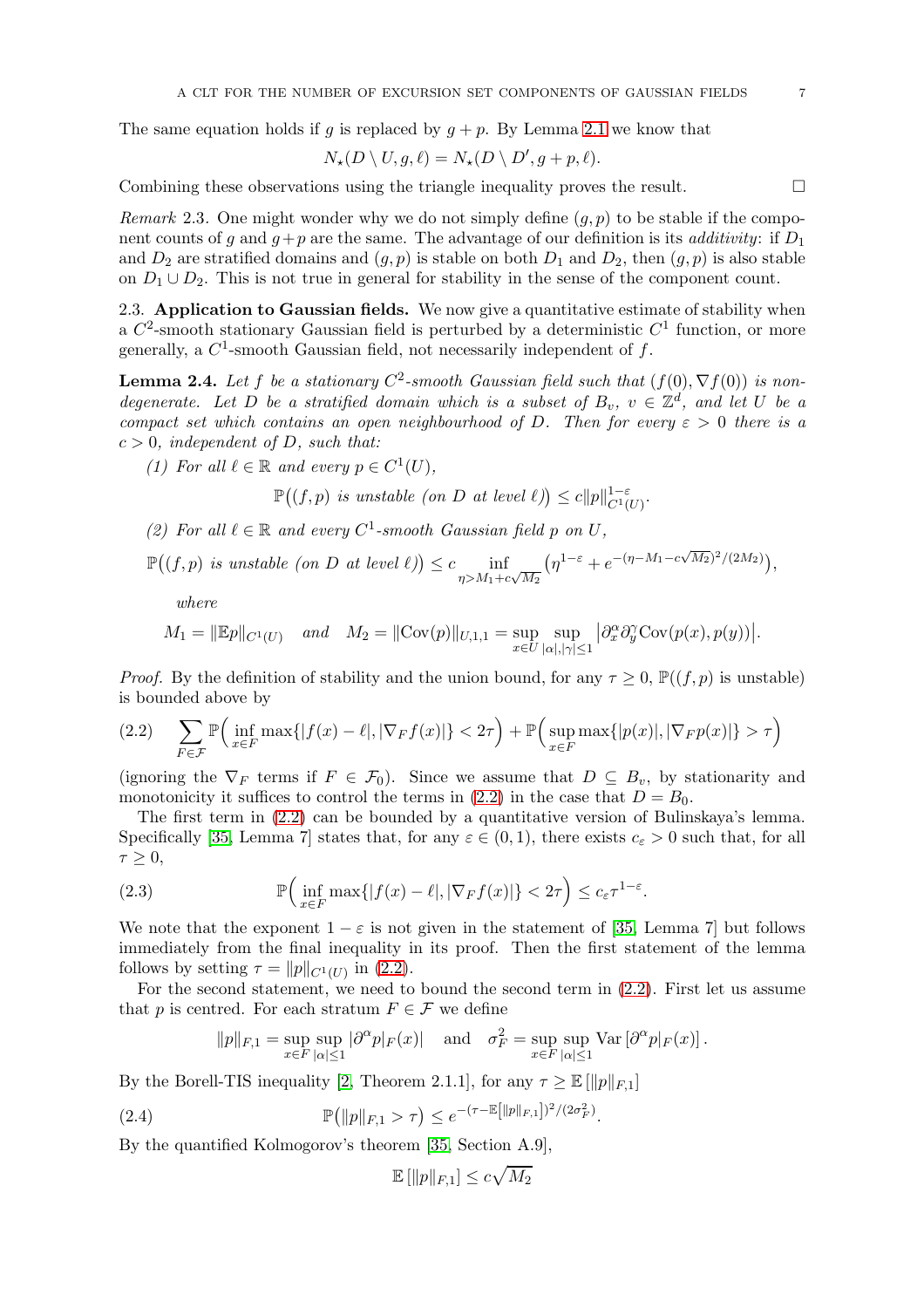The same equation holds if $g$ is replaced by $g+p$. By Lemma 2.1 we know that

$$N_\star(D \setminus U, g, \ell) = N_\star(D \setminus D', g+p, \ell).$$

Combining these observations using the triangle inequality proves the result. □

*Remark* 2.3. One might wonder why we do not simply define $(g,p)$ to be stable if the component counts of $g$ and $g+p$ are the same. The advantage of our definition is its *additivity*: if $D_1$ and $D_2$ are stratified domains and $(g,p)$ is stable on both $D_1$ and $D_2$, then $(g,p)$ is also stable on $D_1 \cup D_2$. This is not true in general for stability in the sense of the component count.

## 2.3. Application to Gaussian fields.

We now give a quantitative estimate of stability when a $C^2$-smooth stationary Gaussian field is perturbed by a deterministic $C^1$ function, or more generally, a $C^1$-smooth Gaussian field, not necessarily independent of $f$.

**Lemma 2.4.** *Let $f$ be a stationary $C^2$-smooth Gaussian field such that $(f(0), \nabla f(0))$ is non-degenerate. Let $D$ be a stratified domain which is a subset of $B_v$, $v \in \mathbb{Z}^d$, and let $U$ be a compact set which contains an open neighbourhood of $D$. Then for every $\varepsilon > 0$ there is a $c > 0$, independent of $D$, such that:*

*(1) For all $\ell \in \mathbb{R}$ and every $p \in C^1(U)$,*

$$\mathbb{P}\big((f,p) \text{ is unstable (on } D \text{ at level } \ell)\big) \leq c \|p\|_{C^1(U)}^{1-\varepsilon}.$$

*(2) For all $\ell \in \mathbb{R}$ and every $C^1$-smooth Gaussian field $p$ on $U$,*

$$\mathbb{P}\big((f,p) \text{ is unstable (on } D \text{ at level } \ell)\big) \leq c \inf_{\eta > M_1 + c\sqrt{M_2}} \big(\eta^{1-\varepsilon} + e^{-(\eta - M_1 - c\sqrt{M_2})^2/(2M_2)}\big),$$

*where*

$$M_1 = \|\mathbb{E}p\|_{C^1(U)} \quad \text{and} \quad M_2 = \|\mathrm{Cov}(p)\|_{U,1,1} = \sup_{x \in U} \sup_{|\alpha|,|\gamma| \leq 1} \big|\partial_x^\alpha \partial_y^\gamma \mathrm{Cov}(p(x), p(y))\big|.$$

*Proof.* By the definition of stability and the union bound, for any $\tau \geq 0$, $\mathbb{P}((f,p)$ is unstable) is bounded above by

$$\sum_{F \in \mathcal{F}} \mathbb{P}\Big(\inf_{x \in F} \max\{|f(x) - \ell|, |\nabla_F f(x)|\} < 2\tau\Big) + \mathbb{P}\Big(\sup_{x \in F} \max\{|p(x)|, |\nabla_F p(x)|\} > \tau\Big) \tag{2.2}$$

(ignoring the $\nabla_F$ terms if $F \in \mathcal{F}_0$). Since we assume that $D \subseteq B_v$, by stationarity and monotonicity it suffices to control the terms in (2.2) in the case that $D = B_0$.

The first term in (2.2) can be bounded by a quantitative version of Bulinskaya's lemma. Specifically [35, Lemma 7] states that, for any $\varepsilon \in (0,1)$, there exists $c_\varepsilon > 0$ such that, for all $\tau \geq 0$,

$$\mathbb{P}\Big(\inf_{x \in F} \max\{|f(x) - \ell|, |\nabla_F f(x)|\} < 2\tau\Big) \leq c_\varepsilon \tau^{1-\varepsilon}. \tag{2.3}$$

We note that the exponent $1-\varepsilon$ is not given in the statement of [35, Lemma 7] but follows immediately from the final inequality in its proof. Then the first statement of the lemma follows by setting $\tau = \|p\|_{C^1(U)}$ in (2.2).

For the second statement, we need to bound the second term in (2.2). First let us assume that $p$ is centred. For each stratum $F \in \mathcal{F}$ we define

$$\|p\|_{F,1} = \sup_{x \in F} \sup_{|\alpha| \leq 1} |\partial^\alpha p|_F(x)| \quad \text{and} \quad \sigma_F^2 = \sup_{x \in F} \sup_{|\alpha| \leq 1} \mathrm{Var}\left[\partial^\alpha p|_F(x)\right].$$

By the Borell-TIS inequality [2, Theorem 2.1.1], for any $\tau \geq \mathbb{E}\left[\|p\|_{F,1}\right]$

$$\mathbb{P}\big(\|p\|_{F,1} > \tau\big) \leq e^{-(\tau - \mathbb{E}[\|p\|_{F,1}])^2/(2\sigma_F^2)}. \tag{2.4}$$

By the quantified Kolmogorov's theorem [35, Section A.9],

$$\mathbb{E}\left[\|p\|_{F,1}\right] \leq c\sqrt{M_2}$$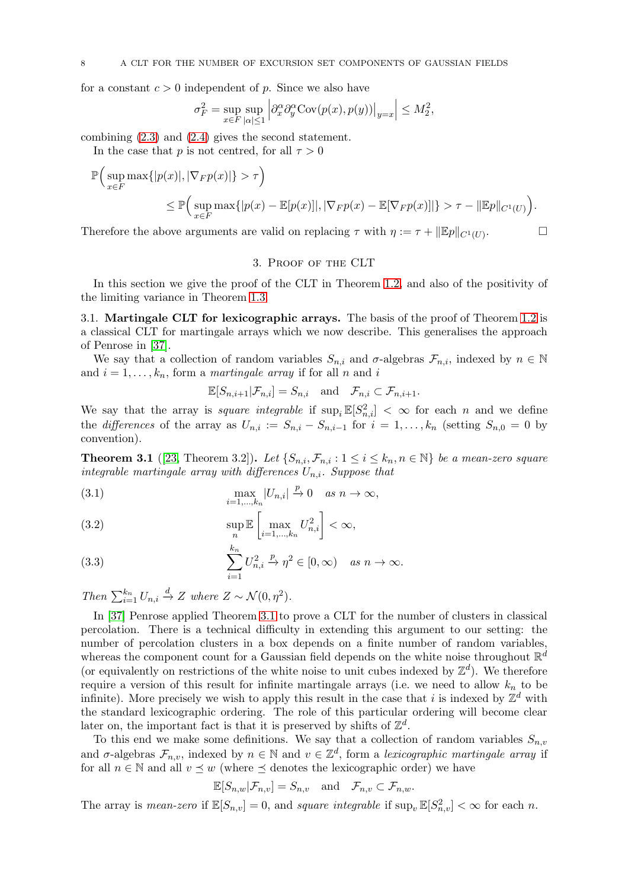for a constant $c > 0$ independent of $p$. Since we also have

$$\sigma_F^2 = \sup_{x\in F} \sup_{|\alpha|\leq 1} \left| \partial_x^\alpha \partial_y^\alpha \mathrm{Cov}(p(x), p(y))\big|_{y=x} \right| \leq M_2^2,$$

combining (2.3) and (2.4) gives the second statement.

In the case that $p$ is not centred, for all $\tau > 0$

$$\mathbb{P}\Big( \sup_{x\in F} \max\{|p(x)|, |\nabla_F p(x)|\} > \tau \Big)$$
$$\leq \mathbb{P}\Big( \sup_{x\in F} \max\{|p(x) - \mathbb{E}[p(x)]|, |\nabla_F p(x) - \mathbb{E}[\nabla_F p(x)]|\} > \tau - \|\mathbb{E}p\|_{C^1(U)} \Big).$$

Therefore the above arguments are valid on replacing $\tau$ with $\eta := \tau + \|\mathbb{E}p\|_{C^1(U)}$. □

## 3. Proof of the CLT

In this section we give the proof of the CLT in Theorem 1.2, and also of the positivity of the limiting variance in Theorem 1.3.

3.1. **Martingale CLT for lexicographic arrays.** The basis of the proof of Theorem 1.2 is a classical CLT for martingale arrays which we now describe. This generalises the approach of Penrose in [37].

We say that a collection of random variables $S_{n,i}$ and $\sigma$-algebras $\mathcal{F}_{n,i}$, indexed by $n \in \mathbb{N}$ and $i = 1, \ldots, k_n$, form a *martingale array* if for all $n$ and $i$

$$\mathbb{E}[S_{n,i+1}|\mathcal{F}_{n,i}] = S_{n,i} \quad \text{and} \quad \mathcal{F}_{n,i} \subset \mathcal{F}_{n,i+1}.$$

We say that the array is *square integrable* if $\sup_i \mathbb{E}[S_{n,i}^2] < \infty$ for each $n$ and we define the *differences* of the array as $U_{n,i} := S_{n,i} - S_{n,i-1}$ for $i = 1, \ldots, k_n$ (setting $S_{n,0} = 0$ by convention).

**Theorem 3.1** ([23, Theorem 3.2]). *Let $\{S_{n,i}, \mathcal{F}_{n,i} : 1 \leq i \leq k_n, n \in \mathbb{N}\}$ be a mean-zero square integrable martingale array with differences $U_{n,i}$. Suppose that*

$$\max_{i=1,\ldots,k_n} |U_{n,i}| \xrightarrow{p} 0 \quad \text{as } n \to \infty, \tag{3.1}$$

$$\sup_n \mathbb{E}\left[ \max_{i=1,\ldots,k_n} U_{n,i}^2 \right] < \infty, \tag{3.2}$$

$$\sum_{i=1}^{k_n} U_{n,i}^2 \xrightarrow{p} \eta^2 \in [0, \infty) \quad \text{as } n \to \infty. \tag{3.3}$$

*Then $\sum_{i=1}^{k_n} U_{n,i} \xrightarrow{d} Z$ where $Z \sim \mathcal{N}(0, \eta^2)$.*

In [37] Penrose applied Theorem 3.1 to prove a CLT for the number of clusters in classical percolation. There is a technical difficulty in extending this argument to our setting: the number of percolation clusters in a box depends on a finite number of random variables, whereas the component count for a Gaussian field depends on the white noise throughout $\mathbb{R}^d$ (or equivalently on restrictions of the white noise to unit cubes indexed by $\mathbb{Z}^d$). We therefore require a version of this result for infinite martingale arrays (i.e. we need to allow $k_n$ to be infinite). More precisely we wish to apply this result in the case that $i$ is indexed by $\mathbb{Z}^d$ with the standard lexicographic ordering. The role of this particular ordering will become clear later on, the important fact is that it is preserved by shifts of $\mathbb{Z}^d$.

To this end we make some definitions. We say that a collection of random variables $S_{n,v}$ and $\sigma$-algebras $\mathcal{F}_{n,v}$, indexed by $n \in \mathbb{N}$ and $v \in \mathbb{Z}^d$, form a *lexicographic martingale array* if for all $n \in \mathbb{N}$ and all $v \preceq w$ (where $\preceq$ denotes the lexicographic order) we have

$$\mathbb{E}[S_{n,w}|\mathcal{F}_{n,v}] = S_{n,v} \quad \text{and} \quad \mathcal{F}_{n,v} \subset \mathcal{F}_{n,w}.$$

The array is *mean-zero* if $\mathbb{E}[S_{n,v}] = 0$, and *square integrable* if $\sup_v \mathbb{E}[S_{n,v}^2] < \infty$ for each $n$.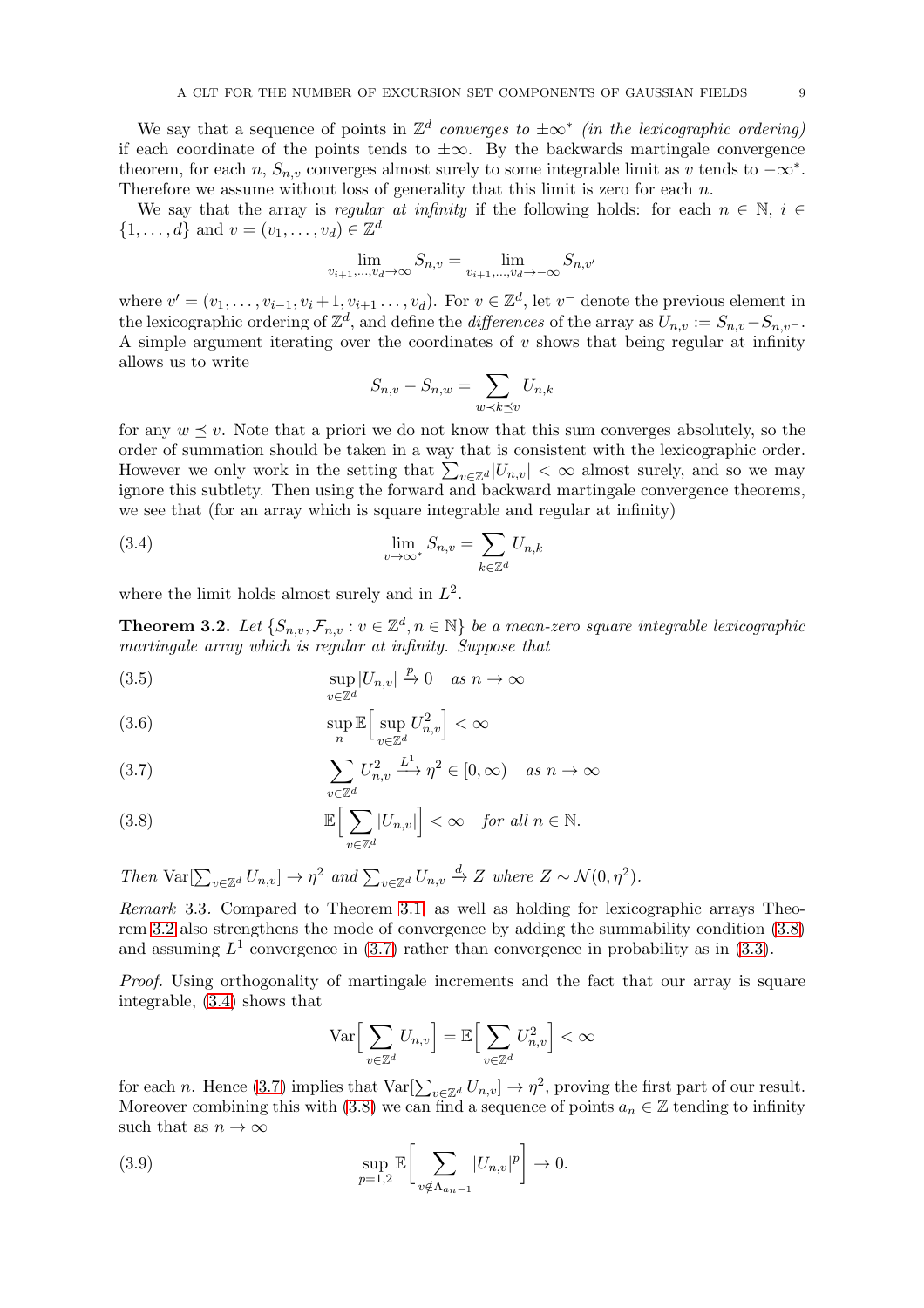We say that a sequence of points in $\mathbb{Z}^d$ *converges to* $\pm\infty^*$ *(in the lexicographic ordering)* if each coordinate of the points tends to $\pm\infty$. By the backwards martingale convergence theorem, for each $n$, $S_{n,v}$ converges almost surely to some integrable limit as $v$ tends to $-\infty^*$. Therefore we assume without loss of generality that this limit is zero for each $n$.

We say that the array is *regular at infinity* if the following holds: for each $n \in \mathbb{N}$, $i \in \{1, \dots, d\}$ and $v = (v_1, \dots, v_d) \in \mathbb{Z}^d$

$$\lim_{v_{i+1},\dots,v_d \to \infty} S_{n,v} = \lim_{v_{i+1},\dots,v_d \to -\infty} S_{n,v'}$$

where $v' = (v_1, \dots, v_{i-1}, v_i + 1, v_{i+1} \dots, v_d)$. For $v \in \mathbb{Z}^d$, let $v^-$ denote the previous element in the lexicographic ordering of $\mathbb{Z}^d$, and define the *differences* of the array as $U_{n,v} := S_{n,v} - S_{n,v^-}$. A simple argument iterating over the coordinates of $v$ shows that being regular at infinity allows us to write

$$S_{n,v} - S_{n,w} = \sum_{w \prec k \preceq v} U_{n,k}$$

for any $w \preceq v$. Note that a priori we do not know that this sum converges absolutely, so the order of summation should be taken in a way that is consistent with the lexicographic order. However we only work in the setting that $\sum_{v\in\mathbb{Z}^d} |U_{n,v}| < \infty$ almost surely, and so we may ignore this subtlety. Then using the forward and backward martingale convergence theorems, we see that (for an array which is square integrable and regular at infinity)

$$\lim_{v\to\infty^*} S_{n,v} = \sum_{k\in\mathbb{Z}^d} U_{n,k} \tag{3.4}$$

where the limit holds almost surely and in $L^2$.

**Theorem 3.2.** *Let $\{S_{n,v}, \mathcal{F}_{n,v} : v \in \mathbb{Z}^d, n \in \mathbb{N}\}$ be a mean-zero square integrable lexicographic martingale array which is regular at infinity. Suppose that*

$$\sup_{v\in\mathbb{Z}^d} |U_{n,v}| \xrightarrow{p} 0 \quad \text{as } n \to \infty \tag{3.5}$$

$$\sup_n \mathbb{E}\Big[\sup_{v\in\mathbb{Z}^d} U_{n,v}^2\Big] < \infty \tag{3.6}$$

$$\sum_{v\in\mathbb{Z}^d} U_{n,v}^2 \xrightarrow{L^1} \eta^2 \in [0,\infty) \quad \text{as } n \to \infty \tag{3.7}$$

$$\mathbb{E}\Big[\sum_{v\in\mathbb{Z}^d} |U_{n,v}|\Big] < \infty \quad \text{for all } n \in \mathbb{N}. \tag{3.8}$$

*Then* $\mathrm{Var}[\sum_{v\in\mathbb{Z}^d} U_{n,v}] \to \eta^2$ *and* $\sum_{v\in\mathbb{Z}^d} U_{n,v} \xrightarrow{d} Z$ *where* $Z \sim \mathcal{N}(0, \eta^2)$.

*Remark* 3.3. Compared to Theorem 3.1, as well as holding for lexicographic arrays Theorem 3.2 also strengthens the mode of convergence by adding the summability condition (3.8) and assuming $L^1$ convergence in (3.7) rather than convergence in probability as in (3.3).

*Proof.* Using orthogonality of martingale increments and the fact that our array is square integrable, (3.4) shows that

$$\mathrm{Var}\Big[\sum_{v\in\mathbb{Z}^d} U_{n,v}\Big] = \mathbb{E}\Big[\sum_{v\in\mathbb{Z}^d} U_{n,v}^2\Big] < \infty$$

for each $n$. Hence (3.7) implies that $\mathrm{Var}[\sum_{v\in\mathbb{Z}^d} U_{n,v}] \to \eta^2$, proving the first part of our result. Moreover combining this with (3.8) we can find a sequence of points $a_n \in \mathbb{Z}$ tending to infinity such that as $n \to \infty$

$$\sup_{p=1,2} \mathbb{E}\Big[\sum_{v\notin\Lambda_{a_n-1}} |U_{n,v}|^p\Big] \to 0. \tag{3.9}$$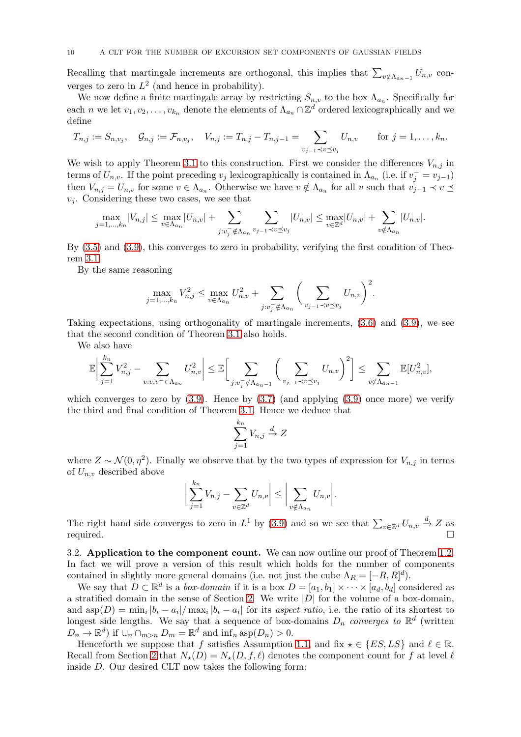Recalling that martingale increments are orthogonal, this implies that $\sum_{v\notin\Lambda_{a_n-1}} U_{n,v}$ converges to zero in $L^2$ (and hence in probability).

We now define a finite martingale array by restricting $S_{n,v}$ to the box $\Lambda_{a_n}$. Specifically for each $n$ we let $v_1, v_2, \dots, v_{k_n}$ denote the elements of $\Lambda_{a_n}\cap\mathbb{Z}^d$ ordered lexicographically and we define

$$T_{n,j} := S_{n,v_j}, \quad \mathcal{G}_{n,j} := \mathcal{F}_{n,v_j}, \quad V_{n,j} := T_{n,j} - T_{n,j-1} = \sum_{v_{j-1}\prec v\preceq v_j} U_{n,v} \qquad \text{for } j = 1,\dots,k_n.$$

We wish to apply Theorem 3.1 to this construction. First we consider the differences $V_{n,j}$ in terms of $U_{n,v}$. If the point preceding $v_j$ lexicographically is contained in $\Lambda_{a_n}$ (i.e. if $v_j^- = v_{j-1}$) then $V_{n,j} = U_{n,v}$ for some $v\in\Lambda_{a_n}$. Otherwise we have $v\notin\Lambda_{a_n}$ for all $v$ such that $v_{j-1}\prec v\preceq v_j$. Considering these two cases, we see that

$$\max_{j=1,\dots,k_n} |V_{n,j}| \leq \max_{v\in\Lambda_{a_n}} |U_{n,v}| + \sum_{j:v_j^-\notin\Lambda_{a_n}} \sum_{v_{j-1}\prec v\preceq v_j} |U_{n,v}| \leq \max_{v\in\mathbb{Z}^d} |U_{n,v}| + \sum_{v\notin\Lambda_{a_n}} |U_{n,v}|.$$

By (3.5) and (3.9), this converges to zero in probability, verifying the first condition of Theorem 3.1.

By the same reasoning

$$\max_{j=1,\dots,k_n} V_{n,j}^2 \leq \max_{v\in\Lambda_{a_n}} U_{n,v}^2 + \sum_{j:v_j^-\notin\Lambda_{a_n}} \bigg( \sum_{v_{j-1}\prec v\preceq v_j} U_{n,v}\bigg)^2.$$

Taking expectations, using orthogonality of martingale increments, (3.6) and (3.9), we see that the second condition of Theorem 3.1 also holds.

We also have

$$\mathbb{E}\bigg|\sum_{j=1}^{k_n} V_{n,j}^2 - \sum_{v:v,v^-\in\Lambda_{a_n}} U_{n,v}^2\bigg| \leq \mathbb{E}\bigg[\sum_{j:v_j^-\notin\Lambda_{a_n-1}} \bigg( \sum_{v_{j-1}\prec v\preceq v_j} U_{n,v}\bigg)^2\bigg] \leq \sum_{v\notin\Lambda_{a_n-1}} \mathbb{E}[U_{n,v}^2],$$

which converges to zero by (3.9). Hence by (3.7) (and applying (3.9) once more) we verify the third and final condition of Theorem 3.1. Hence we deduce that

$$\sum_{j=1}^{k_n} V_{n,j} \xrightarrow{d} Z$$

where $Z\sim\mathcal{N}(0,\eta^2)$. Finally we observe that by the two types of expression for $V_{n,j}$ in terms of $U_{n,v}$ described above

$$\bigg|\sum_{j=1}^{k_n} V_{n,j} - \sum_{v\in\mathbb{Z}^d} U_{n,v}\bigg| \leq \bigg|\sum_{v\notin\Lambda_{a_n}} U_{n,v}\bigg|.$$

The right hand side converges to zero in $L^1$ by (3.9) and so we see that $\sum_{v\in\mathbb{Z}^d} U_{n,v} \xrightarrow{d} Z$ as required. □

### 3.2. Application to the component count.

We can now outline our proof of Theorem 1.2. In fact we will prove a version of this result which holds for the number of components contained in slightly more general domains (i.e. not just the cube $\Lambda_R = [-R,R]^d$).

We say that $D\subset\mathbb{R}^d$ is a *box-domain* if it is a box $D = [a_1,b_1]\times\cdots\times[a_d,b_d]$ considered as a stratified domain in the sense of Section 2. We write $|D|$ for the volume of a box-domain, and $\mathrm{asp}(D) = \min_i |b_i - a_i| / \max_i |b_i - a_i|$ for its *aspect ratio*, i.e. the ratio of its shortest to longest side lengths. We say that a sequence of box-domains $D_n$ *converges to* $\mathbb{R}^d$ (written $D_n\to\mathbb{R}^d$) if $\cup_n\cap_{m>n} D_m = \mathbb{R}^d$ and $\inf_n \mathrm{asp}(D_n) > 0$.

Henceforth we suppose that $f$ satisfies Assumption 1.1 and fix $\star\in\{ES, LS\}$ and $\ell\in\mathbb{R}$. Recall from Section 2 that $N_\star(D) = N_\star(D,f,\ell)$ denotes the component count for $f$ at level $\ell$ inside $D$. Our desired CLT now takes the following form: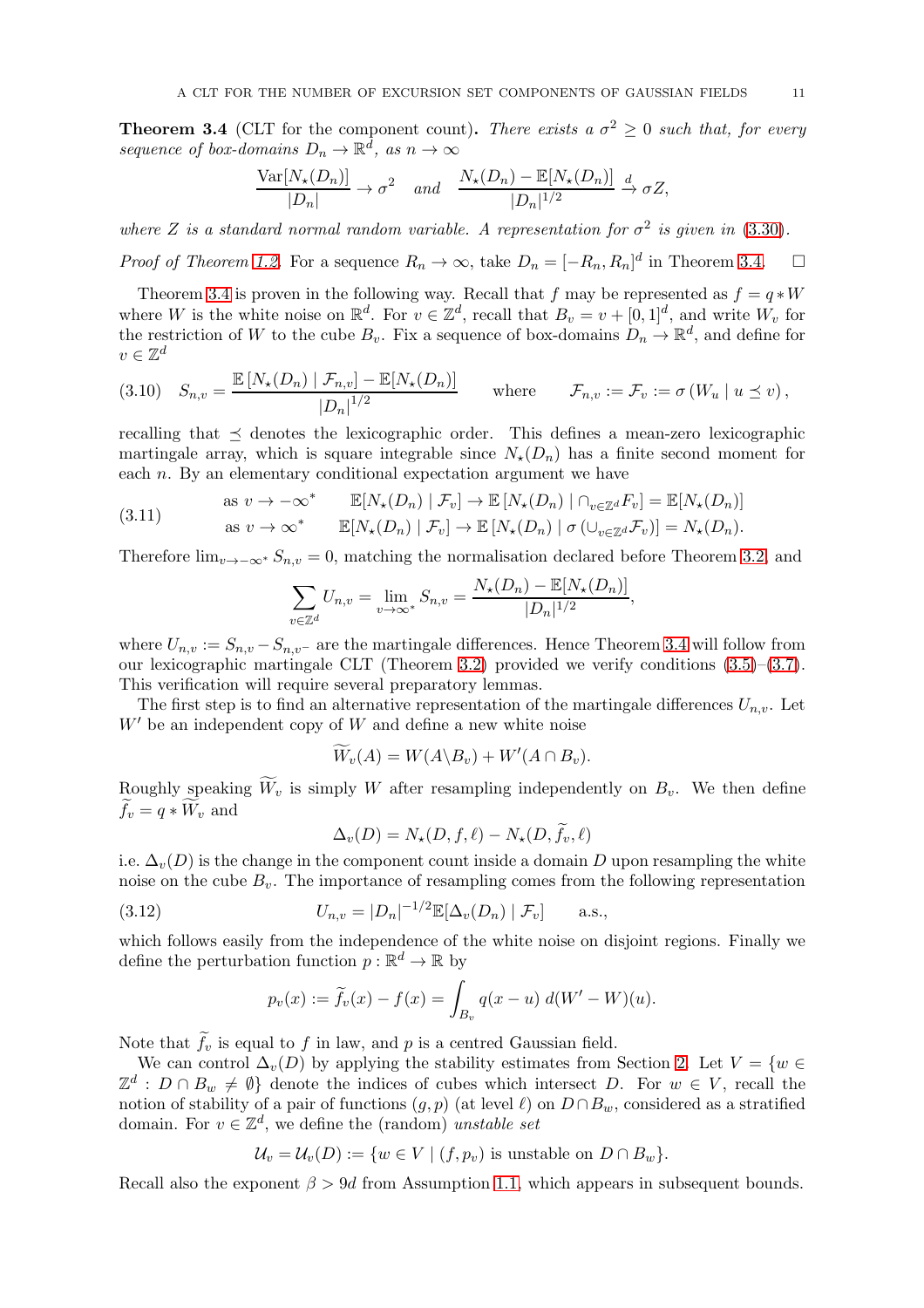**Theorem 3.4** (CLT for the component count)**.** *There exists a $\sigma^2 \geq 0$ such that, for every sequence of box-domains $D_n \to \mathbb{R}^d$, as $n \to \infty$*

$$\frac{\mathrm{Var}[N_\star(D_n)]}{|D_n|} \to \sigma^2 \quad \text{and} \quad \frac{N_\star(D_n) - \mathbb{E}[N_\star(D_n)]}{|D_n|^{1/2}} \xrightarrow{d} \sigma Z,$$

*where $Z$ is a standard normal random variable. A representation for $\sigma^2$ is given in* (3.30)*.*

*Proof of Theorem 1.2.* For a sequence $R_n \to \infty$, take $D_n = [-R_n, R_n]^d$ in Theorem 3.4. $\square$

Theorem 3.4 is proven in the following way. Recall that $f$ may be represented as $f = q * W$ where $W$ is the white noise on $\mathbb{R}^d$. For $v \in \mathbb{Z}^d$, recall that $B_v = v + [0,1]^d$, and write $W_v$ for the restriction of $W$ to the cube $B_v$. Fix a sequence of box-domains $D_n \to \mathbb{R}^d$, and define for $v \in \mathbb{Z}^d$

$$S_{n,v} = \frac{\mathbb{E}\left[N_\star(D_n) \mid \mathcal{F}_{n,v}\right] - \mathbb{E}[N_\star(D_n)]}{|D_n|^{1/2}} \qquad \text{where} \qquad \mathcal{F}_{n,v} := \mathcal{F}_v := \sigma\left(W_u \mid u \preceq v\right), \tag{3.10}$$

recalling that $\preceq$ denotes the lexicographic order. This defines a mean-zero lexicographic martingale array, which is square integrable since $N_\star(D_n)$ has a finite second moment for each $n$. By an elementary conditional expectation argument we have

$$\begin{aligned} &\text{as } v \to -\infty^* \qquad \mathbb{E}[N_\star(D_n) \mid \mathcal{F}_v] \to \mathbb{E}\left[N_\star(D_n) \mid \cap_{v\in\mathbb{Z}^d} F_v\right] = \mathbb{E}[N_\star(D_n)] \\ &\text{as } v \to \infty^* \qquad \mathbb{E}[N_\star(D_n) \mid \mathcal{F}_v] \to \mathbb{E}\left[N_\star(D_n) \mid \sigma\left(\cup_{v\in\mathbb{Z}^d} \mathcal{F}_v\right)\right] = N_\star(D_n). \end{aligned} \tag{3.11}$$

Therefore $\lim_{v\to-\infty^*} S_{n,v} = 0$, matching the normalisation declared before Theorem 3.2, and

$$\sum_{v\in\mathbb{Z}^d} U_{n,v} = \lim_{v\to\infty^*} S_{n,v} = \frac{N_\star(D_n) - \mathbb{E}[N_\star(D_n)]}{|D_n|^{1/2}},$$

where $U_{n,v} := S_{n,v} - S_{n,v^-}$ are the martingale differences. Hence Theorem 3.4 will follow from our lexicographic martingale CLT (Theorem 3.2) provided we verify conditions (3.5)–(3.7). This verification will require several preparatory lemmas.

The first step is to find an alternative representation of the martingale differences $U_{n,v}$. Let $W'$ be an independent copy of $W$ and define a new white noise

$$\widetilde{W}_v(A) = W(A \backslash B_v) + W'(A \cap B_v).$$

Roughly speaking $\widetilde{W}_v$ is simply $W$ after resampling independently on $B_v$. We then define $\widetilde{f}_v = q * \widetilde{W}_v$ and

$$\Delta_v(D) = N_\star(D, f, \ell) - N_\star(D, \widetilde{f}_v, \ell)$$

i.e. $\Delta_v(D)$ is the change in the component count inside a domain $D$ upon resampling the white noise on the cube $B_v$. The importance of resampling comes from the following representation

$$U_{n,v} = |D_n|^{-1/2}\mathbb{E}[\Delta_v(D_n) \mid \mathcal{F}_v] \qquad \text{a.s.}, \tag{3.12}$$

which follows easily from the independence of the white noise on disjoint regions. Finally we define the perturbation function $p : \mathbb{R}^d \to \mathbb{R}$ by

$$p_v(x) := \widetilde{f}_v(x) - f(x) = \int_{B_v} q(x-u)\, d(W' - W)(u).$$

Note that $\widetilde{f}_v$ is equal to $f$ in law, and $p$ is a centred Gaussian field.

We can control $\Delta_v(D)$ by applying the stability estimates from Section 2. Let $V = \{w \in \mathbb{Z}^d : D \cap B_w \neq \emptyset\}$ denote the indices of cubes which intersect $D$. For $w \in V$, recall the notion of stability of a pair of functions $(g, p)$ (at level $\ell$) on $D \cap B_w$, considered as a stratified domain. For $v \in \mathbb{Z}^d$, we define the (random) *unstable set*

$$\mathcal{U}_v = \mathcal{U}_v(D) := \{w \in V \mid (f, p_v) \text{ is unstable on } D \cap B_w\}.$$

Recall also the exponent $\beta > 9d$ from Assumption 1.1, which appears in subsequent bounds.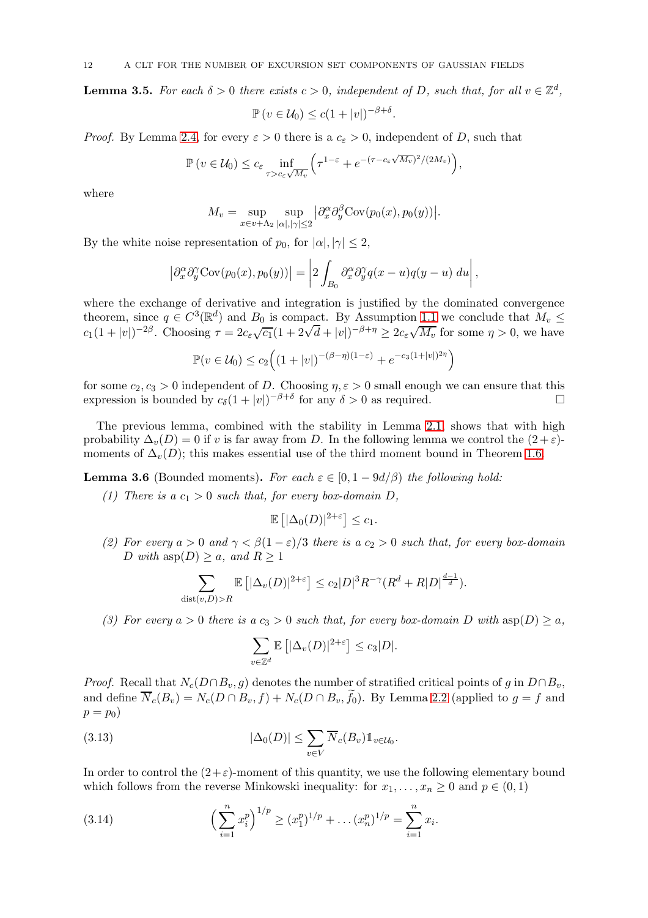**Lemma 3.5.** *For each $\delta > 0$ there exists $c > 0$, independent of $D$, such that, for all $v \in \mathbb{Z}^d$,*

$$\mathbb{P}(v \in \mathcal{U}_0) \leq c(1+|v|)^{-\beta+\delta}.$$

*Proof.* By Lemma 2.4, for every $\varepsilon > 0$ there is a $c_\varepsilon > 0$, independent of $D$, such that

$$\mathbb{P}(v \in \mathcal{U}_0) \leq c_\varepsilon \inf_{\tau > c_\varepsilon \sqrt{M_v}} \Big( \tau^{1-\varepsilon} + e^{-(\tau - c_\varepsilon \sqrt{M_v})^2/(2M_v)} \Big),$$

where

$$M_v = \sup_{x \in v + \Lambda_2} \sup_{|\alpha|,|\gamma| \leq 2} \big| \partial_x^\alpha \partial_y^\beta \mathrm{Cov}(p_0(x), p_0(y)) \big|.$$

By the white noise representation of $p_0$, for $|\alpha|, |\gamma| \leq 2$,

$$\big| \partial_x^\alpha \partial_y^\gamma \mathrm{Cov}(p_0(x), p_0(y)) \big| = \left| 2 \int_{B_0} \partial_x^\alpha \partial_y^\gamma q(x-u) q(y-u) \, du \right|,$$

where the exchange of derivative and integration is justified by the dominated convergence theorem, since $q \in C^3(\mathbb{R}^d)$ and $B_0$ is compact. By Assumption 1.1 we conclude that $M_v \leq c_1(1+|v|)^{-2\beta}$. Choosing $\tau = 2c_\varepsilon \sqrt{c_1}(1 + 2\sqrt{d} + |v|)^{-\beta+\eta} \geq 2c_\varepsilon \sqrt{M_v}$ for some $\eta > 0$, we have

$$\mathbb{P}(v \in \mathcal{U}_0) \leq c_2 \Big( (1+|v|)^{-(\beta-\eta)(1-\varepsilon)} + e^{-c_3(1+|v|)^{2\eta}} \Big)$$

for some $c_2, c_3 > 0$ independent of $D$. Choosing $\eta, \varepsilon > 0$ small enough we can ensure that this expression is bounded by $c_\delta(1+|v|)^{-\beta+\delta}$ for any $\delta > 0$ as required. ☐

The previous lemma, combined with the stability in Lemma 2.1, shows that with high probability $\Delta_v(D) = 0$ if $v$ is far away from $D$. In the following lemma we control the $(2+\varepsilon)$-moments of $\Delta_v(D)$; this makes essential use of the third moment bound in Theorem 1.6.

**Lemma 3.6** (Bounded moments)**.** *For each $\varepsilon \in [0, 1 - 9d/\beta)$ the following hold:*

*(1) There is a $c_1 > 0$ such that, for every box-domain $D$,*

$$\mathbb{E}\left[ |\Delta_0(D)|^{2+\varepsilon} \right] \leq c_1.$$

*(2) For every $a > 0$ and $\gamma < \beta(1-\varepsilon)/3$ there is a $c_2 > 0$ such that, for every box-domain $D$ with $\mathrm{asp}(D) \geq a$, and $R \geq 1$*

$$\sum_{\mathrm{dist}(v,D) > R} \mathbb{E}\left[ |\Delta_v(D)|^{2+\varepsilon} \right] \leq c_2 |D|^3 R^{-\gamma} (R^d + R|D|^{\frac{d-1}{d}}).$$

*(3) For every $a > 0$ there is a $c_3 > 0$ such that, for every box-domain $D$ with $\mathrm{asp}(D) \geq a$,*

$$\sum_{v \in \mathbb{Z}^d} \mathbb{E}\left[ |\Delta_v(D)|^{2+\varepsilon} \right] \leq c_3 |D|.$$

*Proof.* Recall that $N_c(D \cap B_v, g)$ denotes the number of stratified critical points of $g$ in $D \cap B_v$, and define $\overline{N}_c(B_v) = N_c(D \cap B_v, f) + N_c(D \cap B_v, \widetilde{f}_0)$. By Lemma 2.2 (applied to $g = f$ and $p = p_0$)

$$|\Delta_0(D)| \leq \sum_{v \in V} \overline{N}_c(B_v) \mathbb{1}_{v \in \mathcal{U}_0}. \tag{3.13}$$

In order to control the $(2+\varepsilon)$-moment of this quantity, we use the following elementary bound which follows from the reverse Minkowski inequality: for $x_1, \ldots, x_n \geq 0$ and $p \in (0,1)$

$$\Big( \sum_{i=1}^n x_i^p \Big)^{1/p} \geq (x_1^p)^{1/p} + \ldots (x_n^p)^{1/p} = \sum_{i=1}^n x_i. \tag{3.14}$$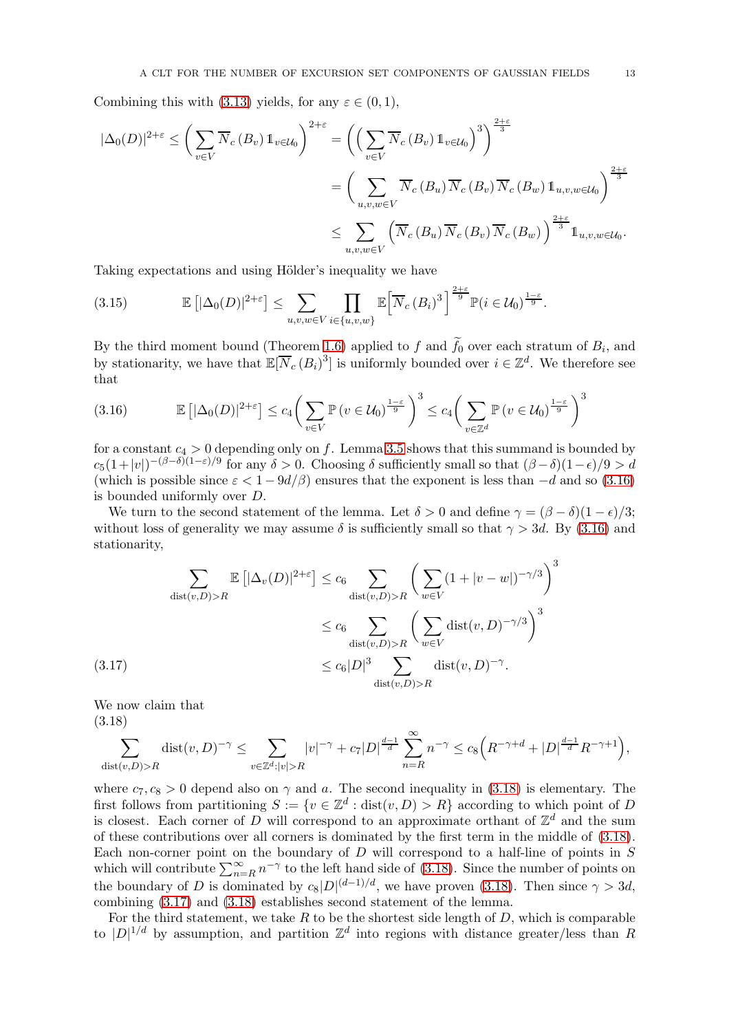Combining this with (3.13) yields, for any $\varepsilon \in (0,1)$,

$$
\begin{aligned}
|\Delta_0(D)|^{2+\varepsilon} \leq \Big( \sum_{v\in V} \overline{N}_c(B_v)\, \mathbb{1}_{v\in\mathcal{U}_0} \Big)^{2+\varepsilon} &= \Big( \Big( \sum_{v\in V} \overline{N}_c(B_v)\, \mathbb{1}_{v\in\mathcal{U}_0} \Big)^3 \Big)^{\frac{2+\varepsilon}{3}} \\
&= \Big( \sum_{u,v,w\in V} \overline{N}_c(B_u)\, \overline{N}_c(B_v)\, \overline{N}_c(B_w)\, \mathbb{1}_{u,v,w\in\mathcal{U}_0} \Big)^{\frac{2+\varepsilon}{3}} \\
&\leq \sum_{u,v,w\in V} \Big( \overline{N}_c(B_u)\, \overline{N}_c(B_v)\, \overline{N}_c(B_w) \Big)^{\frac{2+\varepsilon}{3}} \mathbb{1}_{u,v,w\in\mathcal{U}_0}.
\end{aligned}
$$

Taking expectations and using Hölder's inequality we have

$$
\mathbb{E}\left[|\Delta_0(D)|^{2+\varepsilon}\right] \leq \sum_{u,v,w\in V} \prod_{i\in\{u,v,w\}} \mathbb{E}\Big[\overline{N}_c(B_i)^3\Big]^{\frac{2+\varepsilon}{9}} \mathbb{P}(i\in\mathcal{U}_0)^{\frac{1-\varepsilon}{9}}. \tag{3.15}
$$

By the third moment bound (Theorem 1.6) applied to $f$ and $\widetilde{f}_0$ over each stratum of $B_i$, and by stationarity, we have that $\mathbb{E}[\overline{N}_c(B_i)^3]$ is uniformly bounded over $i\in\mathbb{Z}^d$. We therefore see that

$$
\mathbb{E}\left[|\Delta_0(D)|^{2+\varepsilon}\right] \leq c_4 \Big( \sum_{v\in V} \mathbb{P}(v\in\mathcal{U}_0)^{\frac{1-\varepsilon}{9}} \Big)^3 \leq c_4 \Big( \sum_{v\in\mathbb{Z}^d} \mathbb{P}(v\in\mathcal{U}_0)^{\frac{1-\varepsilon}{9}} \Big)^3 \tag{3.16}
$$

for a constant $c_4>0$ depending only on $f$. Lemma 3.5 shows that this summand is bounded by $c_5(1+|v|)^{-(\beta-\delta)(1-\varepsilon)/9}$ for any $\delta>0$. Choosing $\delta$ sufficiently small so that $(\beta-\delta)(1-\epsilon)/9>d$ (which is possible since $\varepsilon<1-9d/\beta$) ensures that the exponent is less than $-d$ and so (3.16) is bounded uniformly over $D$.

We turn to the second statement of the lemma. Let $\delta>0$ and define $\gamma=(\beta-\delta)(1-\epsilon)/3$; without loss of generality we may assume $\delta$ is sufficiently small so that $\gamma>3d$. By (3.16) and stationarity,

$$
\begin{aligned}
\sum_{\mathrm{dist}(v,D)>R} \mathbb{E}\left[|\Delta_v(D)|^{2+\varepsilon}\right] &\leq c_6 \sum_{\mathrm{dist}(v,D)>R} \Big( \sum_{w\in V} (1+|v-w|)^{-\gamma/3} \Big)^3 \\
&\leq c_6 \sum_{\mathrm{dist}(v,D)>R} \Big( \sum_{w\in V} \mathrm{dist}(v,D)^{-\gamma/3} \Big)^3 \\
&\leq c_6 |D|^3 \sum_{\mathrm{dist}(v,D)>R} \mathrm{dist}(v,D)^{-\gamma}.
\end{aligned} \tag{3.17}
$$

We now claim that

$$
\sum_{\mathrm{dist}(v,D)>R} \mathrm{dist}(v,D)^{-\gamma} \leq \sum_{v\in\mathbb{Z}^d:|v|>R} |v|^{-\gamma} + c_7|D|^{\frac{d-1}{d}} \sum_{n=R}^{\infty} n^{-\gamma} \leq c_8\Big(R^{-\gamma+d} + |D|^{\frac{d-1}{d}} R^{-\gamma+1}\Big), \tag{3.18}
$$

where $c_7, c_8>0$ depend also on $\gamma$ and $a$. The second inequality in (3.18) is elementary. The first follows from partitioning $S:=\{v\in\mathbb{Z}^d : \mathrm{dist}(v,D)>R\}$ according to which point of $D$ is closest. Each corner of $D$ will correspond to an approximate orthant of $\mathbb{Z}^d$ and the sum of these contributions over all corners is dominated by the first term in the middle of (3.18). Each non-corner point on the boundary of $D$ will correspond to a half-line of points in $S$ which will contribute $\sum_{n=R}^\infty n^{-\gamma}$ to the left hand side of (3.18). Since the number of points on the boundary of $D$ is dominated by $c_8|D|^{(d-1)/d}$, we have proven (3.18). Then since $\gamma>3d$, combining (3.17) and (3.18) establishes second statement of the lemma.

For the third statement, we take $R$ to be the shortest side length of $D$, which is comparable to $|D|^{1/d}$ by assumption, and partition $\mathbb{Z}^d$ into regions with distance greater/less than $R$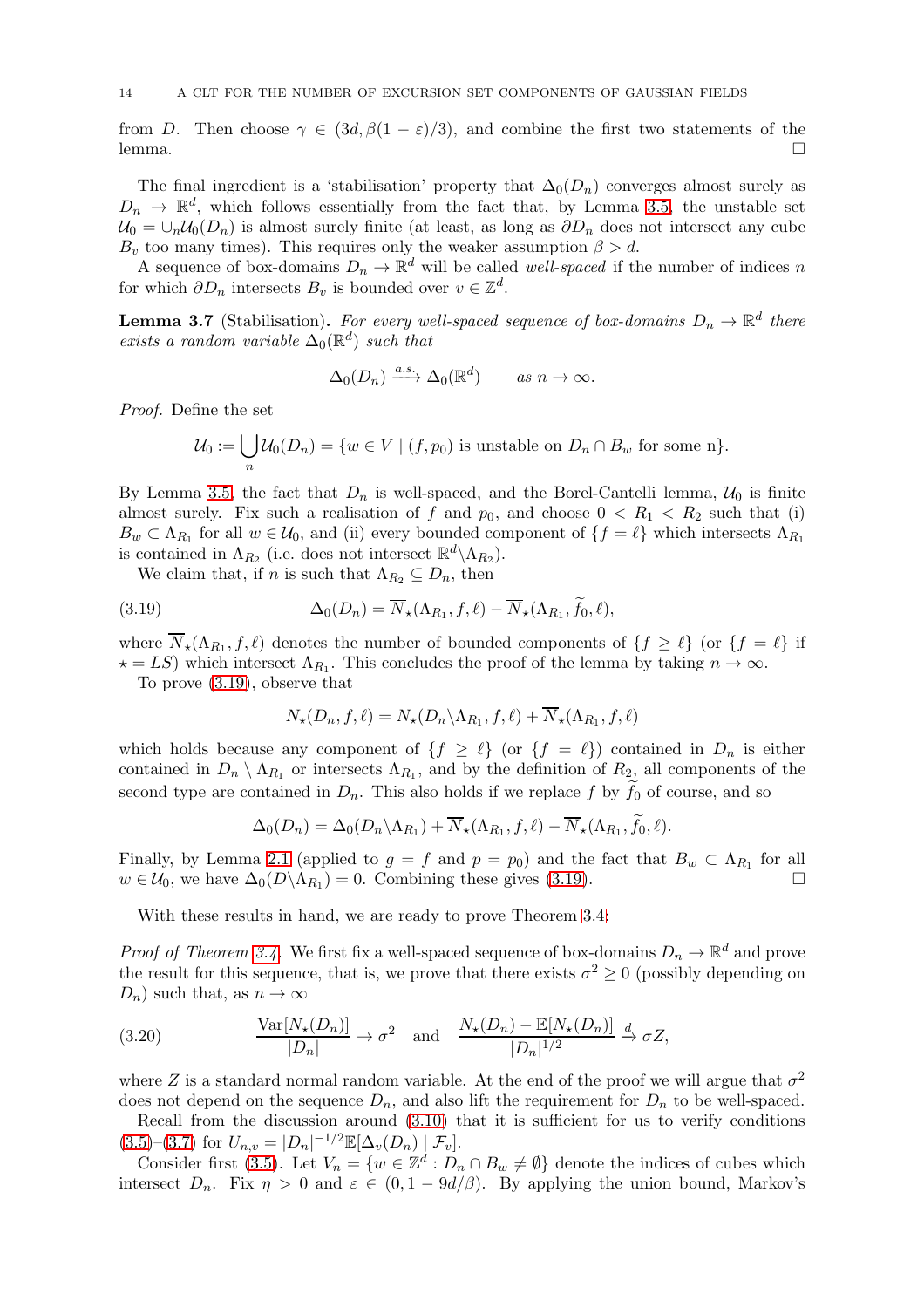from $D$. Then choose $\gamma \in (3d, \beta(1-\varepsilon)/3)$, and combine the first two statements of the lemma. $\square$

The final ingredient is a 'stabilisation' property that $\Delta_0(D_n)$ converges almost surely as $D_n \to \mathbb{R}^d$, which follows essentially from the fact that, by Lemma 3.5, the unstable set $\mathcal{U}_0 = \cup_n \mathcal{U}_0(D_n)$ is almost surely finite (at least, as long as $\partial D_n$ does not intersect any cube $B_v$ too many times). This requires only the weaker assumption $\beta > d$.

A sequence of box-domains $D_n \to \mathbb{R}^d$ will be called *well-spaced* if the number of indices $n$ for which $\partial D_n$ intersects $B_v$ is bounded over $v \in \mathbb{Z}^d$.

**Lemma 3.7** (Stabilisation)**.** *For every well-spaced sequence of box-domains $D_n \to \mathbb{R}^d$ there exists a random variable $\Delta_0(\mathbb{R}^d)$ such that*

$$\Delta_0(D_n) \xrightarrow{a.s.} \Delta_0(\mathbb{R}^d) \qquad \text{as } n \to \infty.$$

*Proof.* Define the set

$$\mathcal{U}_0 := \bigcup_n \mathcal{U}_0(D_n) = \{w \in V \mid (f, p_0) \text{ is unstable on } D_n \cap B_w \text{ for some n}\}.$$

By Lemma 3.5, the fact that $D_n$ is well-spaced, and the Borel-Cantelli lemma, $\mathcal{U}_0$ is finite almost surely. Fix such a realisation of $f$ and $p_0$, and choose $0 < R_1 < R_2$ such that (i) $B_w \subset \Lambda_{R_1}$ for all $w \in \mathcal{U}_0$, and (ii) every bounded component of $\{f = \ell\}$ which intersects $\Lambda_{R_1}$ is contained in $\Lambda_{R_2}$ (i.e. does not intersect $\mathbb{R}^d \backslash \Lambda_{R_2}$).

We claim that, if $n$ is such that $\Lambda_{R_2} \subseteq D_n$, then

$$\Delta_0(D_n) = \overline{N}_\star(\Lambda_{R_1}, f, \ell) - \overline{N}_\star(\Lambda_{R_1}, \widetilde{f}_0, \ell), \tag{3.19}$$

where $\overline{N}_\star(\Lambda_{R_1}, f, \ell)$ denotes the number of bounded components of $\{f \geq \ell\}$ (or $\{f = \ell\}$ if $\star = LS$) which intersect $\Lambda_{R_1}$. This concludes the proof of the lemma by taking $n \to \infty$.

To prove (3.19), observe that

$$N_\star(D_n, f, \ell) = N_\star(D_n \backslash \Lambda_{R_1}, f, \ell) + \overline{N}_\star(\Lambda_{R_1}, f, \ell)$$

which holds because any component of $\{f \geq \ell\}$ (or $\{f = \ell\}$) contained in $D_n$ is either contained in $D_n \setminus \Lambda_{R_1}$ or intersects $\Lambda_{R_1}$, and by the definition of $R_2$, all components of the second type are contained in $D_n$. This also holds if we replace $f$ by $\widetilde{f}_0$ of course, and so

$$\Delta_0(D_n) = \Delta_0(D_n \backslash \Lambda_{R_1}) + \overline{N}_\star(\Lambda_{R_1}, f, \ell) - \overline{N}_\star(\Lambda_{R_1}, \widetilde{f}_0, \ell).$$

Finally, by Lemma 2.1 (applied to $g = f$ and $p = p_0$) and the fact that $B_w \subset \Lambda_{R_1}$ for all $w \in \mathcal{U}_0$, we have $\Delta_0(D \backslash \Lambda_{R_1}) = 0$. Combining these gives (3.19). $\square$

With these results in hand, we are ready to prove Theorem 3.4:

*Proof of Theorem 3.4.* We first fix a well-spaced sequence of box-domains $D_n \to \mathbb{R}^d$ and prove the result for this sequence, that is, we prove that there exists $\sigma^2 \geq 0$ (possibly depending on $D_n$) such that, as $n \to \infty$

$$\frac{\mathrm{Var}[N_\star(D_n)]}{|D_n|} \to \sigma^2 \quad \text{and} \quad \frac{N_\star(D_n) - \mathbb{E}[N_\star(D_n)]}{|D_n|^{1/2}} \xrightarrow{d} \sigma Z, \tag{3.20}$$

where $Z$ is a standard normal random variable. At the end of the proof we will argue that $\sigma^2$ does not depend on the sequence $D_n$, and also lift the requirement for $D_n$ to be well-spaced.

Recall from the discussion around (3.10) that it is sufficient for us to verify conditions (3.5)–(3.7) for $U_{n,v} = |D_n|^{-1/2} \mathbb{E}[\Delta_v(D_n) \mid \mathcal{F}_v]$.

Consider first (3.5). Let $V_n = \{w \in \mathbb{Z}^d : D_n \cap B_w \neq \emptyset\}$ denote the indices of cubes which intersect $D_n$. Fix $\eta > 0$ and $\varepsilon \in (0, 1 - 9d/\beta)$. By applying the union bound, Markov's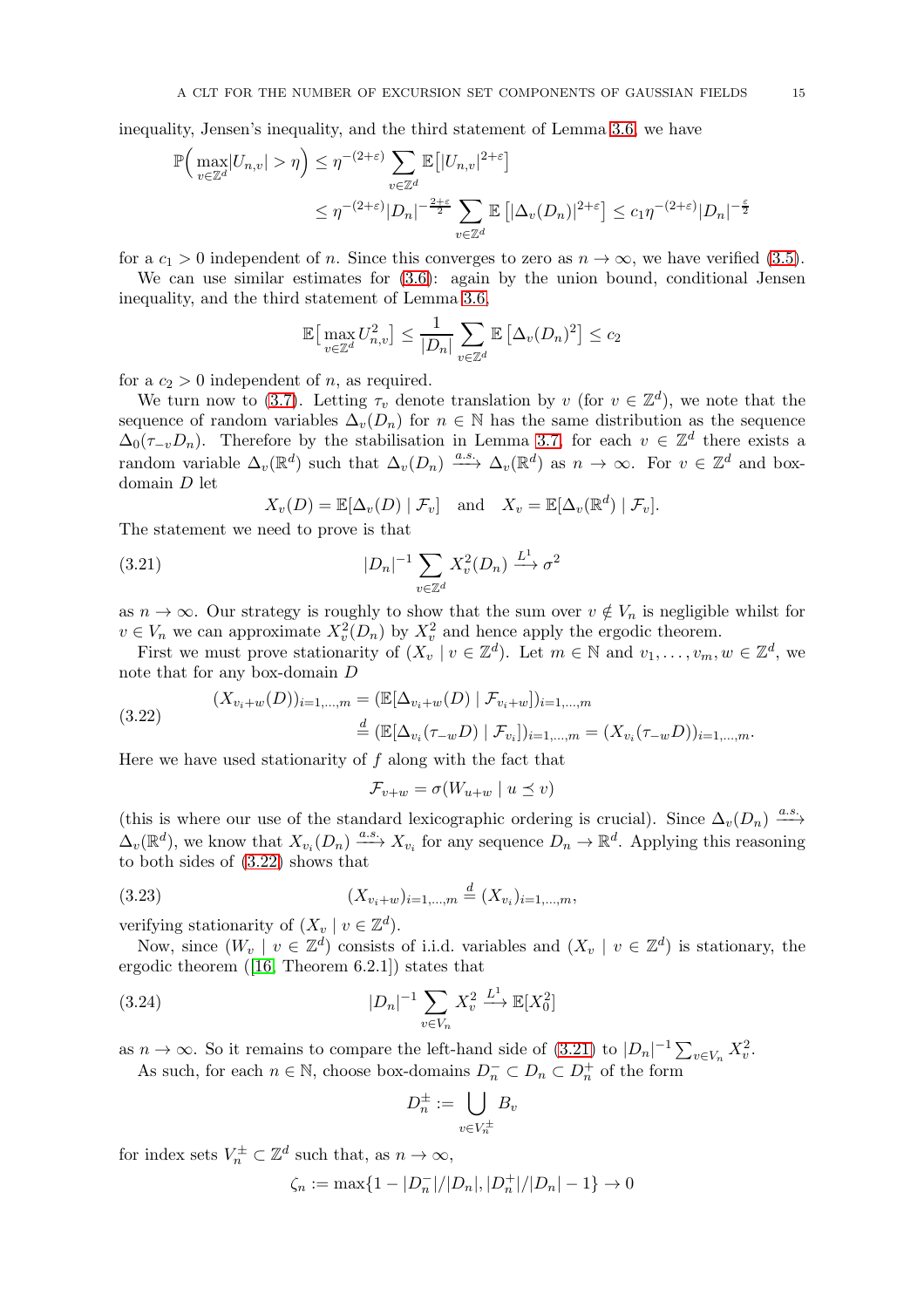inequality, Jensen's inequality, and the third statement of Lemma 3.6, we have

$$\mathbb{P}\Big(\max_{v\in\mathbb{Z}^d}|U_{n,v}|>\eta\Big)\leq \eta^{-(2+\varepsilon)}\sum_{v\in\mathbb{Z}^d}\mathbb{E}\big[|U_{n,v}|^{2+\varepsilon}\big]$$
$$\leq \eta^{-(2+\varepsilon)}|D_n|^{-\frac{2+\varepsilon}{2}}\sum_{v\in\mathbb{Z}^d}\mathbb{E}\left[|\Delta_v(D_n)|^{2+\varepsilon}\right]\leq c_1\eta^{-(2+\varepsilon)}|D_n|^{-\frac{\varepsilon}{2}}$$

for a $c_1>0$ independent of $n$. Since this converges to zero as $n\to\infty$, we have verified (3.5).

We can use similar estimates for (3.6): again by the union bound, conditional Jensen inequality, and the third statement of Lemma 3.6,

$$\mathbb{E}\big[\max_{v\in\mathbb{Z}^d}U_{n,v}^2\big]\leq\frac{1}{|D_n|}\sum_{v\in\mathbb{Z}^d}\mathbb{E}\left[\Delta_v(D_n)^2\right]\leq c_2$$

for a $c_2>0$ independent of $n$, as required.

We turn now to (3.7). Letting $\tau_v$ denote translation by $v$ (for $v\in\mathbb{Z}^d$), we note that the sequence of random variables $\Delta_v(D_n)$ for $n\in\mathbb{N}$ has the same distribution as the sequence $\Delta_0(\tau_{-v}D_n)$. Therefore by the stabilisation in Lemma 3.7, for each $v\in\mathbb{Z}^d$ there exists a random variable $\Delta_v(\mathbb{R}^d)$ such that $\Delta_v(D_n)\xrightarrow{a.s.}\Delta_v(\mathbb{R}^d)$ as $n\to\infty$. For $v\in\mathbb{Z}^d$ and box-domain $D$ let

$$X_v(D)=\mathbb{E}[\Delta_v(D)\mid\mathcal{F}_v]\quad\text{and}\quad X_v=\mathbb{E}[\Delta_v(\mathbb{R}^d)\mid\mathcal{F}_v].$$

The statement we need to prove is that

$$|D_n|^{-1}\sum_{v\in\mathbb{Z}^d}X_v^2(D_n)\xrightarrow{L^1}\sigma^2 \tag{3.21}$$

as $n\to\infty$. Our strategy is roughly to show that the sum over $v\notin V_n$ is negligible whilst for $v\in V_n$ we can approximate $X_v^2(D_n)$ by $X_v^2$ and hence apply the ergodic theorem.

First we must prove stationarity of $(X_v\mid v\in\mathbb{Z}^d)$. Let $m\in\mathbb{N}$ and $v_1,\dots,v_m,w\in\mathbb{Z}^d$, we note that for any box-domain $D$

$$\begin{aligned}(X_{v_i+w}(D))_{i=1,\dots,m}&=(\mathbb{E}[\Delta_{v_i+w}(D)\mid\mathcal{F}_{v_i+w}])_{i=1,\dots,m}\\&\overset{d}{=}(\mathbb{E}[\Delta_{v_i}(\tau_{-w}D)\mid\mathcal{F}_{v_i}])_{i=1,\dots,m}=(X_{v_i}(\tau_{-w}D))_{i=1,\dots,m}.\end{aligned}\tag{3.22}$$

Here we have used stationarity of $f$ along with the fact that

$$\mathcal{F}_{v+w}=\sigma(W_{u+w}\mid u\preceq v)$$

(this is where our use of the standard lexicographic ordering is crucial). Since $\Delta_v(D_n)\xrightarrow{a.s.}\Delta_v(\mathbb{R}^d)$, we know that $X_{v_i}(D_n)\xrightarrow{a.s.}X_{v_i}$ for any sequence $D_n\to\mathbb{R}^d$. Applying this reasoning to both sides of (3.22) shows that

$$(X_{v_i+w})_{i=1,\dots,m}\overset{d}{=}(X_{v_i})_{i=1,\dots,m}, \tag{3.23}$$

verifying stationarity of $(X_v\mid v\in\mathbb{Z}^d)$.

Now, since $(W_v\mid v\in\mathbb{Z}^d)$ consists of i.i.d. variables and $(X_v\mid v\in\mathbb{Z}^d)$ is stationary, the ergodic theorem ([16, Theorem 6.2.1]) states that

$$|D_n|^{-1}\sum_{v\in V_n}X_v^2\xrightarrow{L^1}\mathbb{E}[X_0^2] \tag{3.24}$$

as $n\to\infty$. So it remains to compare the left-hand side of (3.21) to $|D_n|^{-1}\sum_{v\in V_n}X_v^2$.

As such, for each $n\in\mathbb{N}$, choose box-domains $D_n^-\subset D_n\subset D_n^+$ of the form

$$D_n^\pm:=\bigcup_{v\in V_n^\pm}B_v$$

for index sets $V_n^\pm\subset\mathbb{Z}^d$ such that, as $n\to\infty$,

$$\zeta_n:=\max\{1-|D_n^-|/|D_n|,|D_n^+|/|D_n|-1\}\to 0$$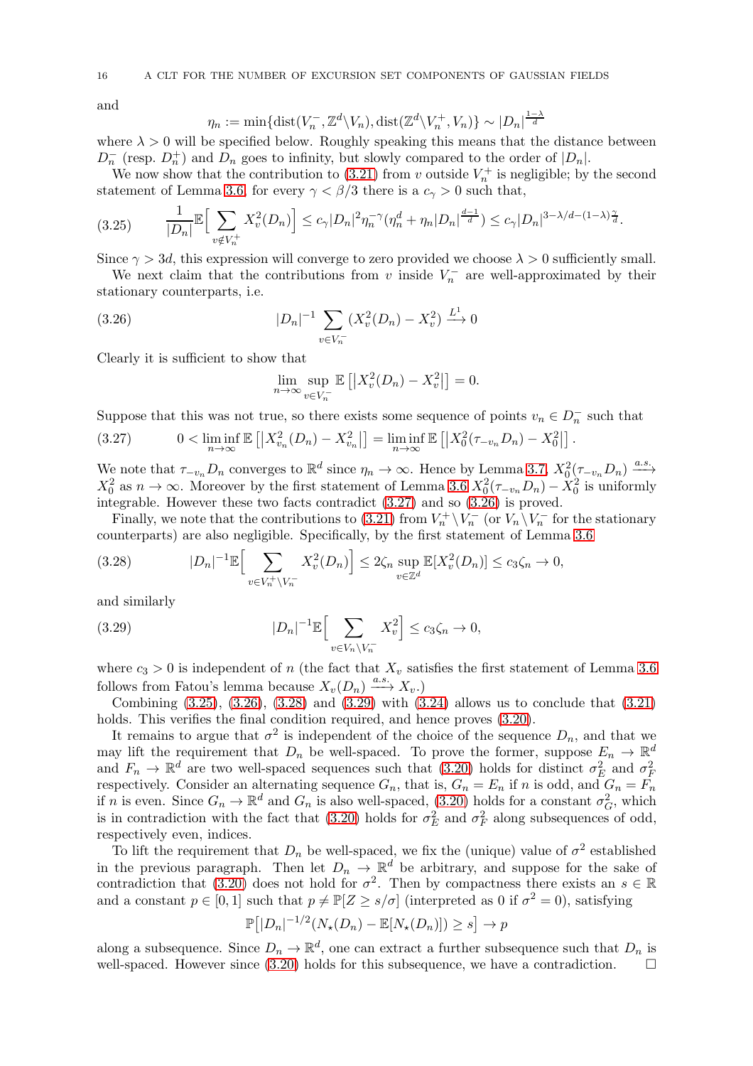and

$$\eta_n := \min\{\mathrm{dist}(V_n^-, \mathbb{Z}^d \backslash V_n), \mathrm{dist}(\mathbb{Z}^d \backslash V_n^+, V_n)\} \sim |D_n|^{\frac{1-\lambda}{d}}$$

where $\lambda > 0$ will be specified below. Roughly speaking this means that the distance between $D_n^-$ (resp. $D_n^+$) and $D_n$ goes to infinity, but slowly compared to the order of $|D_n|$.

We now show that the contribution to (3.21) from $v$ outside $V_n^+$ is negligible; by the second statement of Lemma 3.6, for every $\gamma < \beta/3$ there is a $c_\gamma > 0$ such that,

$$\frac{1}{|D_n|}\mathbb{E}\Big[\sum_{v \notin V_n^+} X_v^2(D_n)\Big] \leq c_\gamma |D_n|^2 \eta_n^{-\gamma}(\eta_n^d + \eta_n |D_n|^{\frac{d-1}{d}}) \leq c_\gamma |D_n|^{3-\lambda/d-(1-\lambda)\frac{\gamma}{d}}. \tag{3.25}$$

Since $\gamma > 3d$, this expression will converge to zero provided we choose $\lambda > 0$ sufficiently small.

We next claim that the contributions from $v$ inside $V_n^-$ are well-approximated by their stationary counterparts, i.e.

$$|D_n|^{-1} \sum_{v \in V_n^-} (X_v^2(D_n) - X_v^2) \xrightarrow{L^1} 0 \tag{3.26}$$

Clearly it is sufficient to show that

$$\lim_{n\to\infty} \sup_{v \in V_n^-} \mathbb{E}\left[|X_v^2(D_n) - X_v^2|\right] = 0.$$

Suppose that this was not true, so there exists some sequence of points $v_n \in D_n^-$ such that

$$0 < \liminf_{n\to\infty} \mathbb{E}\left[|X_{v_n}^2(D_n) - X_{v_n}^2|\right] = \liminf_{n\to\infty} \mathbb{E}\left[|X_0^2(\tau_{-v_n} D_n) - X_0^2|\right]. \tag{3.27}$$

We note that $\tau_{-v_n} D_n$ converges to $\mathbb{R}^d$ since $\eta_n \to \infty$. Hence by Lemma 3.7, $X_0^2(\tau_{-v_n} D_n) \xrightarrow{a.s.} X_0^2$ as $n \to \infty$. Moreover by the first statement of Lemma 3.6 $X_0^2(\tau_{-v_n} D_n) - X_0^2$ is uniformly integrable. However these two facts contradict (3.27) and so (3.26) is proved.

Finally, we note that the contributions to (3.21) from $V_n^+ \backslash V_n^-$ (or $V_n \backslash V_n^-$ for the stationary counterparts) are also negligible. Specifically, by the first statement of Lemma 3.6

$$|D_n|^{-1}\mathbb{E}\Big[\sum_{v \in V_n^+ \backslash V_n^-} X_v^2(D_n)\Big] \leq 2\zeta_n \sup_{v \in \mathbb{Z}^d} \mathbb{E}[X_v^2(D_n)] \leq c_3 \zeta_n \to 0, \tag{3.28}$$

and similarly

$$|D_n|^{-1}\mathbb{E}\Big[\sum_{v \in V_n \backslash V_n^-} X_v^2\Big] \leq c_3 \zeta_n \to 0, \tag{3.29}$$

where $c_3 > 0$ is independent of $n$ (the fact that $X_v$ satisfies the first statement of Lemma 3.6 follows from Fatou's lemma because $X_v(D_n) \xrightarrow{a.s.} X_v$.)

Combining (3.25), (3.26), (3.28) and (3.29) with (3.24) allows us to conclude that (3.21) holds. This verifies the final condition required, and hence proves (3.20).

It remains to argue that $\sigma^2$ is independent of the choice of the sequence $D_n$, and that we may lift the requirement that $D_n$ be well-spaced. To prove the former, suppose $E_n \to \mathbb{R}^d$ and $F_n \to \mathbb{R}^d$ are two well-spaced sequences such that (3.20) holds for distinct $\sigma_E^2$ and $\sigma_F^2$ respectively. Consider an alternating sequence $G_n$, that is, $G_n = E_n$ if $n$ is odd, and $G_n = F_n$ if $n$ is even. Since $G_n \to \mathbb{R}^d$ and $G_n$ is also well-spaced, (3.20) holds for a constant $\sigma_G^2$, which is in contradiction with the fact that (3.20) holds for $\sigma_E^2$ and $\sigma_F^2$ along subsequences of odd, respectively even, indices.

To lift the requirement that $D_n$ be well-spaced, we fix the (unique) value of $\sigma^2$ established in the previous paragraph. Then let $D_n \to \mathbb{R}^d$ be arbitrary, and suppose for the sake of contradiction that (3.20) does not hold for $\sigma^2$. Then by compactness there exists an $s \in \mathbb{R}$ and a constant $p \in [0,1]$ such that $p \neq \mathbb{P}[Z \geq s/\sigma]$ (interpreted as 0 if $\sigma^2 = 0$), satisfying

$$\mathbb{P}\big[|D_n|^{-1/2}(N_\star(D_n) - \mathbb{E}[N_\star(D_n)]) \geq s\big] \to p$$

along a subsequence. Since $D_n \to \mathbb{R}^d$, one can extract a further subsequence such that $D_n$ is well-spaced. However since (3.20) holds for this subsequence, we have a contradiction. □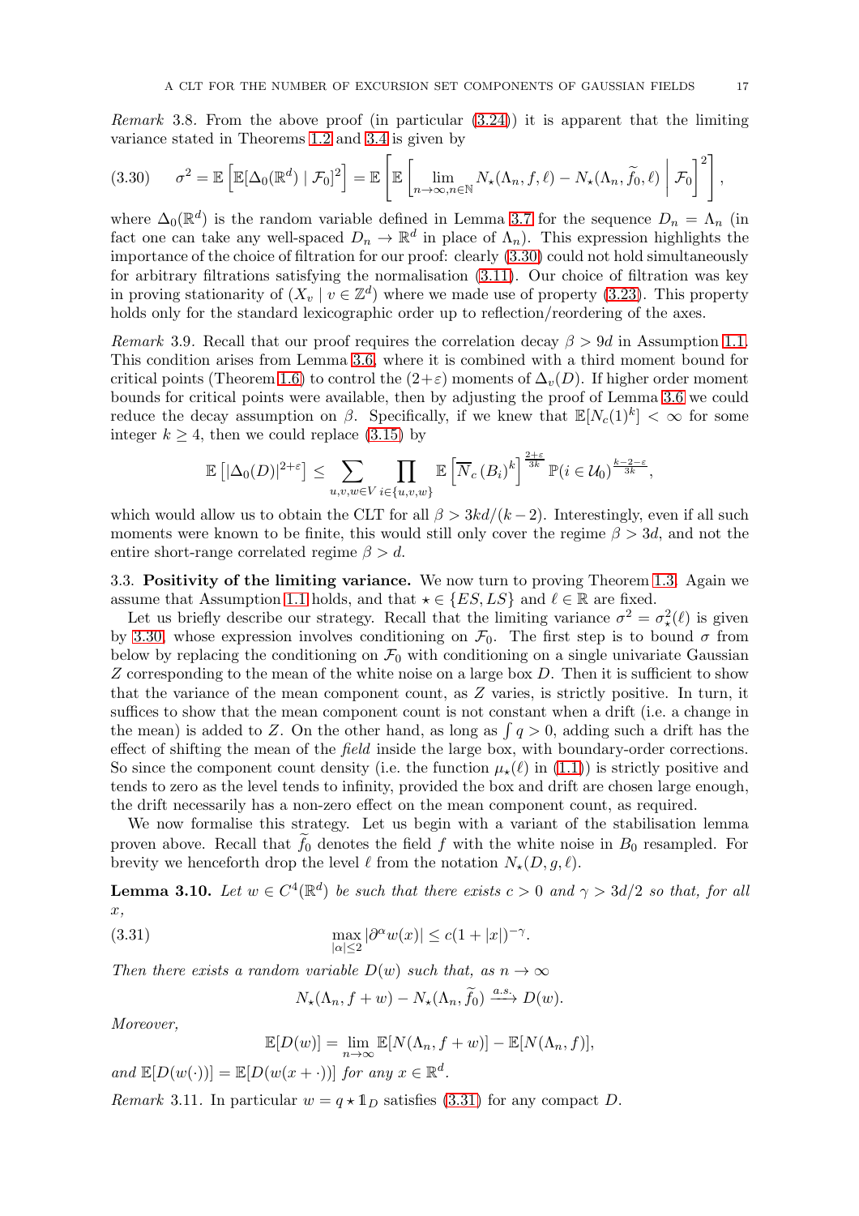*Remark* 3.8. From the above proof (in particular (3.24)) it is apparent that the limiting variance stated in Theorems 1.2 and 3.4 is given by

$$\sigma^2 = \mathbb{E}\left[\mathbb{E}[\Delta_0(\mathbb{R}^d) \mid \mathcal{F}_0]^2\right] = \mathbb{E}\left[\mathbb{E}\left[\lim_{n\to\infty, n\in\mathbb{N}} N_\star(\Lambda_n, f, \ell) - N_\star(\Lambda_n, \widetilde{f}_0, \ell) \;\middle|\; \mathcal{F}_0\right]^2\right], \tag{3.30}$$

where $\Delta_0(\mathbb{R}^d)$ is the random variable defined in Lemma 3.7 for the sequence $D_n = \Lambda_n$ (in fact one can take any well-spaced $D_n \to \mathbb{R}^d$ in place of $\Lambda_n$). This expression highlights the importance of the choice of filtration for our proof: clearly (3.30) could not hold simultaneously for arbitrary filtrations satisfying the normalisation (3.11). Our choice of filtration was key in proving stationarity of $(X_v \mid v \in \mathbb{Z}^d)$ where we made use of property (3.23). This property holds only for the standard lexicographic order up to reflection/reordering of the axes.

*Remark* 3.9. Recall that our proof requires the correlation decay $\beta > 9d$ in Assumption 1.1. This condition arises from Lemma 3.6, where it is combined with a third moment bound for critical points (Theorem 1.6) to control the $(2+\varepsilon)$ moments of $\Delta_v(D)$. If higher order moment bounds for critical points were available, then by adjusting the proof of Lemma 3.6 we could reduce the decay assumption on $\beta$. Specifically, if we knew that $\mathbb{E}[N_c(1)^k] < \infty$ for some integer $k \geq 4$, then we could replace (3.15) by

$$\mathbb{E}\left[|\Delta_0(D)|^{2+\varepsilon}\right] \leq \sum_{u,v,w\in V} \prod_{i\in\{u,v,w\}} \mathbb{E}\left[\overline{N}_c(B_i)^k\right]^{\frac{2+\varepsilon}{3k}} \mathbb{P}(i \in \mathcal{U}_0)^{\frac{k-2-\varepsilon}{3k}},$$

which would allow us to obtain the CLT for all $\beta > 3kd/(k-2)$. Interestingly, even if all such moments were known to be finite, this would still only cover the regime $\beta > 3d$, and not the entire short-range correlated regime $\beta > d$.

### 3.3. Positivity of the limiting variance.

We now turn to proving Theorem 1.3. Again we assume that Assumption 1.1 holds, and that $\star \in \{ES, LS\}$ and $\ell \in \mathbb{R}$ are fixed.

Let us briefly describe our strategy. Recall that the limiting variance $\sigma^2 = \sigma^2_\star(\ell)$ is given by 3.30, whose expression involves conditioning on $\mathcal{F}_0$. The first step is to bound $\sigma$ from below by replacing the conditioning on $\mathcal{F}_0$ with conditioning on a single univariate Gaussian $Z$ corresponding to the mean of the white noise on a large box $D$. Then it is sufficient to show that the variance of the mean component count, as $Z$ varies, is strictly positive. In turn, it suffices to show that the mean component count is not constant when a drift (i.e. a change in the mean) is added to $Z$. On the other hand, as long as $\int q > 0$, adding such a drift has the effect of shifting the mean of the *field* inside the large box, with boundary-order corrections. So since the component count density (i.e. the function $\mu_\star(\ell)$ in (1.1)) is strictly positive and tends to zero as the level tends to infinity, provided the box and drift are chosen large enough, the drift necessarily has a non-zero effect on the mean component count, as required.

We now formalise this strategy. Let us begin with a variant of the stabilisation lemma proven above. Recall that $\widetilde{f}_0$ denotes the field $f$ with the white noise in $B_0$ resampled. For brevity we henceforth drop the level $\ell$ from the notation $N_\star(D, g, \ell)$.

**Lemma 3.10.** *Let $w \in C^4(\mathbb{R}^d)$ be such that there exists $c > 0$ and $\gamma > 3d/2$ so that, for all $x$,*

$$\max_{|\alpha|\leq 2} |\partial^\alpha w(x)| \leq c(1 + |x|)^{-\gamma}. \tag{3.31}$$

*Then there exists a random variable $D(w)$ such that, as $n \to \infty$*

$$N_\star(\Lambda_n, f + w) - N_\star(\Lambda_n, \widetilde{f}_0) \xrightarrow{a.s.} D(w).$$

*Moreover,*

$$\mathbb{E}[D(w)] = \lim_{n\to\infty} \mathbb{E}[N(\Lambda_n, f + w)] - \mathbb{E}[N(\Lambda_n, f)],$$

*and $\mathbb{E}[D(w(\cdot))] = \mathbb{E}[D(w(x + \cdot))]$ for any $x \in \mathbb{R}^d$.*

*Remark* 3.11. In particular $w = q \star \mathbb{1}_D$ satisfies (3.31) for any compact $D$.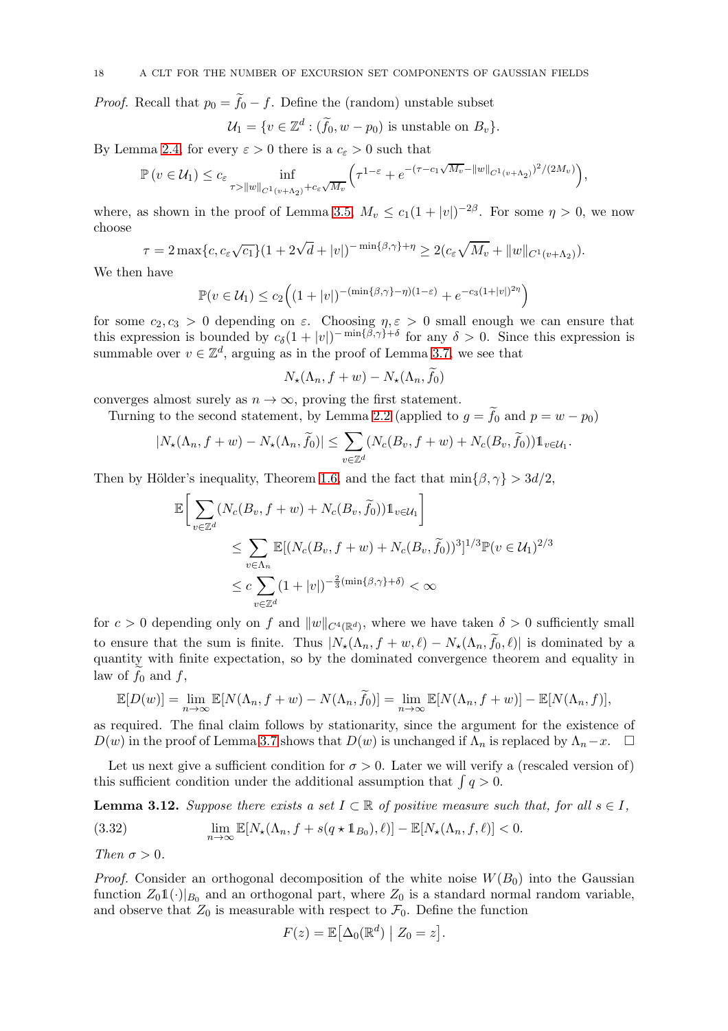*Proof.* Recall that $p_0 = \widetilde{f}_0 - f$. Define the (random) unstable subset

$$\mathcal{U}_1 = \{v \in \mathbb{Z}^d : (\widetilde{f}_0, w - p_0) \text{ is unstable on } B_v\}.$$

By Lemma 2.4, for every $\varepsilon > 0$ there is a $c_\varepsilon > 0$ such that

$$\mathbb{P}(v \in \mathcal{U}_1) \leq c_\varepsilon \inf_{\tau > \|w\|_{C^1(v+\Lambda_2)} + c_\varepsilon \sqrt{M_v}} \Big( \tau^{1-\varepsilon} + e^{-(\tau - c_1\sqrt{M_v} - \|w\|_{C^1(v+\Lambda_2)})^2/(2M_v)} \Big),$$

where, as shown in the proof of Lemma 3.5, $M_v \leq c_1(1+|v|)^{-2\beta}$. For some $\eta > 0$, we now choose

$$\tau = 2\max\{c, c_\varepsilon\sqrt{c_1}\}(1 + 2\sqrt{d} + |v|)^{-\min\{\beta,\gamma\}+\eta} \geq 2(c_\varepsilon\sqrt{M_v} + \|w\|_{C^1(v+\Lambda_2)}).$$

We then have

$$\mathbb{P}(v \in \mathcal{U}_1) \leq c_2\Big( (1+|v|)^{-(\min\{\beta,\gamma\}-\eta)(1-\varepsilon)} + e^{-c_3(1+|v|)^{2\eta}} \Big)$$

for some $c_2, c_3 > 0$ depending on $\varepsilon$. Choosing $\eta, \varepsilon > 0$ small enough we can ensure that this expression is bounded by $c_\delta(1+|v|)^{-\min\{\beta,\gamma\}+\delta}$ for any $\delta > 0$. Since this expression is summable over $v \in \mathbb{Z}^d$, arguing as in the proof of Lemma 3.7, we see that

$$N_\star(\Lambda_n, f + w) - N_\star(\Lambda_n, \widetilde{f}_0)$$

converges almost surely as $n \to \infty$, proving the first statement.

Turning to the second statement, by Lemma 2.2 (applied to $g = \widetilde{f}_0$ and $p = w - p_0$)

$$|N_\star(\Lambda_n, f + w) - N_\star(\Lambda_n, \widetilde{f}_0)| \leq \sum_{v \in \mathbb{Z}^d} (N_c(B_v, f + w) + N_c(B_v, \widetilde{f}_0))\mathbb{1}_{v \in \mathcal{U}_1}.$$

Then by Hölder's inequality, Theorem 1.6, and the fact that $\min\{\beta, \gamma\} > 3d/2$,

$$\begin{aligned}
\mathbb{E}\bigg[ \sum_{v \in \mathbb{Z}^d} (N_c(B_v, f + w) + N_c(B_v, \widetilde{f}_0))\mathbb{1}_{v \in \mathcal{U}_1} \bigg] \\
&\leq \sum_{v \in \Lambda_n} \mathbb{E}[(N_c(B_v, f + w) + N_c(B_v, \widetilde{f}_0))^3]^{1/3} \mathbb{P}(v \in \mathcal{U}_1)^{2/3} \\
&\leq c \sum_{v \in \mathbb{Z}^d} (1+|v|)^{-\frac{2}{3}(\min\{\beta,\gamma\}+\delta)} < \infty
\end{aligned}$$

for $c > 0$ depending only on $f$ and $\|w\|_{C^4(\mathbb{R}^d)}$, where we have taken $\delta > 0$ sufficiently small to ensure that the sum is finite. Thus $|N_\star(\Lambda_n, f + w, \ell) - N_\star(\Lambda_n, \widetilde{f}_0, \ell)|$ is dominated by a quantity with finite expectation, so by the dominated convergence theorem and equality in law of $\widetilde{f}_0$ and $f$,

$$\mathbb{E}[D(w)] = \lim_{n\to\infty} \mathbb{E}[N(\Lambda_n, f + w) - N(\Lambda_n, \widetilde{f}_0)] = \lim_{n\to\infty} \mathbb{E}[N(\Lambda_n, f + w)] - \mathbb{E}[N(\Lambda_n, f)],$$

as required. The final claim follows by stationarity, since the argument for the existence of $D(w)$ in the proof of Lemma 3.7 shows that $D(w)$ is unchanged if $\Lambda_n$ is replaced by $\Lambda_n - x$. $\square$

Let us next give a sufficient condition for $\sigma > 0$. Later we will verify a (rescaled version of) this sufficient condition under the additional assumption that $\int q > 0$.

**Lemma 3.12.** *Suppose there exists a set $I \subset \mathbb{R}$ of positive measure such that, for all $s \in I$,*

$$\lim_{n\to\infty} \mathbb{E}[N_\star(\Lambda_n, f + s(q \star \mathbb{1}_{B_0}), \ell)] - \mathbb{E}[N_\star(\Lambda_n, f, \ell)] < 0. \tag{3.32}$$

*Then $\sigma > 0$.*

*Proof.* Consider an orthogonal decomposition of the white noise $W(B_0)$ into the Gaussian function $Z_0\mathbb{1}(\cdot)|_{B_0}$ and an orthogonal part, where $Z_0$ is a standard normal random variable, and observe that $Z_0$ is measurable with respect to $\mathcal{F}_0$. Define the function

$$F(z) = \mathbb{E}\big[\Delta_0(\mathbb{R}^d) \mid Z_0 = z\big].$$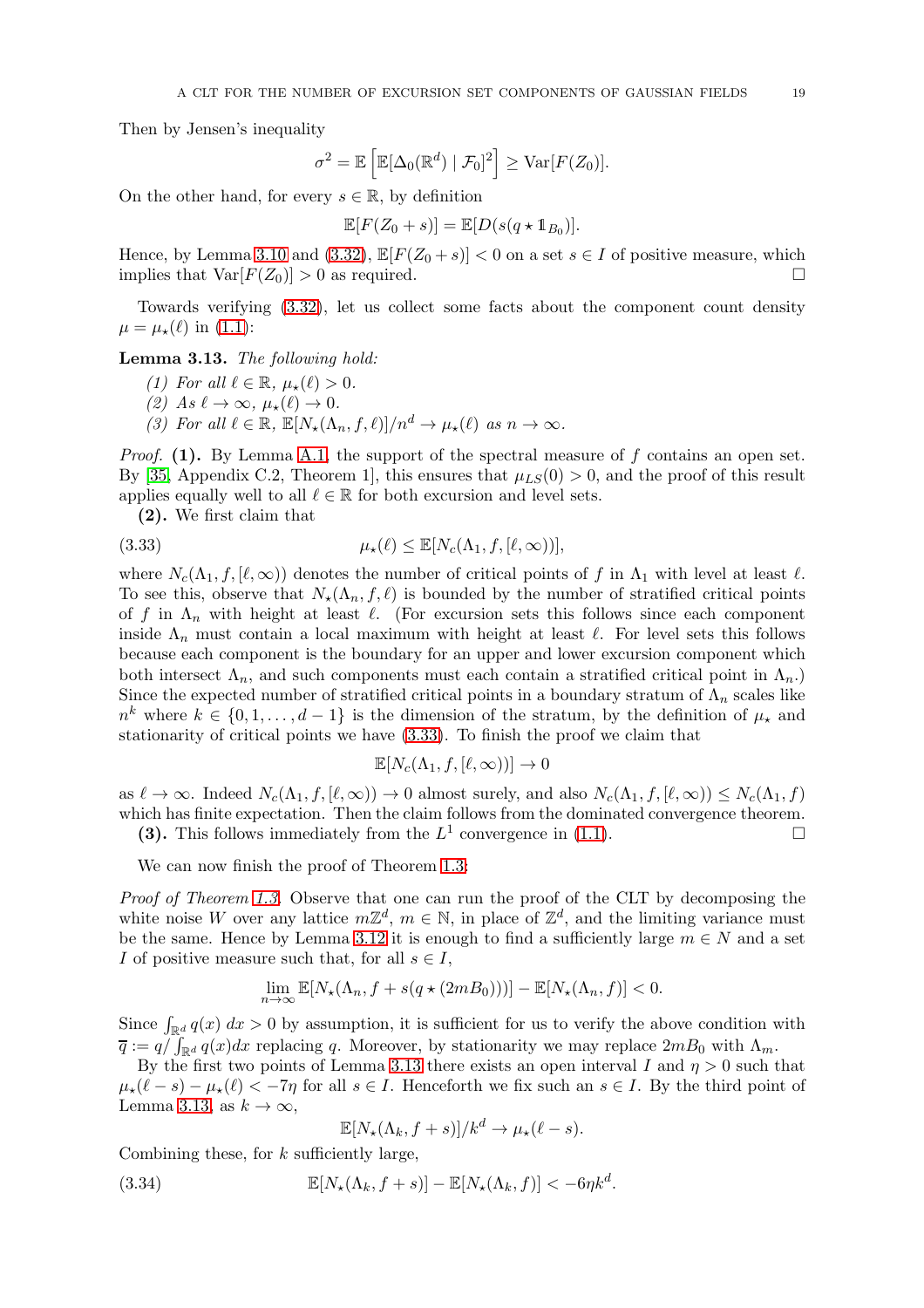Then by Jensen's inequality

$$\sigma^2 = \mathbb{E}\left[\mathbb{E}[\Delta_0(\mathbb{R}^d) \mid \mathcal{F}_0]^2\right] \geq \mathrm{Var}[F(Z_0)].$$

On the other hand, for every $s \in \mathbb{R}$, by definition

$$\mathbb{E}[F(Z_0 + s)] = \mathbb{E}[D(s(q \star \mathbb{1}_{B_0})].$$

Hence, by Lemma 3.10 and (3.32), $\mathbb{E}[F(Z_0 + s)] < 0$ on a set $s \in I$ of positive measure, which implies that $\mathrm{Var}[F(Z_0)] > 0$ as required. ☐

Towards verifying (3.32), let us collect some facts about the component count density $\mu = \mu_\star(\ell)$ in (1.1):

**Lemma 3.13.** *The following hold:*

*(1) For all $\ell \in \mathbb{R}$, $\mu_\star(\ell) > 0$.*
*(2) As $\ell \to \infty$, $\mu_\star(\ell) \to 0$.*
*(3) For all $\ell \in \mathbb{R}$, $\mathbb{E}[N_\star(\Lambda_n, f, \ell)]/n^d \to \mu_\star(\ell)$ as $n \to \infty$.*

*Proof.* **(1).** By Lemma A.1, the support of the spectral measure of $f$ contains an open set. By [35, Appendix C.2, Theorem 1], this ensures that $\mu_{LS}(0) > 0$, and the proof of this result applies equally well to all $\ell \in \mathbb{R}$ for both excursion and level sets.

**(2).** We first claim that

$$\mu_\star(\ell) \leq \mathbb{E}[N_c(\Lambda_1, f, [\ell, \infty))], \tag{3.33}$$

where $N_c(\Lambda_1, f, [\ell, \infty))$ denotes the number of critical points of $f$ in $\Lambda_1$ with level at least $\ell$. To see this, observe that $N_\star(\Lambda_n, f, \ell)$ is bounded by the number of stratified critical points of $f$ in $\Lambda_n$ with height at least $\ell$. (For excursion sets this follows since each component inside $\Lambda_n$ must contain a local maximum with height at least $\ell$. For level sets this follows because each component is the boundary for an upper and lower excursion component which both intersect $\Lambda_n$, and such components must each contain a stratified critical point in $\Lambda_n$.) Since the expected number of stratified critical points in a boundary stratum of $\Lambda_n$ scales like $n^k$ where $k \in \{0, 1, \ldots, d-1\}$ is the dimension of the stratum, by the definition of $\mu_\star$ and stationarity of critical points we have (3.33). To finish the proof we claim that

$$\mathbb{E}[N_c(\Lambda_1, f, [\ell, \infty))] \to 0$$

as $\ell \to \infty$. Indeed $N_c(\Lambda_1, f, [\ell, \infty)) \to 0$ almost surely, and also $N_c(\Lambda_1, f, [\ell, \infty)) \leq N_c(\Lambda_1, f)$ which has finite expectation. Then the claim follows from the dominated convergence theorem.

**(3).** This follows immediately from the $L^1$ convergence in (1.1). ☐

We can now finish the proof of Theorem 1.3:

*Proof of Theorem 1.3.* Observe that one can run the proof of the CLT by decomposing the white noise $W$ over any lattice $m\mathbb{Z}^d$, $m \in \mathbb{N}$, in place of $\mathbb{Z}^d$, and the limiting variance must be the same. Hence by Lemma 3.12 it is enough to find a sufficiently large $m \in N$ and a set $I$ of positive measure such that, for all $s \in I$,

$$\lim_{n\to\infty} \mathbb{E}[N_\star(\Lambda_n, f + s(q \star (2mB_0)))] - \mathbb{E}[N_\star(\Lambda_n, f)] < 0.$$

Since $\int_{\mathbb{R}^d} q(x)\,dx > 0$ by assumption, it is sufficient for us to verify the above condition with $\overline{q} := q / \int_{\mathbb{R}^d} q(x)dx$ replacing $q$. Moreover, by stationarity we may replace $2mB_0$ with $\Lambda_m$.

By the first two points of Lemma 3.13 there exists an open interval $I$ and $\eta > 0$ such that $\mu_\star(\ell - s) - \mu_\star(\ell) < -7\eta$ for all $s \in I$. Henceforth we fix such an $s \in I$. By the third point of Lemma 3.13, as $k \to \infty$,

$$\mathbb{E}[N_\star(\Lambda_k, f + s)]/k^d \to \mu_\star(\ell - s).$$

Combining these, for $k$ sufficiently large,

$$\mathbb{E}[N_\star(\Lambda_k, f + s)] - \mathbb{E}[N_\star(\Lambda_k, f)] < -6\eta k^d. \tag{3.34}$$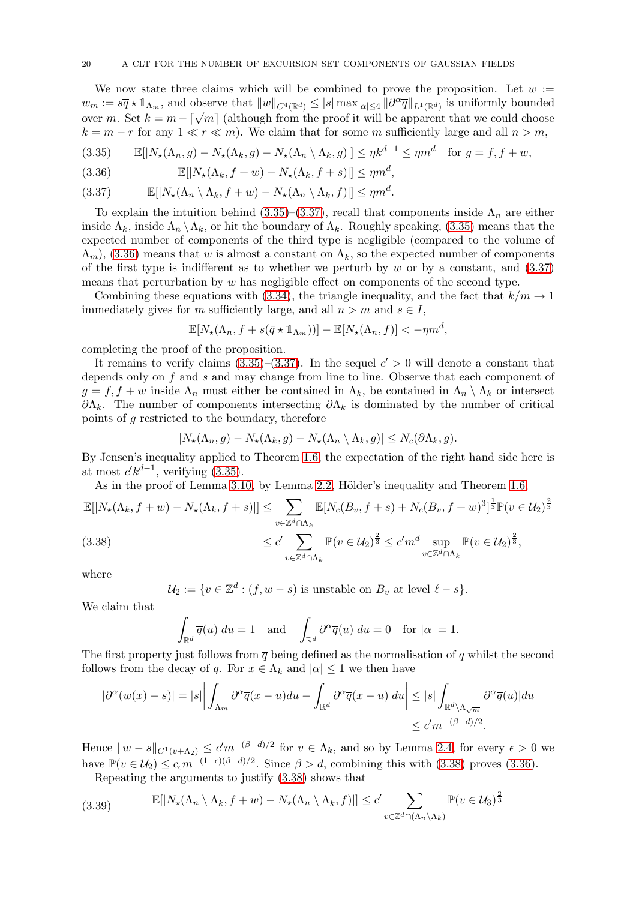We now state three claims which will be combined to prove the proposition. Let $w := w_m := s\overline{q} \star \mathbb{1}_{\Lambda_m}$, and observe that $\|w\|_{C^4(\mathbb{R}^d)} \leq |s| \max_{|\alpha|\leq 4} \|\partial^\alpha \overline{q}\|_{L^1(\mathbb{R}^d)}$ is uniformly bounded over $m$. Set $k = m - \lceil \sqrt{m} \rceil$ (although from the proof it will be apparent that we could choose $k = m - r$ for any $1 \ll r \ll m$). We claim that for some $m$ sufficiently large and all $n > m$,

$$\mathbb{E}[|N_\star(\Lambda_n, g) - N_\star(\Lambda_k, g) - N_\star(\Lambda_n \setminus \Lambda_k, g)|] \leq \eta k^{d-1} \leq \eta m^d \quad \text{for } g = f, f+w, \tag{3.35}$$

$$\mathbb{E}[|N_\star(\Lambda_k, f+w) - N_\star(\Lambda_k, f+s)|] \leq \eta m^d, \tag{3.36}$$

$$\mathbb{E}[|N_\star(\Lambda_n \setminus \Lambda_k, f+w) - N_\star(\Lambda_n \setminus \Lambda_k, f)|] \leq \eta m^d. \tag{3.37}$$

To explain the intuition behind (3.35)–(3.37), recall that components inside $\Lambda_n$ are either inside $\Lambda_k$, inside $\Lambda_n \setminus \Lambda_k$, or hit the boundary of $\Lambda_k$. Roughly speaking, (3.35) means that the expected number of components of the third type is negligible (compared to the volume of $\Lambda_m$), (3.36) means that $w$ is almost a constant on $\Lambda_k$, so the expected number of components of the first type is indifferent as to whether we perturb by $w$ or by a constant, and (3.37) means that perturbation by $w$ has negligible effect on components of the second type.

Combining these equations with (3.34), the triangle inequality, and the fact that $k/m \to 1$ immediately gives for $m$ sufficiently large, and all $n > m$ and $s \in I$,

$$\mathbb{E}[N_\star(\Lambda_n, f + s(\bar{q} \star \mathbb{1}_{\Lambda_m}))] - \mathbb{E}[N_\star(\Lambda_n, f)] < -\eta m^d,$$

completing the proof of the proposition.

It remains to verify claims (3.35)–(3.37). In the sequel $c' > 0$ will denote a constant that depends only on $f$ and $s$ and may change from line to line. Observe that each component of $g = f, f+w$ inside $\Lambda_n$ must either be contained in $\Lambda_k$, be contained in $\Lambda_n \setminus \Lambda_k$ or intersect $\partial\Lambda_k$. The number of components intersecting $\partial\Lambda_k$ is dominated by the number of critical points of $g$ restricted to the boundary, therefore

$$|N_\star(\Lambda_n, g) - N_\star(\Lambda_k, g) - N_\star(\Lambda_n \setminus \Lambda_k, g)| \leq N_c(\partial\Lambda_k, g).$$

By Jensen's inequality applied to Theorem 1.6, the expectation of the right hand side here is at most $c' k^{d-1}$, verifying (3.35).

As in the proof of Lemma 3.10, by Lemma 2.2, Hölder's inequality and Theorem 1.6,

$$\begin{aligned}
\mathbb{E}[|N_\star(\Lambda_k, f+w) - N_\star(\Lambda_k, f+s)|] &\leq \sum_{v \in \mathbb{Z}^d \cap \Lambda_k} \mathbb{E}[N_c(B_v, f+s) + N_c(B_v, f+w)^3]^{\frac{1}{3}} \mathbb{P}(v \in \mathcal{U}_2)^{\frac{2}{3}} \\
&\leq c' \sum_{v \in \mathbb{Z}^d \cap \Lambda_k} \mathbb{P}(v \in \mathcal{U}_2)^{\frac{2}{3}} \leq c' m^d \sup_{v \in \mathbb{Z}^d \cap \Lambda_k} \mathbb{P}(v \in \mathcal{U}_2)^{\frac{2}{3}},
\end{aligned} \tag{3.38}$$

where

$$\mathcal{U}_2 := \{v \in \mathbb{Z}^d : (f, w - s) \text{ is unstable on } B_v \text{ at level } \ell - s\}.$$

We claim that

$$\int_{\mathbb{R}^d} \overline{q}(u)\, du = 1 \quad \text{and} \quad \int_{\mathbb{R}^d} \partial^\alpha \overline{q}(u)\, du = 0 \quad \text{for } |\alpha| = 1.$$

The first property just follows from $\overline{q}$ being defined as the normalisation of $q$ whilst the second follows from the decay of $q$. For $x \in \Lambda_k$ and $|\alpha| \leq 1$ we then have

$$\begin{aligned}
|\partial^\alpha(w(x) - s)| = |s| \left| \int_{\Lambda_m} \partial^\alpha \overline{q}(x-u) du - \int_{\mathbb{R}^d} \partial^\alpha \overline{q}(x-u)\, du \right| &\leq |s| \int_{\mathbb{R}^d \setminus \Lambda_{\sqrt{m}}} |\partial^\alpha \overline{q}(u)| du \\
&\leq c' m^{-(\beta - d)/2}.
\end{aligned}$$

Hence $\|w - s\|_{C^1(v + \Lambda_2)} \leq c' m^{-(\beta-d)/2}$ for $v \in \Lambda_k$, and so by Lemma 2.4, for every $\epsilon > 0$ we have $\mathbb{P}(v \in \mathcal{U}_2) \leq c_\epsilon m^{-(1-\epsilon)(\beta-d)/2}$. Since $\beta > d$, combining this with (3.38) proves (3.36).

Repeating the arguments to justify (3.38) shows that

$$\mathbb{E}[|N_\star(\Lambda_n \setminus \Lambda_k, f+w) - N_\star(\Lambda_n \setminus \Lambda_k, f)|] \leq c' \sum_{v \in \mathbb{Z}^d \cap (\Lambda_n \setminus \Lambda_k)} \mathbb{P}(v \in \mathcal{U}_3)^{\frac{2}{3}} \tag{3.39}$$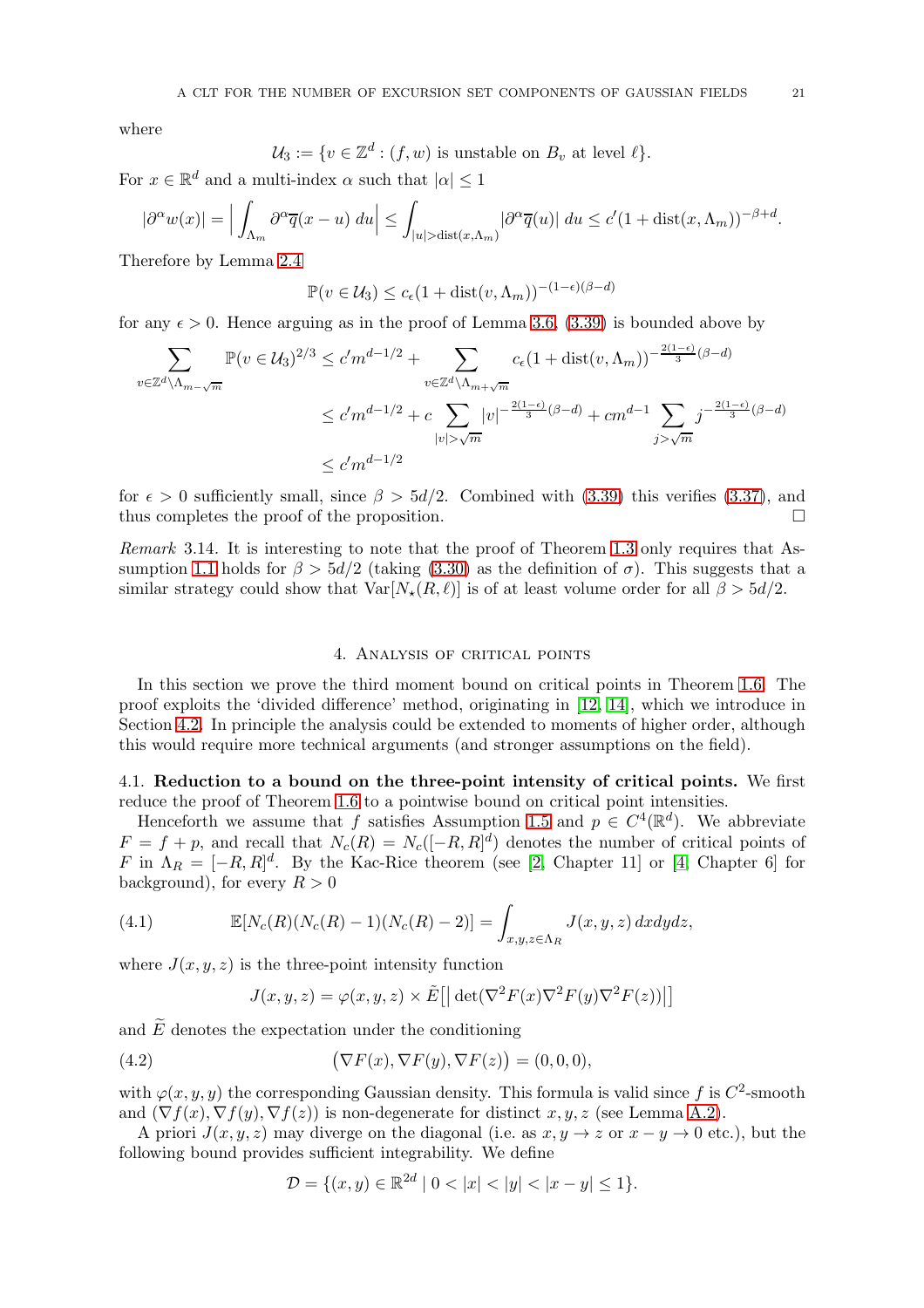where

$$\mathcal{U}_3 := \{v \in \mathbb{Z}^d : (f, w) \text{ is unstable on } B_v \text{ at level } \ell\}.$$

For $x \in \mathbb{R}^d$ and a multi-index $\alpha$ such that $|\alpha| \leq 1$

$$|\partial^\alpha w(x)| = \Big| \int_{\Lambda_m} \partial^\alpha \overline{q}(x-u)\, du \Big| \leq \int_{|u| > \text{dist}(x, \Lambda_m)} |\partial^\alpha \overline{q}(u)|\, du \leq c'(1 + \text{dist}(x, \Lambda_m))^{-\beta + d}.$$

Therefore by Lemma 2.4

$$\mathbb{P}(v \in \mathcal{U}_3) \leq c_\epsilon (1 + \text{dist}(v, \Lambda_m))^{-(1-\epsilon)(\beta - d)}$$

for any $\epsilon > 0$. Hence arguing as in the proof of Lemma 3.6, (3.39) is bounded above by

$$\begin{aligned}
\sum_{v \in \mathbb{Z}^d \setminus \Lambda_{m - \sqrt{m}}} \mathbb{P}(v \in \mathcal{U}_3)^{2/3} &\leq c' m^{d-1/2} + \sum_{v \in \mathbb{Z}^d \setminus \Lambda_{m + \sqrt{m}}} c_\epsilon (1 + \text{dist}(v, \Lambda_m))^{-\frac{2(1-\epsilon)}{3}(\beta - d)} \\
&\leq c' m^{d-1/2} + c \sum_{|v| > \sqrt{m}} |v|^{-\frac{2(1-\epsilon)}{3}(\beta - d)} + c m^{d-1} \sum_{j > \sqrt{m}} j^{-\frac{2(1-\epsilon)}{3}(\beta - d)} \\
&\leq c' m^{d-1/2}
\end{aligned}$$

for $\epsilon > 0$ sufficiently small, since $\beta > 5d/2$. Combined with (3.39) this verifies (3.37), and thus completes the proof of the proposition. $\square$

*Remark* 3.14. It is interesting to note that the proof of Theorem 1.3 only requires that Assumption 1.1 holds for $\beta > 5d/2$ (taking (3.30) as the definition of $\sigma$). This suggests that a similar strategy could show that $\text{Var}[N_\star(R, \ell)]$ is of at least volume order for all $\beta > 5d/2$.

## 4. Analysis of critical points

In this section we prove the third moment bound on critical points in Theorem 1.6. The proof exploits the 'divided difference' method, originating in [12, 14], which we introduce in Section 4.2. In principle the analysis could be extended to moments of higher order, although this would require more technical arguments (and stronger assumptions on the field).

### 4.1. Reduction to a bound on the three-point intensity of critical points.

We first reduce the proof of Theorem 1.6 to a pointwise bound on critical point intensities.

Henceforth we assume that $f$ satisfies Assumption 1.5 and $p \in C^4(\mathbb{R}^d)$. We abbreviate $F = f + p$, and recall that $N_c(R) = N_c([-R, R]^d)$ denotes the number of critical points of $F$ in $\Lambda_R = [-R, R]^d$. By the Kac-Rice theorem (see [2, Chapter 11] or [4, Chapter 6] for background), for every $R > 0$

$$\mathbb{E}[N_c(R)(N_c(R) - 1)(N_c(R) - 2)] = \int_{x, y, z \in \Lambda_R} J(x, y, z)\, dx dy dz, \tag{4.1}$$

where $J(x, y, z)$ is the three-point intensity function

$$J(x, y, z) = \varphi(x, y, z) \times \tilde{E}\big[ \big| \det(\nabla^2 F(x) \nabla^2 F(y) \nabla^2 F(z)) \big| \big]$$

and $\widetilde{E}$ denotes the expectation under the conditioning

$$\big(\nabla F(x), \nabla F(y), \nabla F(z)\big) = (0, 0, 0), \tag{4.2}$$

with $\varphi(x, y, y)$ the corresponding Gaussian density. This formula is valid since $f$ is $C^2$-smooth and $(\nabla f(x), \nabla f(y), \nabla f(z))$ is non-degenerate for distinct $x, y, z$ (see Lemma A.2).

A priori $J(x, y, z)$ may diverge on the diagonal (i.e. as $x, y \to z$ or $x - y \to 0$ etc.), but the following bound provides sufficient integrability. We define

$$\mathcal{D} = \{(x, y) \in \mathbb{R}^{2d} \mid 0 < |x| < |y| < |x - y| \leq 1\}.$$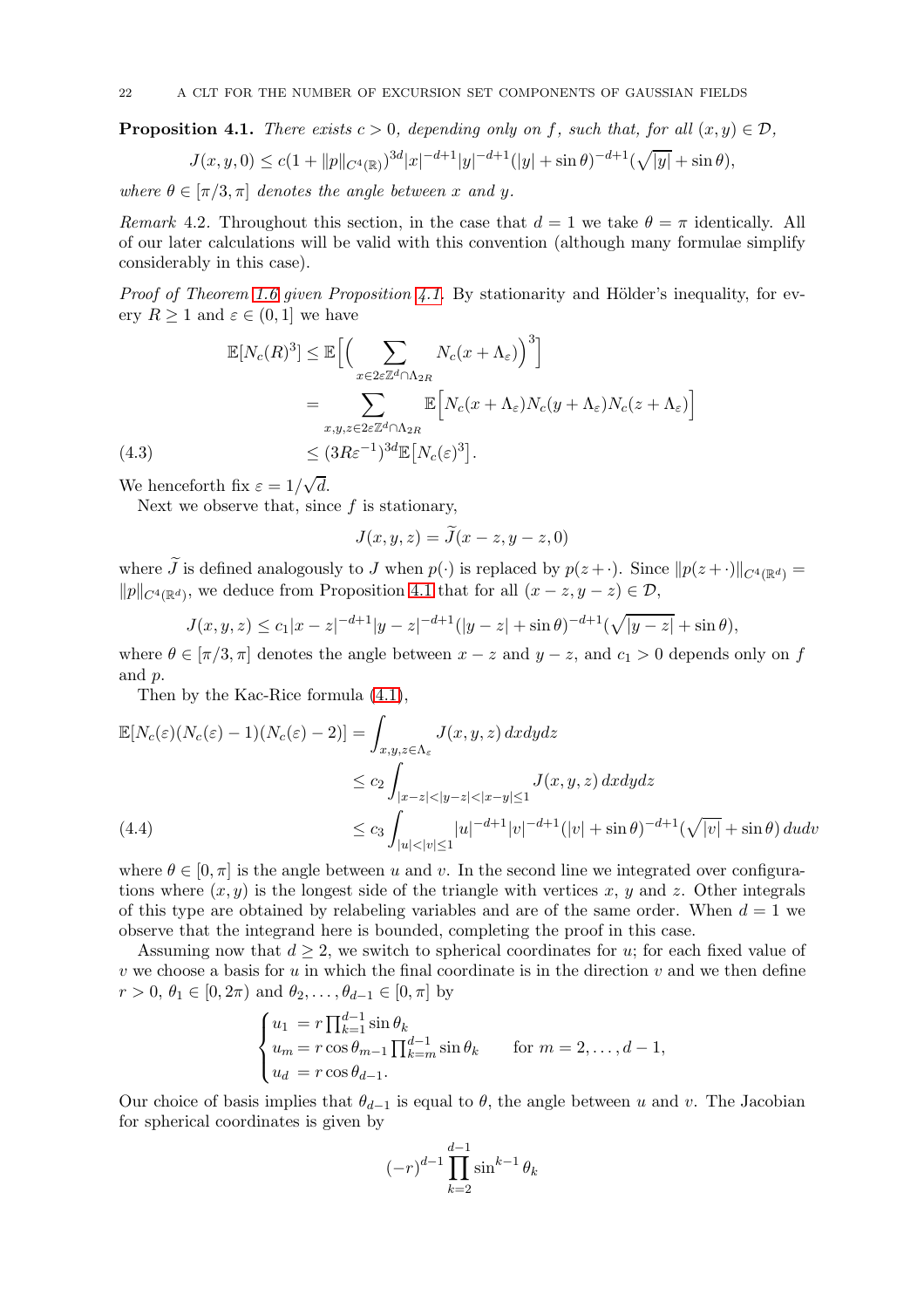**Proposition 4.1.** *There exists $c > 0$, depending only on $f$, such that, for all $(x, y) \in \mathcal{D}$,*

$$J(x, y, 0) \leq c(1 + \|p\|_{C^4(\mathbb{R})})^{3d} |x|^{-d+1} |y|^{-d+1} (|y| + \sin\theta)^{-d+1} (\sqrt{|y|} + \sin\theta),$$

*where $\theta \in [\pi/3, \pi]$ denotes the angle between $x$ and $y$.*

*Remark* 4.2. Throughout this section, in the case that $d = 1$ we take $\theta = \pi$ identically. All of our later calculations will be valid with this convention (although many formulae simplify considerably in this case).

*Proof of Theorem 1.6 given Proposition 4.1.* By stationarity and Hölder's inequality, for every $R \geq 1$ and $\varepsilon \in (0, 1]$ we have

$$\begin{aligned}
\mathbb{E}[N_c(R)^3] &\leq \mathbb{E}\Big[\Big(\sum_{x \in 2\varepsilon\mathbb{Z}^d \cap \Lambda_{2R}} N_c(x + \Lambda_\varepsilon)\Big)^3\Big] \\
&= \sum_{x,y,z \in 2\varepsilon\mathbb{Z}^d \cap \Lambda_{2R}} \mathbb{E}\Big[N_c(x + \Lambda_\varepsilon) N_c(y + \Lambda_\varepsilon) N_c(z + \Lambda_\varepsilon)\Big] \\
&\leq (3R\varepsilon^{-1})^{3d} \mathbb{E}\big[N_c(\varepsilon)^3\big]. \qquad (4.3)
\end{aligned}$$

We henceforth fix $\varepsilon = 1/\sqrt{d}$.

Next we observe that, since $f$ is stationary,

$$J(x, y, z) = \widetilde{J}(x - z, y - z, 0)$$

where $\widetilde{J}$ is defined analogously to $J$ when $p(\cdot)$ is replaced by $p(z + \cdot)$. Since $\|p(z + \cdot)\|_{C^4(\mathbb{R}^d)} = \|p\|_{C^4(\mathbb{R}^d)}$, we deduce from Proposition 4.1 that for all $(x - z, y - z) \in \mathcal{D}$,

$$J(x, y, z) \leq c_1 |x - z|^{-d+1} |y - z|^{-d+1} (|y - z| + \sin\theta)^{-d+1} (\sqrt{|y - z|} + \sin\theta),$$

where $\theta \in [\pi/3, \pi]$ denotes the angle between $x - z$ and $y - z$, and $c_1 > 0$ depends only on $f$ and $p$.

Then by the Kac-Rice formula (4.1),

$$\begin{aligned}
\mathbb{E}[N_c(\varepsilon)(N_c(\varepsilon) - 1)(N_c(\varepsilon) - 2)] &= \int_{x,y,z \in \Lambda_\varepsilon} J(x, y, z)\, dx dy dz \\
&\leq c_2 \int_{|x-z| < |y-z| < |x-y| \leq 1} J(x, y, z)\, dx dy dz \\
&\leq c_3 \int_{|u| < |v| \leq 1} |u|^{-d+1} |v|^{-d+1} (|v| + \sin\theta)^{-d+1} (\sqrt{|v|} + \sin\theta)\, du dv \qquad (4.4)
\end{aligned}$$

where $\theta \in [0, \pi]$ is the angle between $u$ and $v$. In the second line we integrated over configurations where $(x, y)$ is the longest side of the triangle with vertices $x$, $y$ and $z$. Other integrals of this type are obtained by relabeling variables and are of the same order. When $d = 1$ we observe that the integrand here is bounded, completing the proof in this case.

Assuming now that $d \geq 2$, we switch to spherical coordinates for $u$; for each fixed value of $v$ we choose a basis for $u$ in which the final coordinate is in the direction $v$ and we then define $r > 0$, $\theta_1 \in [0, 2\pi)$ and $\theta_2, \ldots, \theta_{d-1} \in [0, \pi]$ by

$$\begin{cases}
u_1 = r \prod_{k=1}^{d-1} \sin\theta_k \\
u_m = r \cos\theta_{m-1} \prod_{k=m}^{d-1} \sin\theta_k \qquad \text{for } m = 2, \ldots, d-1, \\
u_d = r \cos\theta_{d-1}.
\end{cases}$$

Our choice of basis implies that $\theta_{d-1}$ is equal to $\theta$, the angle between $u$ and $v$. The Jacobian for spherical coordinates is given by

$$(-r)^{d-1} \prod_{k=2}^{d-1} \sin^{k-1} \theta_k$$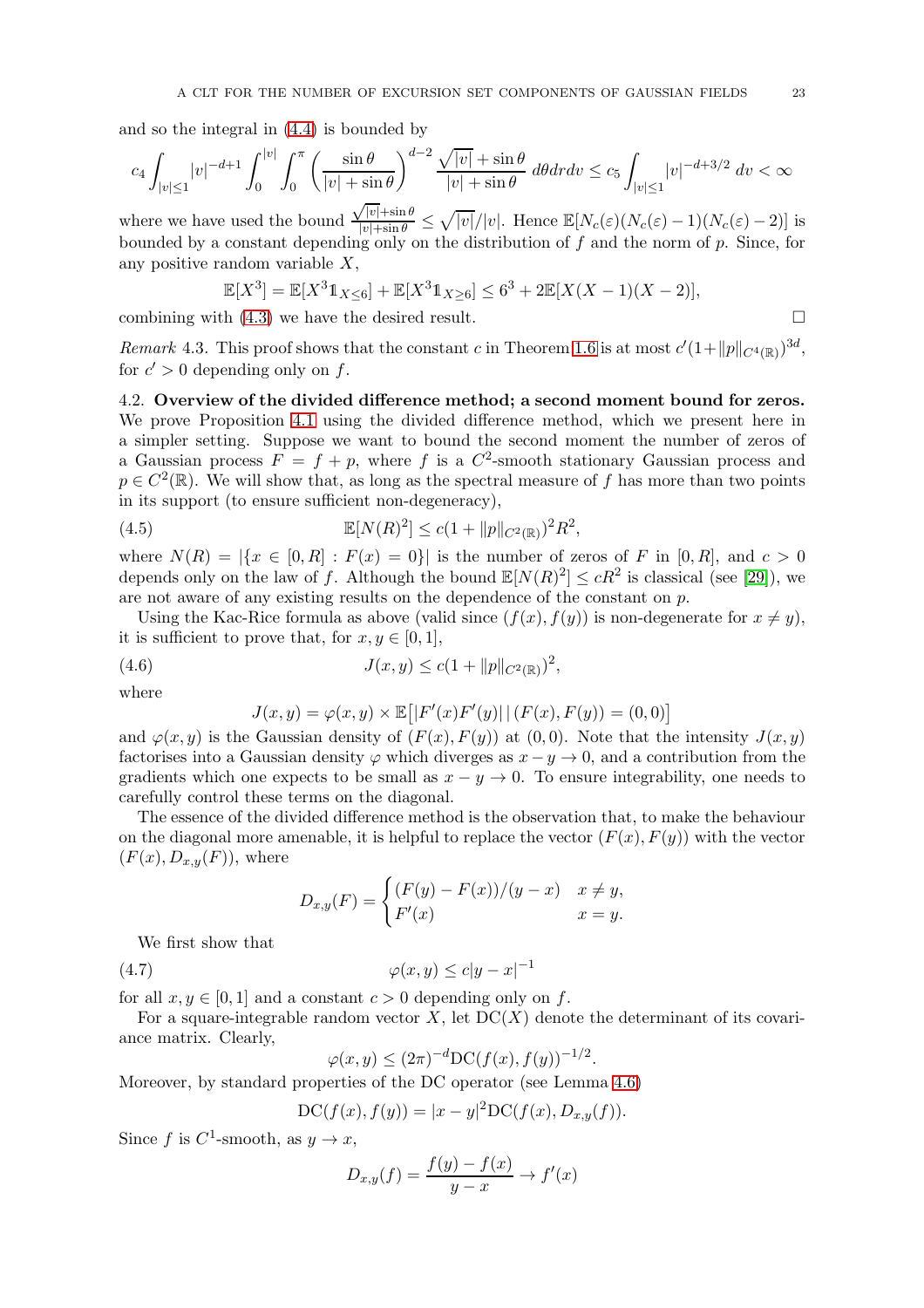and so the integral in (4.4) is bounded by

$$c_4 \int_{|v|\le 1} |v|^{-d+1} \int_0^{|v|} \int_0^{\pi} \left( \frac{\sin\theta}{|v| + \sin\theta} \right)^{d-2} \frac{\sqrt{|v|} + \sin\theta}{|v| + \sin\theta} \, d\theta dr dv \le c_5 \int_{|v|\le 1} |v|^{-d+3/2} \, dv < \infty$$

where we have used the bound $\frac{\sqrt{|v|}+\sin\theta}{|v|+\sin\theta} \le \sqrt{|v|}/|v|$. Hence $\mathbb{E}[N_c(\varepsilon)(N_c(\varepsilon)-1)(N_c(\varepsilon)-2)]$ is bounded by a constant depending only on the distribution of $f$ and the norm of $p$. Since, for any positive random variable $X$,

$$\mathbb{E}[X^3] = \mathbb{E}[X^3 \mathbb{1}_{X\le 6}] + \mathbb{E}[X^3 \mathbb{1}_{X\ge 6}] \le 6^3 + 2\mathbb{E}[X(X-1)(X-2)],$$

combining with (4.3) we have the desired result. □

*Remark* 4.3. This proof shows that the constant $c$ in Theorem 1.6 is at most $c'(1+\|p\|_{C^4(\mathbb{R})})^{3d}$, for $c' > 0$ depending only on $f$.

4.2. **Overview of the divided difference method; a second moment bound for zeros.** We prove Proposition 4.1 using the divided difference method, which we present here in a simpler setting. Suppose we want to bound the second moment the number of zeros of a Gaussian process $F = f + p$, where $f$ is a $C^2$-smooth stationary Gaussian process and $p \in C^2(\mathbb{R})$. We will show that, as long as the spectral measure of $f$ has more than two points in its support (to ensure sufficient non-degeneracy),

$$\mathbb{E}[N(R)^2] \le c(1 + \|p\|_{C^2(\mathbb{R})})^2 R^2, \tag{4.5}$$

where $N(R) = |\{x \in [0,R] : F(x) = 0\}|$ is the number of zeros of $F$ in $[0,R]$, and $c > 0$ depends only on the law of $f$. Although the bound $\mathbb{E}[N(R)^2] \le cR^2$ is classical (see [29]), we are not aware of any existing results on the dependence of the constant on $p$.

Using the Kac-Rice formula as above (valid since $(f(x), f(y))$ is non-degenerate for $x \ne y$), it is sufficient to prove that, for $x, y \in [0,1]$,

$$J(x,y) \le c(1 + \|p\|_{C^2(\mathbb{R})})^2, \tag{4.6}$$

where

$$J(x,y) = \varphi(x,y) \times \mathbb{E}\big[|F'(x)F'(y)| \,|\, (F(x), F(y)) = (0,0)\big]$$

and $\varphi(x,y)$ is the Gaussian density of $(F(x), F(y))$ at $(0,0)$. Note that the intensity $J(x,y)$ factorises into a Gaussian density $\varphi$ which diverges as $x - y \to 0$, and a contribution from the gradients which one expects to be small as $x - y \to 0$. To ensure integrability, one needs to carefully control these terms on the diagonal.

The essence of the divided difference method is the observation that, to make the behaviour on the diagonal more amenable, it is helpful to replace the vector $(F(x), F(y))$ with the vector $(F(x), D_{x,y}(F))$, where

$$D_{x,y}(F) = \begin{cases} (F(y) - F(x))/(y - x) & x \ne y, \\ F'(x) & x = y. \end{cases}$$

We first show that

$$\varphi(x,y) \le c|y - x|^{-1} \tag{4.7}$$

for all $x, y \in [0,1]$ and a constant $c > 0$ depending only on $f$.

For a square-integrable random vector $X$, let $\mathrm{DC}(X)$ denote the determinant of its covariance matrix. Clearly,

$$\varphi(x,y) \le (2\pi)^{-d} \mathrm{DC}(f(x), f(y))^{-1/2}.$$

Moreover, by standard properties of the DC operator (see Lemma 4.6)

$$\mathrm{DC}(f(x), f(y)) = |x - y|^2 \mathrm{DC}(f(x), D_{x,y}(f)).$$

Since $f$ is $C^1$-smooth, as $y \to x$,

$$D_{x,y}(f) = \frac{f(y) - f(x)}{y - x} \to f'(x)$$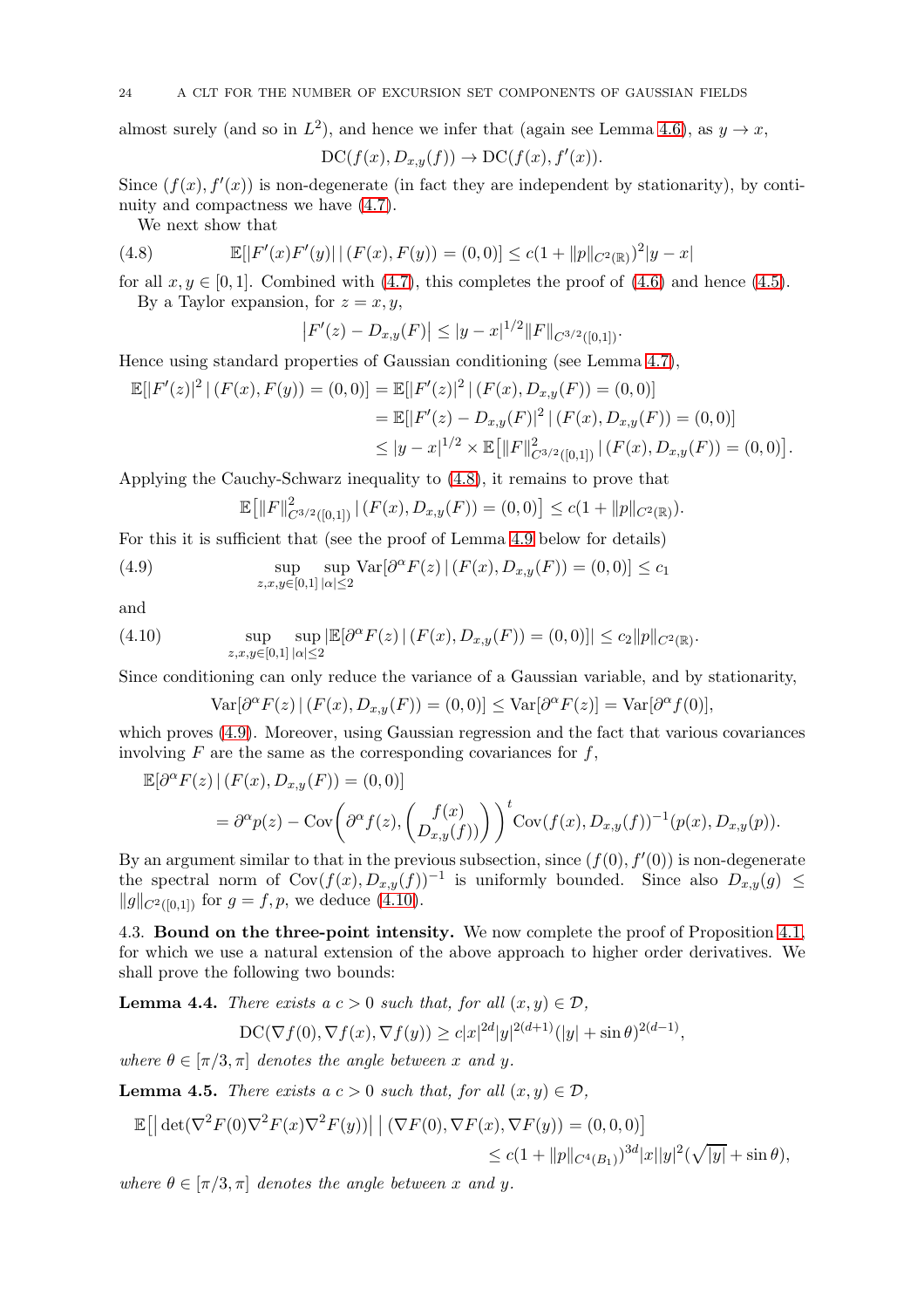almost surely (and so in $L^2$), and hence we infer that (again see Lemma 4.6), as $y \to x$,

$$\mathrm{DC}(f(x), D_{x,y}(f)) \to \mathrm{DC}(f(x), f'(x)).$$

Since $(f(x), f'(x))$ is non-degenerate (in fact they are independent by stationarity), by continuity and compactness we have (4.7).

We next show that

$$\mathbb{E}[|F'(x)F'(y)| \,|\, (F(x), F(y)) = (0,0)] \le c(1 + \|p\|_{C^2(\mathbb{R})})^2 |y - x| \tag{4.8}$$

for all $x, y \in [0,1]$. Combined with (4.7), this completes the proof of (4.6) and hence (4.5).

By a Taylor expansion, for $z = x, y$,

$$\left|F'(z) - D_{x,y}(F)\right| \le |y - x|^{1/2} \|F\|_{C^{3/2}([0,1])}.$$

Hence using standard properties of Gaussian conditioning (see Lemma 4.7),

$$\begin{aligned}
\mathbb{E}[|F'(z)|^2 \,|\, (F(x), F(y)) = (0,0)] &= \mathbb{E}[|F'(z)|^2 \,|\, (F(x), D_{x,y}(F)) = (0,0)] \\
&= \mathbb{E}[|F'(z) - D_{x,y}(F)|^2 \,|\, (F(x), D_{x,y}(F)) = (0,0)] \\
&\le |y - x|^{1/2} \times \mathbb{E}\big[\|F\|^2_{C^{3/2}([0,1])} \,|\, (F(x), D_{x,y}(F)) = (0,0)\big].
\end{aligned}$$

Applying the Cauchy-Schwarz inequality to (4.8), it remains to prove that

$$\mathbb{E}\big[\|F\|^2_{C^{3/2}([0,1])} \,|\, (F(x), D_{x,y}(F)) = (0,0)\big] \le c(1 + \|p\|_{C^2(\mathbb{R})}).$$

For this it is sufficient that (see the proof of Lemma 4.9 below for details)

$$\sup_{z,x,y \in [0,1]} \sup_{|\alpha| \le 2} \mathrm{Var}[\partial^\alpha F(z) \,|\, (F(x), D_{x,y}(F)) = (0,0)] \le c_1 \tag{4.9}$$

and

$$\sup_{z,x,y \in [0,1]} \sup_{|\alpha| \le 2} |\mathbb{E}[\partial^\alpha F(z) \,|\, (F(x), D_{x,y}(F)) = (0,0)]| \le c_2 \|p\|_{C^2(\mathbb{R})}. \tag{4.10}$$

Since conditioning can only reduce the variance of a Gaussian variable, and by stationarity,

$$\mathrm{Var}[\partial^\alpha F(z) \,|\, (F(x), D_{x,y}(F)) = (0,0)] \le \mathrm{Var}[\partial^\alpha F(z)] = \mathrm{Var}[\partial^\alpha f(0)],$$

which proves (4.9). Moreover, using Gaussian regression and the fact that various covariances involving $F$ are the same as the corresponding covariances for $f$,

$$\begin{aligned}
&\mathbb{E}[\partial^\alpha F(z) \,|\, (F(x), D_{x,y}(F)) = (0,0)] \\
&\qquad = \partial^\alpha p(z) - \mathrm{Cov}\left(\partial^\alpha f(z), \begin{pmatrix} f(x) \\ D_{x,y}(f)) \end{pmatrix}\right)^t \mathrm{Cov}(f(x), D_{x,y}(f))^{-1}(p(x), D_{x,y}(p)).
\end{aligned}$$

By an argument similar to that in the previous subsection, since $(f(0), f'(0))$ is non-degenerate the spectral norm of $\mathrm{Cov}(f(x), D_{x,y}(f))^{-1}$ is uniformly bounded. Since also $D_{x,y}(g) \le \|g\|_{C^2([0,1])}$ for $g = f, p$, we deduce (4.10).

4.3. **Bound on the three-point intensity.** We now complete the proof of Proposition 4.1, for which we use a natural extension of the above approach to higher order derivatives. We shall prove the following two bounds:

**Lemma 4.4.** *There exists a $c > 0$ such that, for all $(x, y) \in \mathcal{D}$,*

$$\mathrm{DC}(\nabla f(0), \nabla f(x), \nabla f(y)) \ge c|x|^{2d}|y|^{2(d+1)}(|y| + \sin\theta)^{2(d-1)},$$

*where $\theta \in [\pi/3, \pi]$ denotes the angle between $x$ and $y$.*

**Lemma 4.5.** *There exists a $c > 0$ such that, for all $(x, y) \in \mathcal{D}$,*

$$\begin{aligned}
\mathbb{E}\big[\big|\det(\nabla^2 F(0)\nabla^2 F(x)\nabla^2 F(y))\big| \,\big|\, (\nabla F(0), \nabla F(x), \nabla F(y)) = (0,0,0)\big] \\
\le c(1 + \|p\|_{C^4(B_1)})^{3d}|x||y|^2(\sqrt{|y|} + \sin\theta),
\end{aligned}$$

*where $\theta \in [\pi/3, \pi]$ denotes the angle between $x$ and $y$.*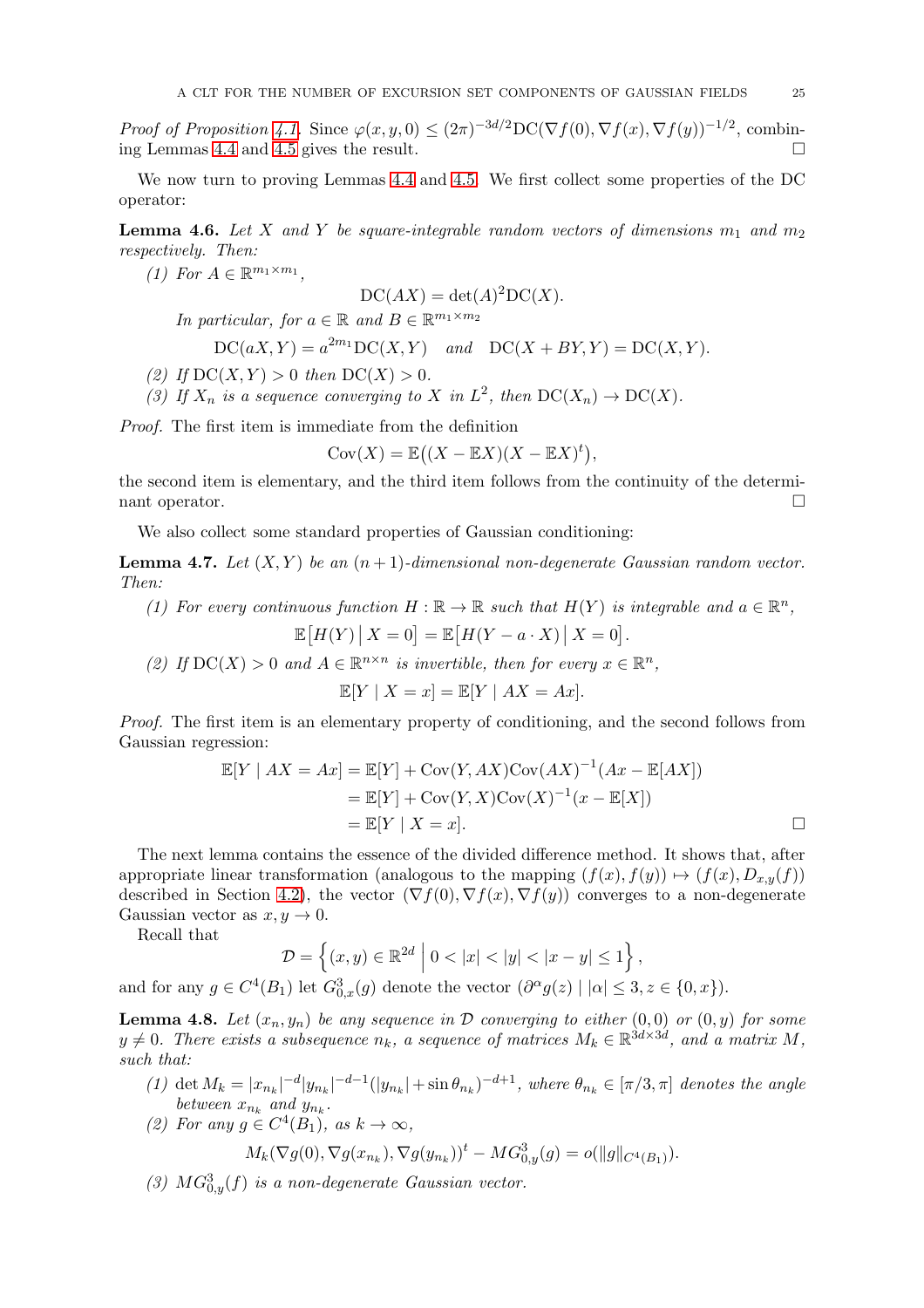*Proof of Proposition 4.1.* Since $\varphi(x, y, 0) \leq (2\pi)^{-3d/2} \mathrm{DC}(\nabla f(0), \nabla f(x), \nabla f(y))^{-1/2}$, combining Lemmas 4.4 and 4.5 gives the result. □

We now turn to proving Lemmas 4.4 and 4.5. We first collect some properties of the DC operator:

**Lemma 4.6.** *Let $X$ and $Y$ be square-integrable random vectors of dimensions $m_1$ and $m_2$ respectively. Then:*

1. *For $A \in \mathbb{R}^{m_1 \times m_1}$,*
$$\mathrm{DC}(AX) = \det(A)^2 \mathrm{DC}(X).$$
*In particular, for $a \in \mathbb{R}$ and $B \in \mathbb{R}^{m_1 \times m_2}$*
$$\mathrm{DC}(aX, Y) = a^{2m_1} \mathrm{DC}(X, Y) \quad \text{and} \quad \mathrm{DC}(X + BY, Y) = \mathrm{DC}(X, Y).$$
2. *If $\mathrm{DC}(X, Y) > 0$ then $\mathrm{DC}(X) > 0$.*
3. *If $X_n$ is a sequence converging to $X$ in $L^2$, then $\mathrm{DC}(X_n) \to \mathrm{DC}(X)$.*

*Proof.* The first item is immediate from the definition
$$\mathrm{Cov}(X) = \mathbb{E}\big((X - \mathbb{E}X)(X - \mathbb{E}X)^t\big),$$
the second item is elementary, and the third item follows from the continuity of the determinant operator. □

We also collect some standard properties of Gaussian conditioning:

**Lemma 4.7.** *Let $(X, Y)$ be an $(n+1)$-dimensional non-degenerate Gaussian random vector. Then:*

1. *For every continuous function $H : \mathbb{R} \to \mathbb{R}$ such that $H(Y)$ is integrable and $a \in \mathbb{R}^n$,*
$$\mathbb{E}\big[H(Y) \,\big|\, X = 0\big] = \mathbb{E}\big[H(Y - a \cdot X) \,\big|\, X = 0\big].$$
2. *If $\mathrm{DC}(X) > 0$ and $A \in \mathbb{R}^{n \times n}$ is invertible, then for every $x \in \mathbb{R}^n$,*
$$\mathbb{E}[Y \mid X = x] = \mathbb{E}[Y \mid AX = Ax].$$

*Proof.* The first item is an elementary property of conditioning, and the second follows from Gaussian regression:
$$\begin{aligned}
\mathbb{E}[Y \mid AX = Ax] &= \mathbb{E}[Y] + \mathrm{Cov}(Y, AX)\mathrm{Cov}(AX)^{-1}(Ax - \mathbb{E}[AX]) \\
&= \mathbb{E}[Y] + \mathrm{Cov}(Y, X)\mathrm{Cov}(X)^{-1}(x - \mathbb{E}[X]) \\
&= \mathbb{E}[Y \mid X = x].
\end{aligned}$$
□

The next lemma contains the essence of the divided difference method. It shows that, after appropriate linear transformation (analogous to the mapping $(f(x), f(y)) \mapsto (f(x), D_{x,y}(f))$ described in Section 4.2), the vector $(\nabla f(0), \nabla f(x), \nabla f(y))$ converges to a non-degenerate Gaussian vector as $x, y \to 0$.

Recall that
$$\mathcal{D} = \left\{ (x, y) \in \mathbb{R}^{2d} \,\middle|\, 0 < |x| < |y| < |x - y| \leq 1 \right\},$$
and for any $g \in C^4(B_1)$ let $G^3_{0,x}(g)$ denote the vector $(\partial^\alpha g(z) \mid |\alpha| \leq 3, z \in \{0, x\})$.

**Lemma 4.8.** *Let $(x_n, y_n)$ be any sequence in $\mathcal{D}$ converging to either $(0,0)$ or $(0, y)$ for some $y \neq 0$. There exists a subsequence $n_k$, a sequence of matrices $M_k \in \mathbb{R}^{3d \times 3d}$, and a matrix $M$, such that:*

1. *$\det M_k = |x_{n_k}|^{-d} |y_{n_k}|^{-d-1} (|y_{n_k}| + \sin \theta_{n_k})^{-d+1}$, where $\theta_{n_k} \in [\pi/3, \pi]$ denotes the angle between $x_{n_k}$ and $y_{n_k}$.*
2. *For any $g \in C^4(B_1)$, as $k \to \infty$,*
$$M_k (\nabla g(0), \nabla g(x_{n_k}), \nabla g(y_{n_k}))^t - M G^3_{0,y}(g) = o(\|g\|_{C^4(B_1)}).$$
3. *$M G^3_{0,y}(f)$ is a non-degenerate Gaussian vector.*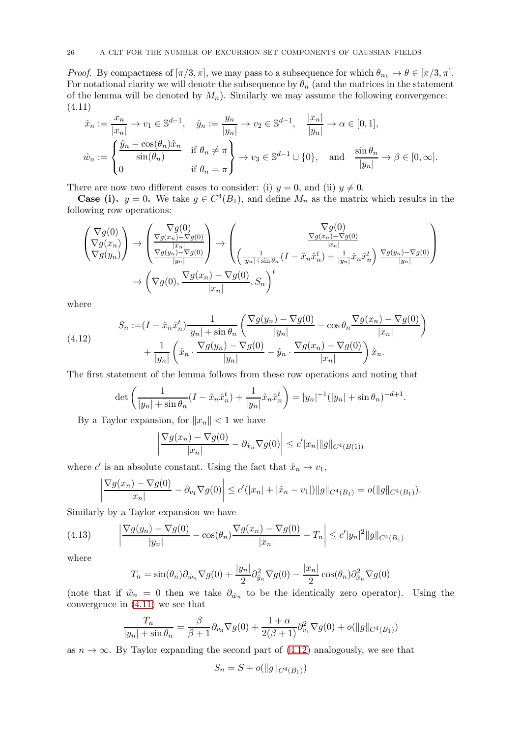*Proof.* By compactness of $[\pi/3, \pi]$, we may pass to a subsequence for which $\theta_{n_k} \to \theta \in [\pi/3, \pi]$. For notational clarity we will denote the subsequence by $\theta_n$ (and the matrices in the statement of the lemma will be denoted by $M_n$). Similarly we may assume the following convergence:
(4.11)

$$\hat{x}_n := \frac{x_n}{|x_n|} \to v_1 \in \mathbb{S}^{d-1}, \quad \hat{y}_n := \frac{y_n}{|y_n|} \to v_2 \in \mathbb{S}^{d-1}, \quad \frac{|x_n|}{|y_n|} \to \alpha \in [0,1],$$
$$\hat{w}_n := \left\{ \begin{matrix} \dfrac{\hat{y}_n - \cos(\theta_n)\hat{x}_n}{\sin(\theta_n)} & \text{if } \theta_n \neq \pi \\ 0 & \text{if } \theta_n = \pi \end{matrix} \right\} \to v_3 \in \mathbb{S}^{d-1} \cup \{0\}, \quad \text{and} \quad \frac{\sin\theta_n}{|y_n|} \to \beta \in [0,\infty].$$

There are now two different cases to consider: (i) $y = 0$, and (ii) $y \neq 0$.

**Case (i).** $y = 0$. We take $g \in C^4(B_1)$, and define $M_n$ as the matrix which results in the following row operations:

$$\begin{pmatrix} \nabla g(0) \\ \nabla g(x_n) \\ \nabla g(y_n) \end{pmatrix} \to \begin{pmatrix} \nabla g(0) \\ \frac{\nabla g(x_n) - \nabla g(0)}{|x_n|} \\ \frac{\nabla g(y_n) - \nabla g(0)}{|y_n|} \end{pmatrix} \to \begin{pmatrix} \nabla g(0) \\ \frac{\nabla g(x_n) - \nabla g(0)}{|x_n|} \\ \left( \frac{1}{|y_n| + \sin\theta_n}(I - \hat{x}_n\hat{x}_n^t) + \frac{1}{|y_n|}\hat{x}_n\hat{x}_n^t \right) \frac{\nabla g(y_n) - \nabla g(0)}{|y_n|} \end{pmatrix}$$
$$\to \left( \nabla g(0), \frac{\nabla g(x_n) - \nabla g(0)}{|x_n|}, S_n \right)^t$$

where

$$\begin{aligned} S_n :=& (I - \hat{x}_n\hat{x}_n^t)\frac{1}{|y_n| + \sin\theta_n}\left( \frac{\nabla g(y_n) - \nabla g(0)}{|y_n|} - \cos\theta_n \frac{\nabla g(x_n) - \nabla g(0)}{|x_n|} \right) \\ &+ \frac{1}{|y_n|}\left( \hat{x}_n \cdot \frac{\nabla g(y_n) - \nabla g(0)}{|y_n|} - \hat{y}_n \cdot \frac{\nabla g(x_n) - \nabla g(0)}{|x_n|} \right)\hat{x}_n. \end{aligned} \tag{4.12}$$

The first statement of the lemma follows from these row operations and noting that

$$\det\left( \frac{1}{|y_n| + \sin\theta_n}(I - \hat{x}_n\hat{x}_n^t) + \frac{1}{|y_n|}\hat{x}_n\hat{x}_n^t \right) = |y_n|^{-1}(|y_n| + \sin\theta_n)^{-d+1}.$$

By a Taylor expansion, for $\|x_n\| < 1$ we have

$$\left| \frac{\nabla g(x_n) - \nabla g(0)}{|x_n|} - \partial_{\hat{x}_n}\nabla g(0) \right| \leq c'|x_n|\|g\|_{C^4(B(1))}$$

where $c'$ is an absolute constant. Using the fact that $\hat{x}_n \to v_1$,

$$\left| \frac{\nabla g(x_n) - \nabla g(0)}{|x_n|} - \partial_{v_1}\nabla g(0) \right| \leq c'(|x_n| + |\hat{x}_n - v_1|)\|g\|_{C^4(B_1)} = o(\|g\|_{C^4(B_1)}).$$

Similarly by a Taylor expansion we have

$$\left| \frac{\nabla g(y_n) - \nabla g(0)}{|y_n|} - \cos(\theta_n)\frac{\nabla g(x_n) - \nabla g(0)}{|x_n|} - T_n \right| \leq c'|y_n|^2\|g\|_{C^4(B_1)} \tag{4.13}$$

where

$$T_n = \sin(\theta_n)\partial_{\hat{w}_n}\nabla g(0) + \frac{|y_n|}{2}\partial^2_{\hat{y}_n}\nabla g(0) - \frac{|x_n|}{2}\cos(\theta_n)\partial^2_{\hat{x}_n}\nabla g(0)$$

(note that if $\hat{w}_n = 0$ then we take $\partial_{\hat{w}_n}$ to be the identically zero operator). Using the convergence in (4.11) we see that

$$\frac{T_n}{|y_n| + \sin\theta_n} = \frac{\beta}{\beta+1}\partial_{v_3}\nabla g(0) + \frac{1+\alpha}{2(\beta+1)}\partial^2_{v_1}\nabla g(0) + o(\|g\|_{C^4(B_1)})$$

as $n \to \infty$. By Taylor expanding the second part of (4.12) analogously, we see that

$$S_n = S + o(\|g\|_{C^4(B_1)})$$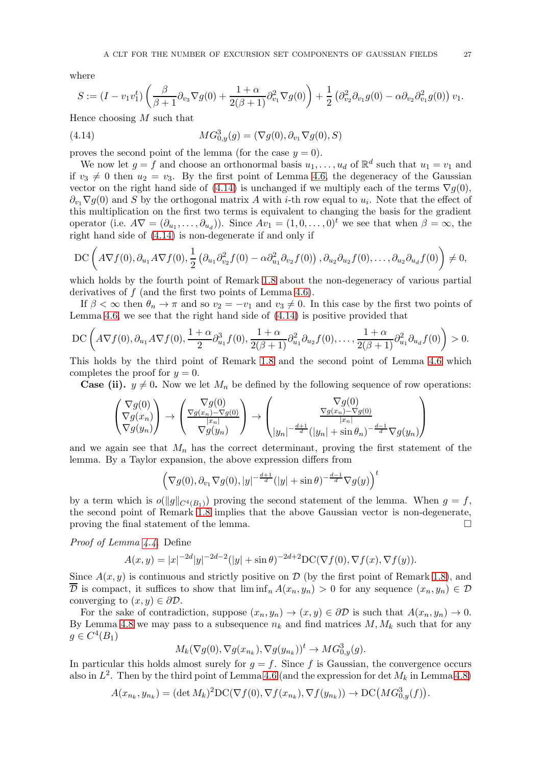where

$$S := (I - v_1 v_1^t)\left(\frac{\beta}{\beta+1}\partial_{v_3}\nabla g(0) + \frac{1+\alpha}{2(\beta+1)}\partial_{v_1}^2\nabla g(0)\right) + \frac{1}{2}\left(\partial_{v_2}^2\partial_{v_1} g(0) - \alpha\partial_{v_2}\partial_{v_1}^2 g(0)\right)v_1.$$

Hence choosing $M$ such that

$$MG^3_{0,y}(g) = (\nabla g(0), \partial_{v_1}\nabla g(0), S) \tag{4.14}$$

proves the second point of the lemma (for the case $y = 0$).

We now let $g = f$ and choose an orthonormal basis $u_1, \dots, u_d$ of $\mathbb{R}^d$ such that $u_1 = v_1$ and if $v_3 \neq 0$ then $u_2 = v_3$. By the first point of Lemma 4.6, the degeneracy of the Gaussian vector on the right hand side of (4.14) is unchanged if we multiply each of the terms $\nabla g(0)$, $\partial_{v_1}\nabla g(0)$ and $S$ by the orthogonal matrix $A$ with $i$-th row equal to $u_i$. Note that the effect of this multiplication on the first two terms is equivalent to changing the basis for the gradient operator (i.e. $A\nabla = (\partial_{u_1}, \dots, \partial_{u_d})$). Since $Av_1 = (1, 0, \dots, 0)^t$ we see that when $\beta = \infty$, the right hand side of (4.14) is non-degenerate if and only if

$$\mathrm{DC}\left(A\nabla f(0), \partial_{u_1} A\nabla f(0), \frac{1}{2}\left(\partial_{u_1}\partial_{v_2}^2 f(0) - \alpha\partial_{u_1}^2\partial_{v_2} f(0)\right), \partial_{u_2}\partial_{u_2} f(0), \dots, \partial_{u_2}\partial_{u_d} f(0)\right) \neq 0,$$

which holds by the fourth point of Remark 1.8 about the non-degeneracy of various partial derivatives of $f$ (and the first two points of Lemma 4.6).

If $\beta < \infty$ then $\theta_n \to \pi$ and so $v_2 = -v_1$ and $v_3 \neq 0$. In this case by the first two points of Lemma 4.6, we see that the right hand side of (4.14) is positive provided that

$$\mathrm{DC}\left(A\nabla f(0), \partial_{u_1} A\nabla f(0), \frac{1+\alpha}{2}\partial_{u_1}^3 f(0), \frac{1+\alpha}{2(\beta+1)}\partial_{u_1}^2\partial_{u_2} f(0), \dots, \frac{1+\alpha}{2(\beta+1)}\partial_{u_1}^2\partial_{u_d} f(0)\right) > 0.$$

This holds by the third point of Remark 1.8 and the second point of Lemma 4.6 which completes the proof for $y = 0$.

**Case (ii).** $y \neq 0$. Now we let $M_n$ be defined by the following sequence of row operations:

$$\begin{pmatrix}\nabla g(0)\\ \nabla g(x_n)\\ \nabla g(y_n)\end{pmatrix} \to \begin{pmatrix}\nabla g(0)\\ \frac{\nabla g(x_n) - \nabla g(0)}{|x_n|}\\ \nabla g(y_n)\end{pmatrix} \to \begin{pmatrix}\nabla g(0)\\ \frac{\nabla g(x_n) - \nabla g(0)}{|x_n|}\\ |y_n|^{-\frac{d+1}{d}}(|y_n| + \sin\theta_n)^{-\frac{d-1}{d}}\nabla g(y_n)\end{pmatrix}$$

and we again see that $M_n$ has the correct determinant, proving the first statement of the lemma. By a Taylor expansion, the above expression differs from

$$\left(\nabla g(0), \partial_{v_1}\nabla g(0), |y|^{-\frac{d+1}{d}}(|y| + \sin\theta)^{-\frac{d-1}{d}}\nabla g(y)\right)^t$$

by a term which is $o(\|g\|_{C^4(B_1)})$ proving the second statement of the lemma. When $g = f$, the second point of Remark 1.8 implies that the above Gaussian vector is non-degenerate, proving the final statement of the lemma. $\square$

*Proof of Lemma 4.4.* Define

$$A(x,y) = |x|^{-2d}|y|^{-2d-2}(|y| + \sin\theta)^{-2d+2}\mathrm{DC}(\nabla f(0), \nabla f(x), \nabla f(y)).$$

Since $A(x,y)$ is continuous and strictly positive on $\mathcal{D}$ (by the first point of Remark 1.8), and $\overline{\mathcal{D}}$ is compact, it suffices to show that $\liminf_n A(x_n, y_n) > 0$ for any sequence $(x_n, y_n) \in \mathcal{D}$ converging to $(x,y) \in \partial\mathcal{D}$.

For the sake of contradiction, suppose $(x_n, y_n) \to (x,y) \in \partial\mathcal{D}$ is such that $A(x_n, y_n) \to 0$. By Lemma 4.8 we may pass to a subsequence $n_k$ and find matrices $M, M_k$ such that for any $g \in C^4(B_1)$

$$M_k(\nabla g(0), \nabla g(x_{n_k}), \nabla g(y_{n_k}))^t \to MG^3_{0,y}(g).$$

In particular this holds almost surely for $g = f$. Since $f$ is Gaussian, the convergence occurs also in $L^2$. Then by the third point of Lemma 4.6 (and the expression for $\det M_k$ in Lemma 4.8)

$$A(x_{n_k}, y_{n_k}) = (\det M_k)^2\mathrm{DC}(\nabla f(0), \nabla f(x_{n_k}), \nabla f(y_{n_k})) \to \mathrm{DC}\big(MG^3_{0,y}(f)\big).$$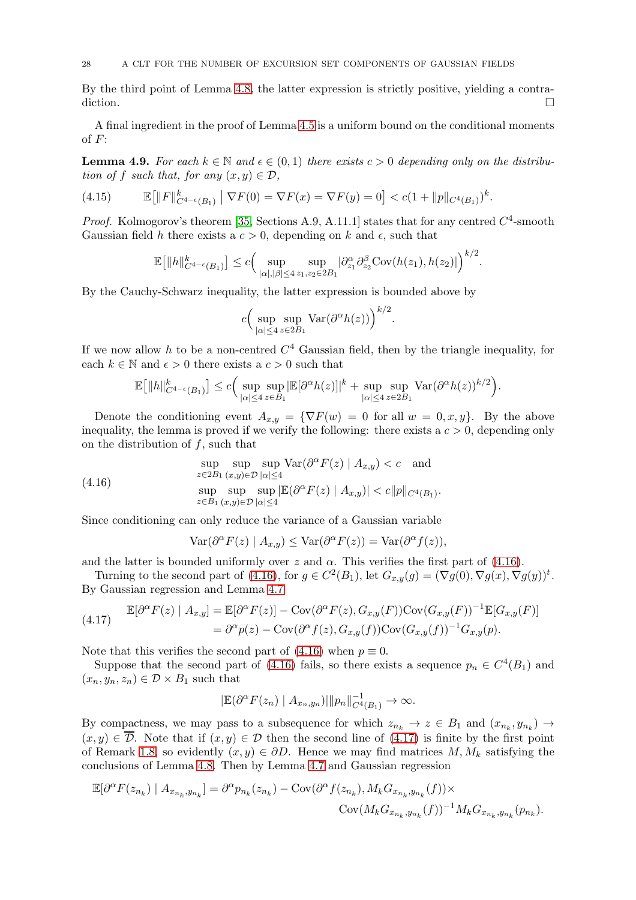By the third point of Lemma 4.8, the latter expression is strictly positive, yielding a contradiction. □

A final ingredient in the proof of Lemma 4.5 is a uniform bound on the conditional moments of $F$:

**Lemma 4.9.** *For each $k \in \mathbb{N}$ and $\epsilon \in (0,1)$ there exists $c > 0$ depending only on the distribution of $f$ such that, for any $(x,y) \in \mathcal{D}$,*

$$\mathbb{E}\big[\|F\|^k_{C^{4-\epsilon}(B_1)} \;\big|\; \nabla F(0) = \nabla F(x) = \nabla F(y) = 0\big] < c(1 + \|p\|_{C^4(B_1)})^k. \tag{4.15}$$

*Proof.* Kolmogorov's theorem [35, Sections A.9, A.11.1] states that for any centred $C^4$-smooth Gaussian field $h$ there exists a $c > 0$, depending on $k$ and $\epsilon$, such that

$$\mathbb{E}\big[\|h\|^k_{C^{4-\epsilon}(B_1)}\big] \le c\Big( \sup_{|\alpha|,|\beta| \le 4} \sup_{z_1, z_2 \in 2B_1} |\partial^\alpha_{z_1} \partial^\beta_{z_2} \mathrm{Cov}(h(z_1), h(z_2))|\Big)^{k/2}.$$

By the Cauchy-Schwarz inequality, the latter expression is bounded above by

$$c\Big( \sup_{|\alpha| \le 4} \sup_{z \in 2B_1} \mathrm{Var}(\partial^\alpha h(z))\Big)^{k/2}.$$

If we now allow $h$ to be a non-centred $C^4$ Gaussian field, then by the triangle inequality, for each $k \in \mathbb{N}$ and $\epsilon > 0$ there exists a $c > 0$ such that

$$\mathbb{E}\big[\|h\|^k_{C^{4-\epsilon}(B_1)}\big] \le c\Big( \sup_{|\alpha| \le 4} \sup_{z \in B_1} |\mathbb{E}[\partial^\alpha h(z)]|^k + \sup_{|\alpha| \le 4} \sup_{z \in 2B_1} \mathrm{Var}(\partial^\alpha h(z))^{k/2}\Big).$$

Denote the conditioning event $A_{x,y} = \{\nabla F(w) = 0 \text{ for all } w = 0, x, y\}$. By the above inequality, the lemma is proved if we verify the following: there exists a $c > 0$, depending only on the distribution of $f$, such that

$$\begin{aligned} &\sup_{z \in 2B_1} \sup_{(x,y) \in \mathcal{D}} \sup_{|\alpha| \le 4} \mathrm{Var}(\partial^\alpha F(z) \mid A_{x,y}) < c \quad \text{and} \\ &\sup_{z \in B_1} \sup_{(x,y) \in \mathcal{D}} \sup_{|\alpha| \le 4} |\mathbb{E}(\partial^\alpha F(z) \mid A_{x,y})| < c\|p\|_{C^4(B_1)}. \end{aligned} \tag{4.16}$$

Since conditioning can only reduce the variance of a Gaussian variable

$$\mathrm{Var}(\partial^\alpha F(z) \mid A_{x,y}) \le \mathrm{Var}(\partial^\alpha F(z)) = \mathrm{Var}(\partial^\alpha f(z)),$$

and the latter is bounded uniformly over $z$ and $\alpha$. This verifies the first part of (4.16).

Turning to the second part of (4.16), for $g \in C^2(B_1)$, let $G_{x,y}(g) = (\nabla g(0), \nabla g(x), \nabla g(y))^t$. By Gaussian regression and Lemma 4.7

$$\begin{aligned} \mathbb{E}[\partial^\alpha F(z) \mid A_{x,y}] &= \mathbb{E}[\partial^\alpha F(z)] - \mathrm{Cov}(\partial^\alpha F(z), G_{x,y}(F))\mathrm{Cov}(G_{x,y}(F))^{-1}\mathbb{E}[G_{x,y}(F)] \\ &= \partial^\alpha p(z) - \mathrm{Cov}(\partial^\alpha f(z), G_{x,y}(f))\mathrm{Cov}(G_{x,y}(f))^{-1} G_{x,y}(p). \end{aligned} \tag{4.17}$$

Note that this verifies the second part of (4.16) when $p \equiv 0$.

Suppose that the second part of (4.16) fails, so there exists a sequence $p_n \in C^4(B_1)$ and $(x_n, y_n, z_n) \in \mathcal{D} \times B_1$ such that

$$|\mathbb{E}(\partial^\alpha F(z_n) \mid A_{x_n,y_n})| \|p_n\|^{-1}_{C^4(B_1)} \to \infty.$$

By compactness, we may pass to a subsequence for which $z_{n_k} \to z \in B_1$ and $(x_{n_k}, y_{n_k}) \to (x,y) \in \overline{\mathcal{D}}$. Note that if $(x,y) \in \mathcal{D}$ then the second line of (4.17) is finite by the first point of Remark 1.8, so evidently $(x,y) \in \partial D$. Hence we may find matrices $M, M_k$ satisfying the conclusions of Lemma 4.8. Then by Lemma 4.7 and Gaussian regression

$$\begin{aligned} \mathbb{E}[\partial^\alpha F(z_{n_k}) \mid A_{x_{n_k},y_{n_k}}] = \partial^\alpha p_{n_k}(z_{n_k}) - \mathrm{Cov}(\partial^\alpha f(z_{n_k}), M_k G_{x_{n_k},y_{n_k}}(f)) \times \\ \mathrm{Cov}(M_k G_{x_{n_k},y_{n_k}}(f))^{-1} M_k G_{x_{n_k},y_{n_k}}(p_{n_k}). \end{aligned}$$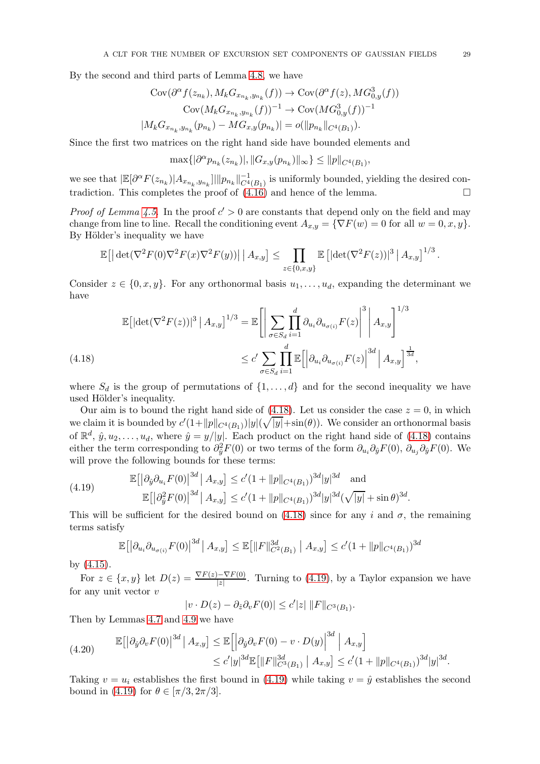By the second and third parts of Lemma 4.8, we have

$$\mathrm{Cov}(\partial^\alpha f(z_{n_k}), M_k G_{x_{n_k},y_{n_k}}(f)) \to \mathrm{Cov}(\partial^\alpha f(z), MG^3_{0,y}(f))$$
$$\mathrm{Cov}(M_k G_{x_{n_k},y_{n_k}}(f))^{-1} \to \mathrm{Cov}(MG^3_{0,y}(f))^{-1}$$
$$|M_k G_{x_{n_k},y_{n_k}}(p_{n_k}) - MG_{x,y}(p_{n_k})| = o(\|p_{n_k}\|_{C^4(B_1)}).$$

Since the first two matrices on the right hand side have bounded elements and

$$\max\{|\partial^\alpha p_{n_k}(z_{n_k})|, \|G_{x,y}(p_{n_k})\|_\infty\} \le \|p\|_{C^4(B_1)},$$

we see that $|\mathbb{E}[\partial^\alpha F(z_{n_k})|A_{x_{n_k},y_{n_k}}]|\|p_{n_k}\|^{-1}_{C^4(B_1)}$ is uniformly bounded, yielding the desired contradiction. This completes the proof of (4.16) and hence of the lemma. □

*Proof of Lemma 4.5.* In the proof $c'>0$ are constants that depend only on the field and may change from line to line. Recall the conditioning event $A_{x,y}=\{\nabla F(w)=0 \text{ for all } w=0,x,y\}$. By Hölder's inequality we have

$$\mathbb{E}\big[|\det(\nabla^2 F(0)\nabla^2 F(x)\nabla^2 F(y))| \,\big|\, A_{x,y}\big] \le \prod_{z\in\{0,x,y\}} \mathbb{E}\left[|\det(\nabla^2 F(z))|^3 \,\middle|\, A_{x,y}\right]^{1/3}.$$

Consider $z\in\{0,x,y\}$. For any orthonormal basis $u_1,\dots,u_d$, expanding the determinant we have

$$\begin{aligned}\mathbb{E}\big[|\det(\nabla^2 F(z))|^3 \,\big|\, A_{x,y}\big]^{1/3} &= \mathbb{E}\left[\left|\sum_{\sigma\in S_d}\prod_{i=1}^d \partial_{u_i}\partial_{u_{\sigma(i)}}F(z)\right|^3 \,\middle|\, A_{x,y}\right]^{1/3}\\ &\le c' \sum_{\sigma\in S_d}\prod_{i=1}^d \mathbb{E}\left[\left|\partial_{u_i}\partial_{u_{\sigma(i)}}F(z)\right|^{3d} \,\middle|\, A_{x,y}\right]^{\frac{1}{3d}}, \end{aligned} \tag{4.18}$$

where $S_d$ is the group of permutations of $\{1,\dots,d\}$ and for the second inequality we have used Hölder's inequality.

Our aim is to bound the right hand side of (4.18). Let us consider the case $z=0$, in which we claim it is bounded by $c'(1+\|p\|_{C^4(B_1)})|y|(\sqrt{|y|}+\sin(\theta))$. We consider an orthonormal basis of $\mathbb{R}^d$, $\hat{y},u_2,\dots,u_d$, where $\hat{y}=y/|y|$. Each product on the right hand side of (4.18) contains either the term corresponding to $\partial^2_{\hat{y}}F(0)$ or two terms of the form $\partial_{u_i}\partial_{\hat{y}}F(0)$, $\partial_{u_j}\partial_{\hat{y}}F(0)$. We will prove the following bounds for these terms:

$$\begin{aligned}&\mathbb{E}\big[\big|\partial_{\hat{y}}\partial_{u_i}F(0)\big|^{3d} \,\big|\, A_{x,y}\big] \le c'(1+\|p\|_{C^4(B_1)})^{3d}|y|^{3d} \quad \text{and}\\ &\mathbb{E}\big[\big|\partial^2_{\hat{y}}F(0)\big|^{3d} \,\big|\, A_{x,y}\big] \le c'(1+\|p\|_{C^4(B_1)})^{3d}|y|^{3d}(\sqrt{|y|}+\sin\theta)^{3d}.\end{aligned} \tag{4.19}$$

This will be sufficient for the desired bound on (4.18) since for any $i$ and $\sigma$, the remaining terms satisfy

$$\mathbb{E}\big[\big|\partial_{u_i}\partial_{u_{\sigma(i)}}F(0)\big|^{3d} \,\big|\, A_{x,y}\big] \le \mathbb{E}\big[\|F\|^{3d}_{C^2(B_1)} \,\big|\, A_{x,y}\big] \le c'(1+\|p\|_{C^4(B_1)})^{3d}$$

by (4.15).

For $z\in\{x,y\}$ let $D(z)=\frac{\nabla F(z)-\nabla F(0)}{|z|}$. Turning to (4.19), by a Taylor expansion we have for any unit vector $v$

$$|v\cdot D(z) - \partial_{\hat{z}}\partial_v F(0)| \le c'|z|\,\|F\|_{C^3(B_1)}.$$

Then by Lemmas 4.7 and 4.9 we have

$$\begin{aligned}\mathbb{E}\big[\big|\partial_{\hat{y}}\partial_v F(0)\big|^{3d} \,\big|\, A_{x,y}\big] &\le \mathbb{E}\left[\left|\partial_{\hat{y}}\partial_v F(0) - v\cdot D(y)\right|^{3d} \,\middle|\, A_{x,y}\right]\\ &\le c'|y|^{3d}\mathbb{E}\big[\|F\|^{3d}_{C^3(B_1)} \,\big|\, A_{x,y}\big] \le c'(1+\|p\|_{C^4(B_1)})^{3d}|y|^{3d}.\end{aligned} \tag{4.20}$$

Taking $v=u_i$ establishes the first bound in (4.19) while taking $v=\hat{y}$ establishes the second bound in (4.19) for $\theta\in[\pi/3,2\pi/3]$.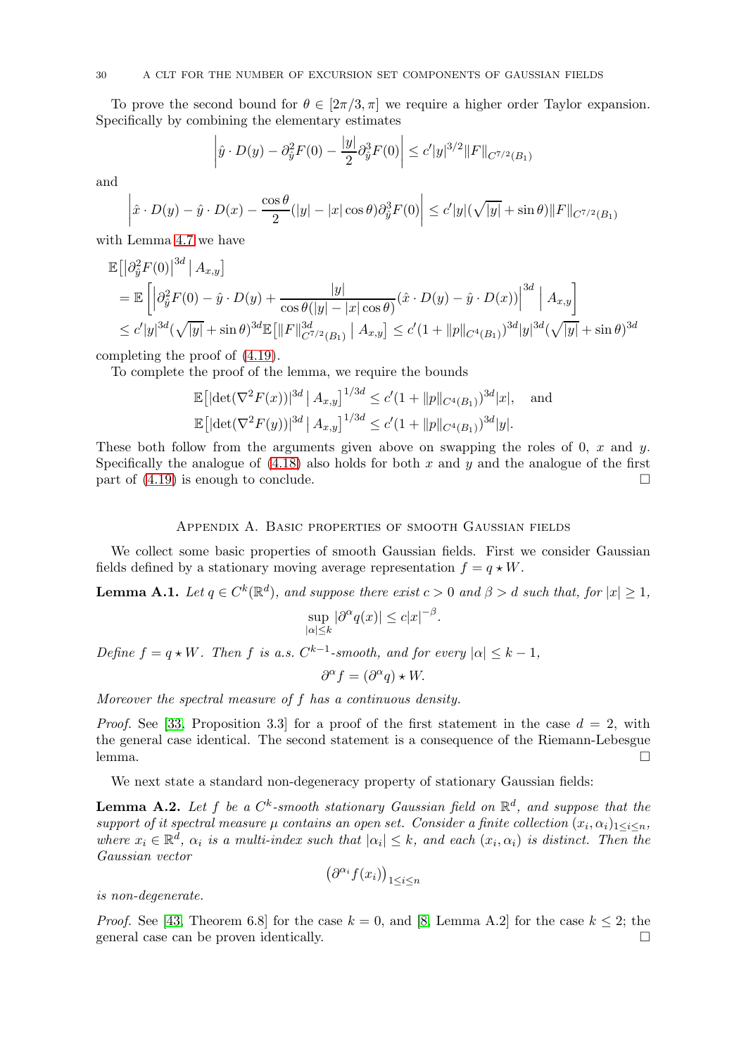To prove the second bound for $\theta \in [2\pi/3, \pi]$ we require a higher order Taylor expansion. Specifically by combining the elementary estimates

$$\left| \hat{y} \cdot D(y) - \partial_{\hat{y}}^2 F(0) - \frac{|y|}{2} \partial_{\hat{y}}^3 F(0) \right| \leq c' |y|^{3/2} \|F\|_{C^{7/2}(B_1)}$$

and

$$\left| \hat{x} \cdot D(y) - \hat{y} \cdot D(x) - \frac{\cos\theta}{2} (|y| - |x| \cos\theta) \partial_{\hat{y}}^3 F(0) \right| \leq c' |y| (\sqrt{|y|} + \sin\theta) \|F\|_{C^{7/2}(B_1)}$$

with Lemma 4.7 we have

$$\begin{aligned}
&\mathbb{E}\big[ \big| \partial_{\hat{y}}^2 F(0) \big|^{3d} \, \big| \, A_{x,y} \big] \\
&= \mathbb{E}\left[ \left| \partial_{\hat{y}}^2 F(0) - \hat{y} \cdot D(y) + \frac{|y|}{\cos\theta (|y| - |x| \cos\theta)} (\hat{x} \cdot D(y) - \hat{y} \cdot D(x)) \right|^{3d} \, \Big| \, A_{x,y} \right] \\
&\leq c' |y|^{3d} (\sqrt{|y|} + \sin\theta)^{3d} \mathbb{E}\big[ \|F\|_{C^{7/2}(B_1)}^{3d} \, \big| \, A_{x,y} \big] \leq c' (1 + \|p\|_{C^4(B_1)})^{3d} |y|^{3d} (\sqrt{|y|} + \sin\theta)^{3d}
\end{aligned}$$

completing the proof of (4.19).

To complete the proof of the lemma, we require the bounds

$$\mathbb{E}\big[ |\det(\nabla^2 F(x))|^{3d} \, \big| \, A_{x,y} \big]^{1/3d} \leq c' (1 + \|p\|_{C^4(B_1)})^{3d} |x|, \quad \text{and}$$
$$\mathbb{E}\big[ |\det(\nabla^2 F(y))|^{3d} \, \big| \, A_{x,y} \big]^{1/3d} \leq c' (1 + \|p\|_{C^4(B_1)})^{3d} |y|.$$

These both follow from the arguments given above on swapping the roles of 0, $x$ and $y$. Specifically the analogue of (4.18) also holds for both $x$ and $y$ and the analogue of the first part of (4.19) is enough to conclude. □

## Appendix A. Basic properties of smooth Gaussian fields

We collect some basic properties of smooth Gaussian fields. First we consider Gaussian fields defined by a stationary moving average representation $f = q \star W$.

**Lemma A.1.** *Let $q \in C^k(\mathbb{R}^d)$, and suppose there exist $c > 0$ and $\beta > d$ such that, for $|x| \geq 1$,*

$$\sup_{|\alpha| \leq k} |\partial^\alpha q(x)| \leq c|x|^{-\beta}.$$

*Define $f = q \star W$. Then $f$ is a.s. $C^{k-1}$-smooth, and for every $|\alpha| \leq k-1$,*

$$\partial^\alpha f = (\partial^\alpha q) \star W.$$

*Moreover the spectral measure of $f$ has a continuous density.*

*Proof.* See [33, Proposition 3.3] for a proof of the first statement in the case $d = 2$, with the general case identical. The second statement is a consequence of the Riemann-Lebesgue lemma. □

We next state a standard non-degeneracy property of stationary Gaussian fields:

**Lemma A.2.** *Let $f$ be a $C^k$-smooth stationary Gaussian field on $\mathbb{R}^d$, and suppose that the support of it spectral measure $\mu$ contains an open set. Consider a finite collection $(x_i, \alpha_i)_{1 \leq i \leq n}$, where $x_i \in \mathbb{R}^d$, $\alpha_i$ is a multi-index such that $|\alpha_i| \leq k$, and each $(x_i, \alpha_i)$ is distinct. Then the Gaussian vector*

$$\big( \partial^{\alpha_i} f(x_i) \big)_{1 \leq i \leq n}$$

*is non-degenerate.*

*Proof.* See [43, Theorem 6.8] for the case $k = 0$, and [8, Lemma A.2] for the case $k \leq 2$; the general case can be proven identically. □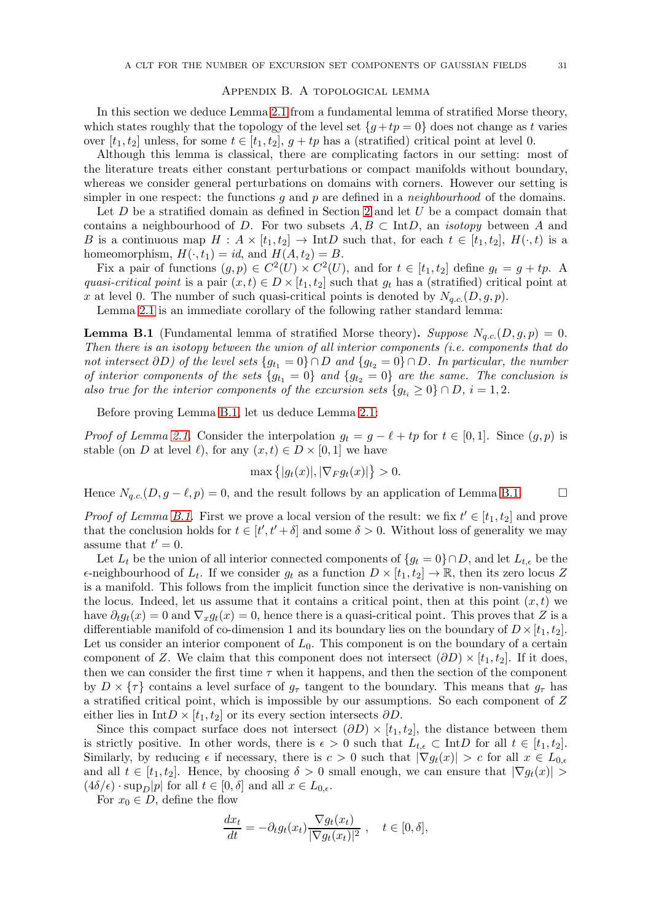## Appendix B. A topological lemma

In this section we deduce Lemma 2.1 from a fundamental lemma of stratified Morse theory, which states roughly that the topology of the level set $\{g + tp = 0\}$ does not change as $t$ varies over $[t_1, t_2]$ unless, for some $t \in [t_1, t_2]$, $g + tp$ has a (stratified) critical point at level 0.

Although this lemma is classical, there are complicating factors in our setting: most of the literature treats either constant perturbations or compact manifolds without boundary, whereas we consider general perturbations on domains with corners. However our setting is simpler in one respect: the functions $g$ and $p$ are defined in a *neighbourhood* of the domains.

Let $D$ be a stratified domain as defined in Section 2 and let $U$ be a compact domain that contains a neighbourhood of $D$. For two subsets $A, B \subset \mathrm{Int}D$, an *isotopy* between $A$ and $B$ is a continuous map $H : A \times [t_1, t_2] \to \mathrm{Int}D$ such that, for each $t \in [t_1, t_2]$, $H(\cdot, t)$ is a homeomorphism, $H(\cdot, t_1) = id$, and $H(A, t_2) = B$.

Fix a pair of functions $(g, p) \in C^2(U) \times C^2(U)$, and for $t \in [t_1, t_2]$ define $g_t = g + tp$. A *quasi-critical point* is a pair $(x, t) \in D \times [t_1, t_2]$ such that $g_t$ has a (stratified) critical point at $x$ at level 0. The number of such quasi-critical points is denoted by $N_{q.c.}(D, g, p)$.

Lemma 2.1 is an immediate corollary of the following rather standard lemma:

**Lemma B.1** (Fundamental lemma of stratified Morse theory)**.** *Suppose $N_{q.c.}(D, g, p) = 0$. Then there is an isotopy between the union of all interior components (i.e. components that do not intersect $\partial D$) of the level sets $\{g_{t_1} = 0\} \cap D$ and $\{g_{t_2} = 0\} \cap D$. In particular, the number of interior components of the sets $\{g_{t_1} = 0\}$ and $\{g_{t_2} = 0\}$ are the same. The conclusion is also true for the interior components of the excursion sets $\{g_{t_i} \geq 0\} \cap D$, $i = 1, 2$.*

Before proving Lemma B.1, let us deduce Lemma 2.1:

*Proof of Lemma 2.1.* Consider the interpolation $g_t = g - \ell + tp$ for $t \in [0, 1]$. Since $(g, p)$ is stable (on $D$ at level $\ell$), for any $(x, t) \in D \times [0, 1]$ we have

$$\max\left\{|g_t(x)|, |\nabla_F g_t(x)|\right\} > 0.$$

Hence $N_{q.c.}(D, g - \ell, p) = 0$, and the result follows by an application of Lemma B.1. $\square$

*Proof of Lemma B.1.* First we prove a local version of the result: we fix $t' \in [t_1, t_2]$ and prove that the conclusion holds for $t \in [t', t' + \delta]$ and some $\delta > 0$. Without loss of generality we may assume that $t' = 0$.

Let $L_t$ be the union of all interior connected components of $\{g_t = 0\} \cap D$, and let $L_{t,\epsilon}$ be the $\epsilon$-neighbourhood of $L_t$. If we consider $g_t$ as a function $D \times [t_1, t_2] \to \mathbb{R}$, then its zero locus $Z$ is a manifold. This follows from the implicit function since the derivative is non-vanishing on the locus. Indeed, let us assume that it contains a critical point, then at this point $(x, t)$ we have $\partial_t g_t(x) = 0$ and $\nabla_x g_t(x) = 0$, hence there is a quasi-critical point. This proves that $Z$ is a differentiable manifold of co-dimension 1 and its boundary lies on the boundary of $D \times [t_1, t_2]$. Let us consider an interior component of $L_0$. This component is on the boundary of a certain component of $Z$. We claim that this component does not intersect $(\partial D) \times [t_1, t_2]$. If it does, then we can consider the first time $\tau$ when it happens, and then the section of the component by $D \times \{\tau\}$ contains a level surface of $g_\tau$ tangent to the boundary. This means that $g_\tau$ has a stratified critical point, which is impossible by our assumptions. So each component of $Z$ either lies in $\mathrm{Int}D \times [t_1, t_2]$ or its every section intersects $\partial D$.

Since this compact surface does not intersect $(\partial D) \times [t_1, t_2]$, the distance between them is strictly positive. In other words, there is $\epsilon > 0$ such that $L_{t,\epsilon} \subset \mathrm{Int}D$ for all $t \in [t_1, t_2]$. Similarly, by reducing $\epsilon$ if necessary, there is $c > 0$ such that $|\nabla g_t(x)| > c$ for all $x \in L_{0,\epsilon}$ and all $t \in [t_1, t_2]$. Hence, by choosing $\delta > 0$ small enough, we can ensure that $|\nabla g_t(x)| > (4\delta/\epsilon) \cdot \sup_D |p|$ for all $t \in [0, \delta]$ and all $x \in L_{0,\epsilon}$.

For $x_0 \in D$, define the flow

$$\frac{dx_t}{dt} = -\partial_t g_t(x_t) \frac{\nabla g_t(x_t)}{|\nabla g_t(x_t)|^2}\ , \quad t \in [0, \delta],$$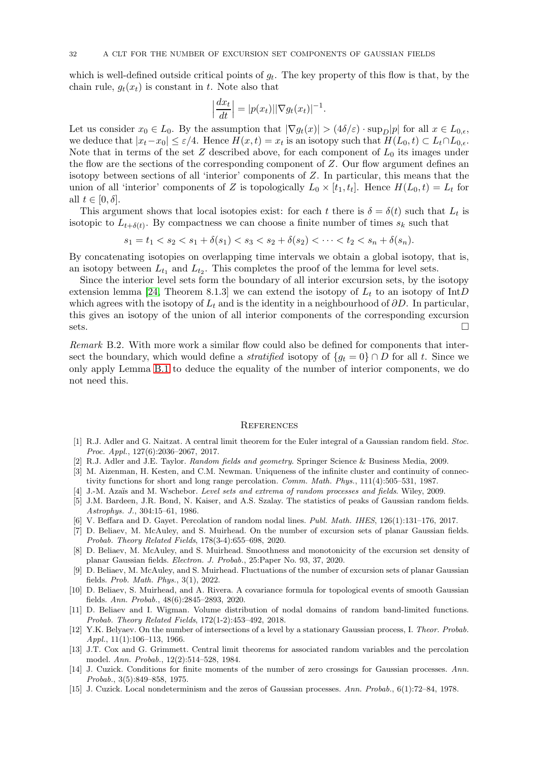which is well-defined outside critical points of $g_t$. The key property of this flow is that, by the chain rule, $g_t(x_t)$ is constant in $t$. Note also that

$$\Big|\frac{dx_t}{dt}\Big| = |p(x_t)||\nabla g_t(x_t)|^{-1}.$$

Let us consider $x_0 \in L_0$. By the assumption that $|\nabla g_t(x)| > (4\delta/\varepsilon) \cdot \sup_D |p|$ for all $x \in L_{0,\epsilon}$, we deduce that $|x_t - x_0| \leq \varepsilon/4$. Hence $H(x,t) = x_t$ is an isotopy such that $H(L_0, t) \subset L_t \cap L_{0,\epsilon}$. Note that in terms of the set $Z$ described above, for each component of $L_0$ its images under the flow are the sections of the corresponding component of $Z$. Our flow argument defines an isotopy between sections of all 'interior' components of $Z$. In particular, this means that the union of all 'interior' components of $Z$ is topologically $L_0 \times [t_1, t_t]$. Hence $H(L_0, t) = L_t$ for all $t \in [0, \delta]$.

This argument shows that local isotopies exist: for each $t$ there is $\delta = \delta(t)$ such that $L_t$ is isotopic to $L_{t+\delta(t)}$. By compactness we can choose a finite number of times $s_k$ such that

$$s_1 = t_1 < s_2 < s_1 + \delta(s_1) < s_3 < s_2 + \delta(s_2) < \cdots < t_2 < s_n + \delta(s_n).$$

By concatenating isotopies on overlapping time intervals we obtain a global isotopy, that is, an isotopy between $L_{t_1}$ and $L_{t_2}$. This completes the proof of the lemma for level sets.

Since the interior level sets form the boundary of all interior excursion sets, by the isotopy extension lemma [24, Theorem 8.1.3] we can extend the isotopy of $L_t$ to an isotopy of $\mathrm{Int}D$ which agrees with the isotopy of $L_t$ and is the identity in a neighbourhood of $\partial D$. In particular, this gives an isotopy of the union of all interior components of the corresponding excursion sets. □

*Remark* B.2. With more work a similar flow could also be defined for components that intersect the boundary, which would define a *stratified* isotopy of $\{g_t = 0\} \cap D$ for all $t$. Since we only apply Lemma B.1 to deduce the equality of the number of interior components, we do not need this.

## References

[1] R.J. Adler and G. Naitzat. A central limit theorem for the Euler integral of a Gaussian random field. *Stoc. Proc. Appl.*, 127(6):2036–2067, 2017.

[2] R.J. Adler and J.E. Taylor. *Random fields and geometry*. Springer Science & Business Media, 2009.

[3] M. Aizenman, H. Kesten, and C.M. Newman. Uniqueness of the infinite cluster and continuity of connectivity functions for short and long range percolation. *Comm. Math. Phys.*, 111(4):505–531, 1987.

[4] J.-M. Azaïs and M. Wschebor. *Level sets and extrema of random processes and fields*. Wiley, 2009.

[5] J.M. Bardeen, J.R. Bond, N. Kaiser, and A.S. Szalay. The statistics of peaks of Gaussian random fields. *Astrophys. J.*, 304:15–61, 1986.

[6] V. Beffara and D. Gayet. Percolation of random nodal lines. *Publ. Math. IHES*, 126(1):131–176, 2017.

[7] D. Beliaev, M. McAuley, and S. Muirhead. On the number of excursion sets of planar Gaussian fields. *Probab. Theory Related Fields*, 178(3-4):655–698, 2020.

[8] D. Beliaev, M. McAuley, and S. Muirhead. Smoothness and monotonicity of the excursion set density of planar Gaussian fields. *Electron. J. Probab.*, 25:Paper No. 93, 37, 2020.

[9] D. Beliaev, M. McAuley, and S. Muirhead. Fluctuations of the number of excursion sets of planar Gaussian fields. *Prob. Math. Phys.*, 3(1), 2022.

[10] D. Beliaev, S. Muirhead, and A. Rivera. A covariance formula for topological events of smooth Gaussian fields. *Ann. Probab.*, 48(6):2845–2893, 2020.

[11] D. Beliaev and I. Wigman. Volume distribution of nodal domains of random band-limited functions. *Probab. Theory Related Fields*, 172(1-2):453–492, 2018.

[12] Y.K. Belyaev. On the number of intersections of a level by a stationary Gaussian process, I. *Theor. Probab. Appl.*, 11(1):106–113, 1966.

[13] J.T. Cox and G. Grimmett. Central limit theorems for associated random variables and the percolation model. *Ann. Probab.*, 12(2):514–528, 1984.

[14] J. Cuzick. Conditions for finite moments of the number of zero crossings for Gaussian processes. *Ann. Probab.*, 3(5):849–858, 1975.

[15] J. Cuzick. Local nondeterminism and the zeros of Gaussian processes. *Ann. Probab.*, 6(1):72–84, 1978.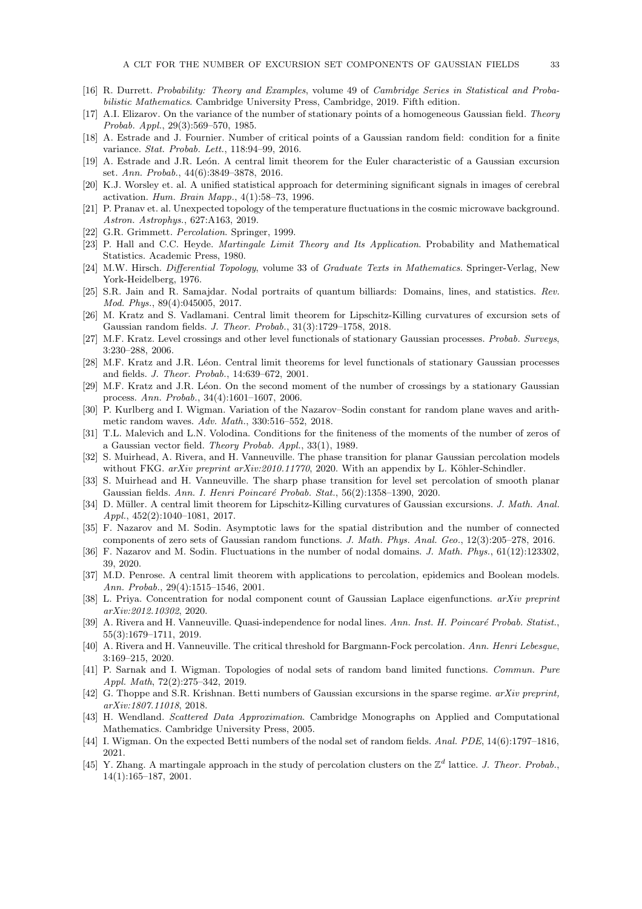[16] R. Durrett. *Probability: Theory and Examples*, volume 49 of *Cambridge Series in Statistical and Probabilistic Mathematics*. Cambridge University Press, Cambridge, 2019. Fifth edition.

[17] A.I. Elizarov. On the variance of the number of stationary points of a homogeneous Gaussian field. *Theory Probab. Appl.*, 29(3):569–570, 1985.

[18] A. Estrade and J. Fournier. Number of critical points of a Gaussian random field: condition for a finite variance. *Stat. Probab. Lett.*, 118:94–99, 2016.

[19] A. Estrade and J.R. León. A central limit theorem for the Euler characteristic of a Gaussian excursion set. *Ann. Probab.*, 44(6):3849–3878, 2016.

[20] K.J. Worsley et. al. A unified statistical approach for determining significant signals in images of cerebral activation. *Hum. Brain Mapp.*, 4(1):58–73, 1996.

[21] P. Pranav et. al. Unexpected topology of the temperature fluctuations in the cosmic microwave background. *Astron. Astrophys.*, 627:A163, 2019.

[22] G.R. Grimmett. *Percolation*. Springer, 1999.

[23] P. Hall and C.C. Heyde. *Martingale Limit Theory and Its Application*. Probability and Mathematical Statistics. Academic Press, 1980.

[24] M.W. Hirsch. *Differential Topology*, volume 33 of *Graduate Texts in Mathematics*. Springer-Verlag, New York-Heidelberg, 1976.

[25] S.R. Jain and R. Samajdar. Nodal portraits of quantum billiards: Domains, lines, and statistics. *Rev. Mod. Phys.*, 89(4):045005, 2017.

[26] M. Kratz and S. Vadlamani. Central limit theorem for Lipschitz-Killing curvatures of excursion sets of Gaussian random fields. *J. Theor. Probab.*, 31(3):1729–1758, 2018.

[27] M.F. Kratz. Level crossings and other level functionals of stationary Gaussian processes. *Probab. Surveys*, 3:230–288, 2006.

[28] M.F. Kratz and J.R. Léon. Central limit theorems for level functionals of stationary Gaussian processes and fields. *J. Theor. Probab.*, 14:639–672, 2001.

[29] M.F. Kratz and J.R. Léon. On the second moment of the number of crossings by a stationary Gaussian process. *Ann. Probab.*, 34(4):1601–1607, 2006.

[30] P. Kurlberg and I. Wigman. Variation of the Nazarov–Sodin constant for random plane waves and arithmetic random waves. *Adv. Math.*, 330:516–552, 2018.

[31] T.L. Malevich and L.N. Volodina. Conditions for the finiteness of the moments of the number of zeros of a Gaussian vector field. *Theory Probab. Appl.*, 33(1), 1989.

[32] S. Muirhead, A. Rivera, and H. Vanneuville. The phase transition for planar Gaussian percolation models without FKG. *arXiv preprint arXiv:2010.11770*, 2020. With an appendix by L. Köhler-Schindler.

[33] S. Muirhead and H. Vanneuville. The sharp phase transition for level set percolation of smooth planar Gaussian fields. *Ann. I. Henri Poincaré Probab. Stat.*, 56(2):1358–1390, 2020.

[34] D. Müller. A central limit theorem for Lipschitz-Killing curvatures of Gaussian excursions. *J. Math. Anal. Appl.*, 452(2):1040–1081, 2017.

[35] F. Nazarov and M. Sodin. Asymptotic laws for the spatial distribution and the number of connected components of zero sets of Gaussian random functions. *J. Math. Phys. Anal. Geo.*, 12(3):205–278, 2016.

[36] F. Nazarov and M. Sodin. Fluctuations in the number of nodal domains. *J. Math. Phys.*, 61(12):123302, 39, 2020.

[37] M.D. Penrose. A central limit theorem with applications to percolation, epidemics and Boolean models. *Ann. Probab.*, 29(4):1515–1546, 2001.

[38] L. Priya. Concentration for nodal component count of Gaussian Laplace eigenfunctions. *arXiv preprint arXiv:2012.10302*, 2020.

[39] A. Rivera and H. Vanneuville. Quasi-independence for nodal lines. *Ann. Inst. H. Poincaré Probab. Statist.*, 55(3):1679–1711, 2019.

[40] A. Rivera and H. Vanneuville. The critical threshold for Bargmann-Fock percolation. *Ann. Henri Lebesgue*, 3:169–215, 2020.

[41] P. Sarnak and I. Wigman. Topologies of nodal sets of random band limited functions. *Commun. Pure Appl. Math*, 72(2):275–342, 2019.

[42] G. Thoppe and S.R. Krishnan. Betti numbers of Gaussian excursions in the sparse regime. *arXiv preprint, arXiv:1807.11018*, 2018.

[43] H. Wendland. *Scattered Data Approximation*. Cambridge Monographs on Applied and Computational Mathematics. Cambridge University Press, 2005.

[44] I. Wigman. On the expected Betti numbers of the nodal set of random fields. *Anal. PDE*, 14(6):1797–1816, 2021.

[45] Y. Zhang. A martingale approach in the study of percolation clusters on the $\mathbb{Z}^d$ lattice. *J. Theor. Probab.*, 14(1):165–187, 2001.